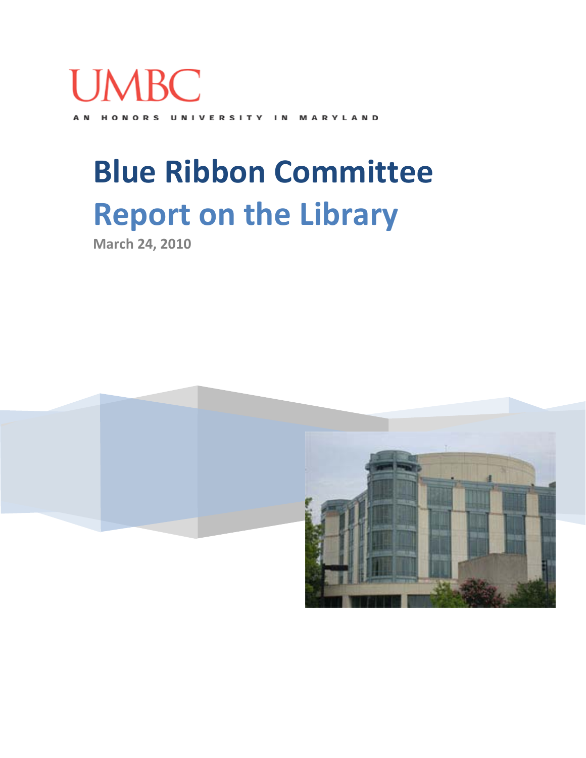UMBC

AN HONORS UNIVERSITY IN MARYLAND

# Blue Ribbon Committee

# Report on the Library

March 24, 2010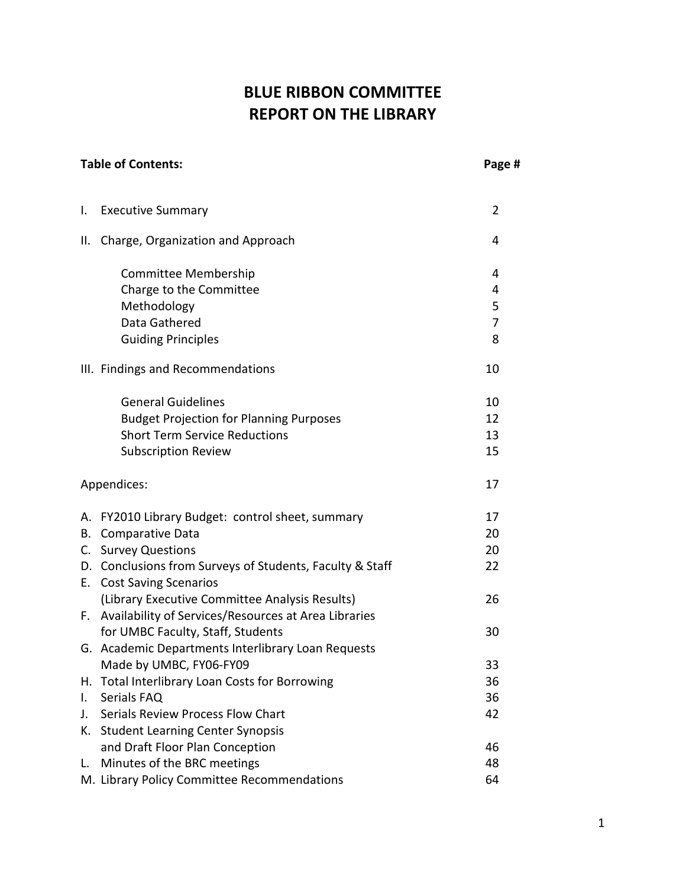# BLUE RIBBON COMMITTEE
# REPORT ON THE LIBRARY

| Table of Contents: | Page # |
|---|---|
| I. Executive Summary | 2 |
| II. Charge, Organization and Approach | 4 |
| Committee Membership | 4 |
| Charge to the Committee | 4 |
| Methodology | 5 |
| Data Gathered | 7 |
| Guiding Principles | 8 |
| III. Findings and Recommendations | 10 |
| General Guidelines | 10 |
| Budget Projection for Planning Purposes | 12 |
| Short Term Service Reductions | 13 |
| Subscription Review | 15 |
| Appendices: | 17 |
| A. FY2010 Library Budget: control sheet, summary | 17 |
| B. Comparative Data | 20 |
| C. Survey Questions | 20 |
| D. Conclusions from Surveys of Students, Faculty & Staff | 22 |
| E. Cost Saving Scenarios (Library Executive Committee Analysis Results) | 26 |
| F. Availability of Services/Resources at Area Libraries for UMBC Faculty, Staff, Students | 30 |
| G. Academic Departments Interlibrary Loan Requests Made by UMBC, FY06-FY09 | 33 |
| H. Total Interlibrary Loan Costs for Borrowing | 36 |
| I. Serials FAQ | 36 |
| J. Serials Review Process Flow Chart | 42 |
| K. Student Learning Center Synopsis and Draft Floor Plan Conception | 46 |
| L. Minutes of the BRC meetings | 48 |
| M. Library Policy Committee Recommendations | 64 |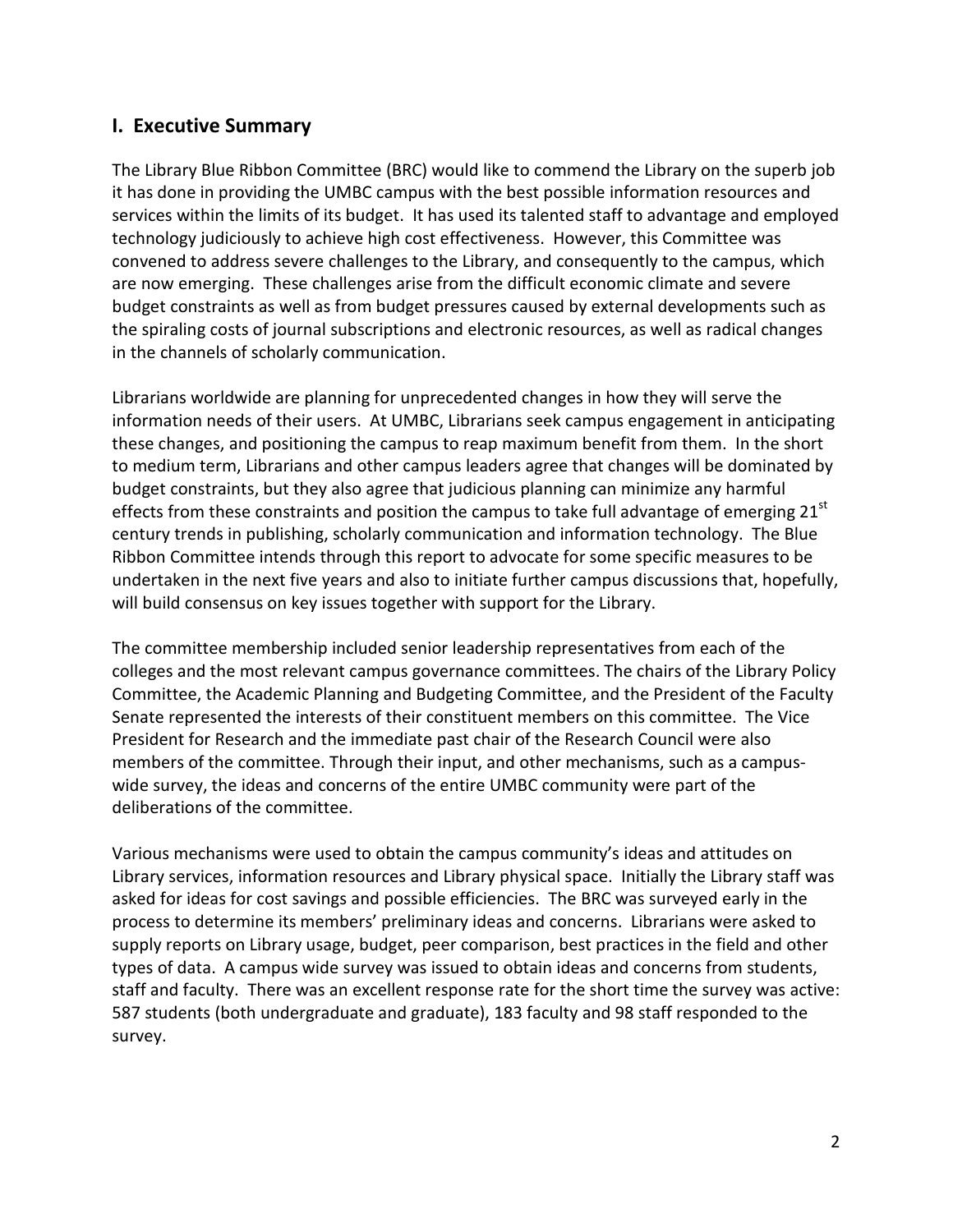## I. Executive Summary

The Library Blue Ribbon Committee (BRC) would like to commend the Library on the superb job it has done in providing the UMBC campus with the best possible information resources and services within the limits of its budget. It has used its talented staff to advantage and employed technology judiciously to achieve high cost effectiveness. However, this Committee was convened to address severe challenges to the Library, and consequently to the campus, which are now emerging. These challenges arise from the difficult economic climate and severe budget constraints as well as from budget pressures caused by external developments such as the spiraling costs of journal subscriptions and electronic resources, as well as radical changes in the channels of scholarly communication.

Librarians worldwide are planning for unprecedented changes in how they will serve the information needs of their users. At UMBC, Librarians seek campus engagement in anticipating these changes, and positioning the campus to reap maximum benefit from them. In the short to medium term, Librarians and other campus leaders agree that changes will be dominated by budget constraints, but they also agree that judicious planning can minimize any harmful effects from these constraints and position the campus to take full advantage of emerging 21st century trends in publishing, scholarly communication and information technology. The Blue Ribbon Committee intends through this report to advocate for some specific measures to be undertaken in the next five years and also to initiate further campus discussions that, hopefully, will build consensus on key issues together with support for the Library.

The committee membership included senior leadership representatives from each of the colleges and the most relevant campus governance committees. The chairs of the Library Policy Committee, the Academic Planning and Budgeting Committee, and the President of the Faculty Senate represented the interests of their constituent members on this committee. The Vice President for Research and the immediate past chair of the Research Council were also members of the committee. Through their input, and other mechanisms, such as a campus-wide survey, the ideas and concerns of the entire UMBC community were part of the deliberations of the committee.

Various mechanisms were used to obtain the campus community's ideas and attitudes on Library services, information resources and Library physical space. Initially the Library staff was asked for ideas for cost savings and possible efficiencies. The BRC was surveyed early in the process to determine its members' preliminary ideas and concerns. Librarians were asked to supply reports on Library usage, budget, peer comparison, best practices in the field and other types of data. A campus wide survey was issued to obtain ideas and concerns from students, staff and faculty. There was an excellent response rate for the short time the survey was active: 587 students (both undergraduate and graduate), 183 faculty and 98 staff responded to the survey.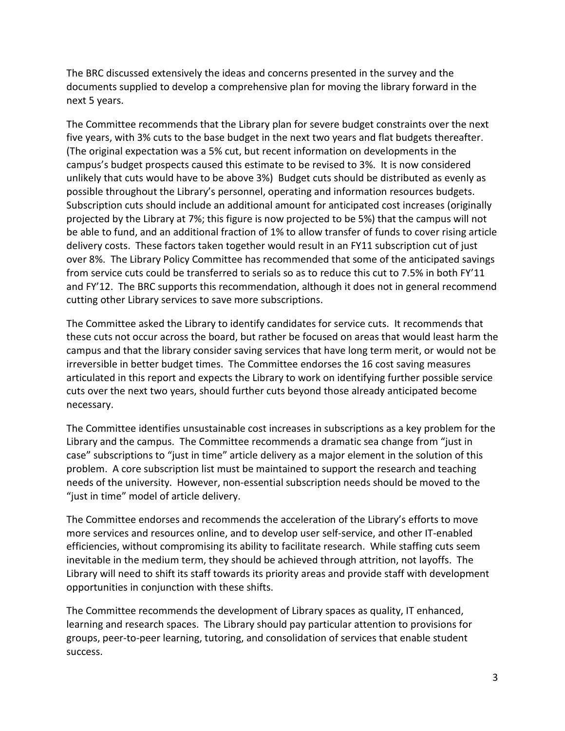The BRC discussed extensively the ideas and concerns presented in the survey and the documents supplied to develop a comprehensive plan for moving the library forward in the next 5 years.

The Committee recommends that the Library plan for severe budget constraints over the next five years, with 3% cuts to the base budget in the next two years and flat budgets thereafter. (The original expectation was a 5% cut, but recent information on developments in the campus's budget prospects caused this estimate to be revised to 3%. It is now considered unlikely that cuts would have to be above 3%) Budget cuts should be distributed as evenly as possible throughout the Library's personnel, operating and information resources budgets. Subscription cuts should include an additional amount for anticipated cost increases (originally projected by the Library at 7%; this figure is now projected to be 5%) that the campus will not be able to fund, and an additional fraction of 1% to allow transfer of funds to cover rising article delivery costs. These factors taken together would result in an FY11 subscription cut of just over 8%. The Library Policy Committee has recommended that some of the anticipated savings from service cuts could be transferred to serials so as to reduce this cut to 7.5% in both FY'11 and FY'12. The BRC supports this recommendation, although it does not in general recommend cutting other Library services to save more subscriptions.

The Committee asked the Library to identify candidates for service cuts. It recommends that these cuts not occur across the board, but rather be focused on areas that would least harm the campus and that the library consider saving services that have long term merit, or would not be irreversible in better budget times. The Committee endorses the 16 cost saving measures articulated in this report and expects the Library to work on identifying further possible service cuts over the next two years, should further cuts beyond those already anticipated become necessary.

The Committee identifies unsustainable cost increases in subscriptions as a key problem for the Library and the campus. The Committee recommends a dramatic sea change from "just in case" subscriptions to "just in time" article delivery as a major element in the solution of this problem. A core subscription list must be maintained to support the research and teaching needs of the university. However, non-essential subscription needs should be moved to the "just in time" model of article delivery.

The Committee endorses and recommends the acceleration of the Library's efforts to move more services and resources online, and to develop user self-service, and other IT-enabled efficiencies, without compromising its ability to facilitate research. While staffing cuts seem inevitable in the medium term, they should be achieved through attrition, not layoffs. The Library will need to shift its staff towards its priority areas and provide staff with development opportunities in conjunction with these shifts.

The Committee recommends the development of Library spaces as quality, IT enhanced, learning and research spaces. The Library should pay particular attention to provisions for groups, peer-to-peer learning, tutoring, and consolidation of services that enable student success.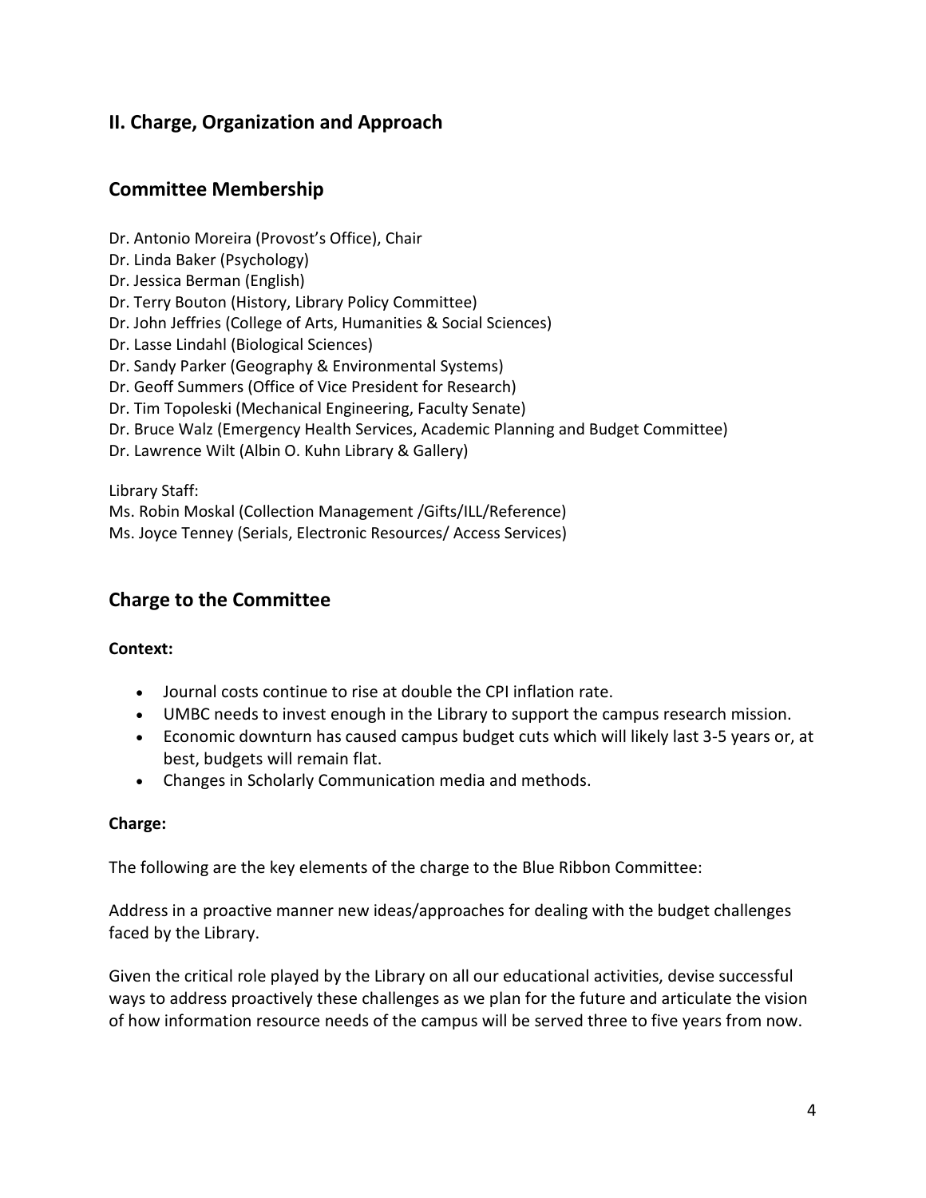## II. Charge, Organization and Approach

## Committee Membership

Dr. Antonio Moreira (Provost's Office), Chair
Dr. Linda Baker (Psychology)
Dr. Jessica Berman (English)
Dr. Terry Bouton (History, Library Policy Committee)
Dr. John Jeffries (College of Arts, Humanities & Social Sciences)
Dr. Lasse Lindahl (Biological Sciences)
Dr. Sandy Parker (Geography & Environmental Systems)
Dr. Geoff Summers (Office of Vice President for Research)
Dr. Tim Topoleski (Mechanical Engineering, Faculty Senate)
Dr. Bruce Walz (Emergency Health Services, Academic Planning and Budget Committee)
Dr. Lawrence Wilt (Albin O. Kuhn Library & Gallery)

Library Staff:
Ms. Robin Moskal (Collection Management /Gifts/ILL/Reference)
Ms. Joyce Tenney (Serials, Electronic Resources/ Access Services)

## Charge to the Committee

**Context:**

- Journal costs continue to rise at double the CPI inflation rate.
- UMBC needs to invest enough in the Library to support the campus research mission.
- Economic downturn has caused campus budget cuts which will likely last 3-5 years or, at best, budgets will remain flat.
- Changes in Scholarly Communication media and methods.

**Charge:**

The following are the key elements of the charge to the Blue Ribbon Committee:

Address in a proactive manner new ideas/approaches for dealing with the budget challenges faced by the Library.

Given the critical role played by the Library on all our educational activities, devise successful ways to address proactively these challenges as we plan for the future and articulate the vision of how information resource needs of the campus will be served three to five years from now.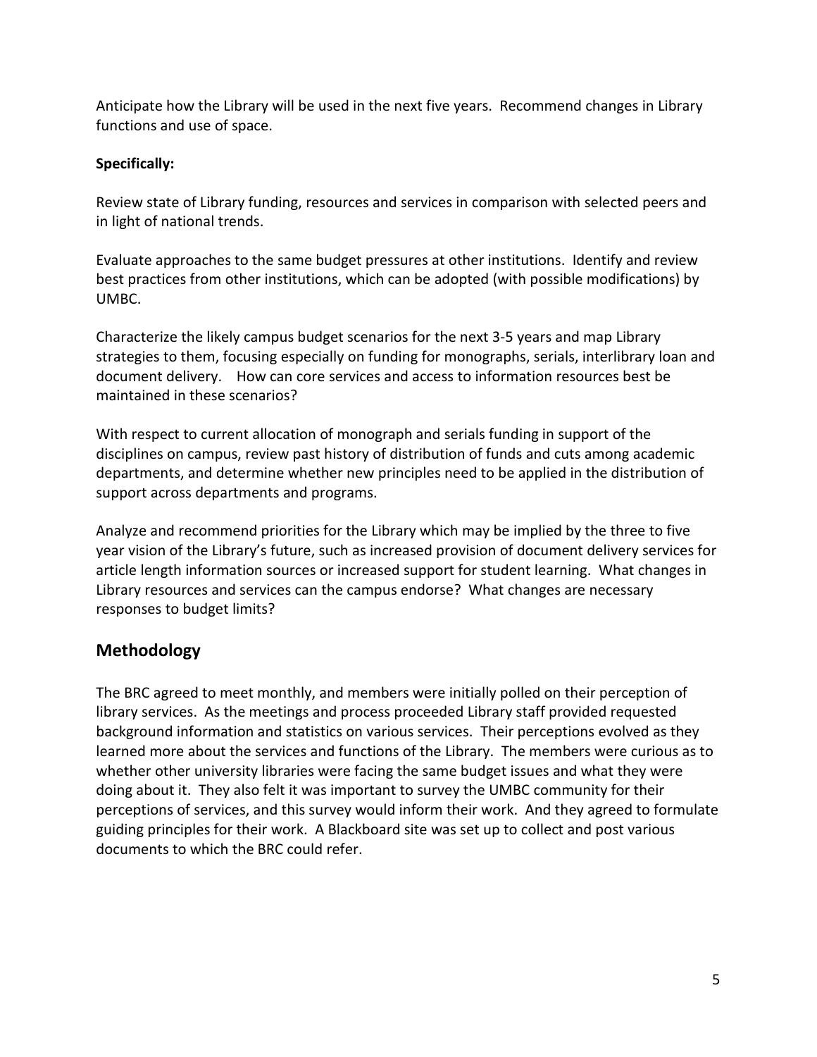Anticipate how the Library will be used in the next five years. Recommend changes in Library functions and use of space.

**Specifically:**

Review state of Library funding, resources and services in comparison with selected peers and in light of national trends.

Evaluate approaches to the same budget pressures at other institutions. Identify and review best practices from other institutions, which can be adopted (with possible modifications) by UMBC.

Characterize the likely campus budget scenarios for the next 3-5 years and map Library strategies to them, focusing especially on funding for monographs, serials, interlibrary loan and document delivery. How can core services and access to information resources best be maintained in these scenarios?

With respect to current allocation of monograph and serials funding in support of the disciplines on campus, review past history of distribution of funds and cuts among academic departments, and determine whether new principles need to be applied in the distribution of support across departments and programs.

Analyze and recommend priorities for the Library which may be implied by the three to five year vision of the Library's future, such as increased provision of document delivery services for article length information sources or increased support for student learning. What changes in Library resources and services can the campus endorse? What changes are necessary responses to budget limits?

## Methodology

The BRC agreed to meet monthly, and members were initially polled on their perception of library services. As the meetings and process proceeded Library staff provided requested background information and statistics on various services. Their perceptions evolved as they learned more about the services and functions of the Library. The members were curious as to whether other university libraries were facing the same budget issues and what they were doing about it. They also felt it was important to survey the UMBC community for their perceptions of services, and this survey would inform their work. And they agreed to formulate guiding principles for their work. A Blackboard site was set up to collect and post various documents to which the BRC could refer.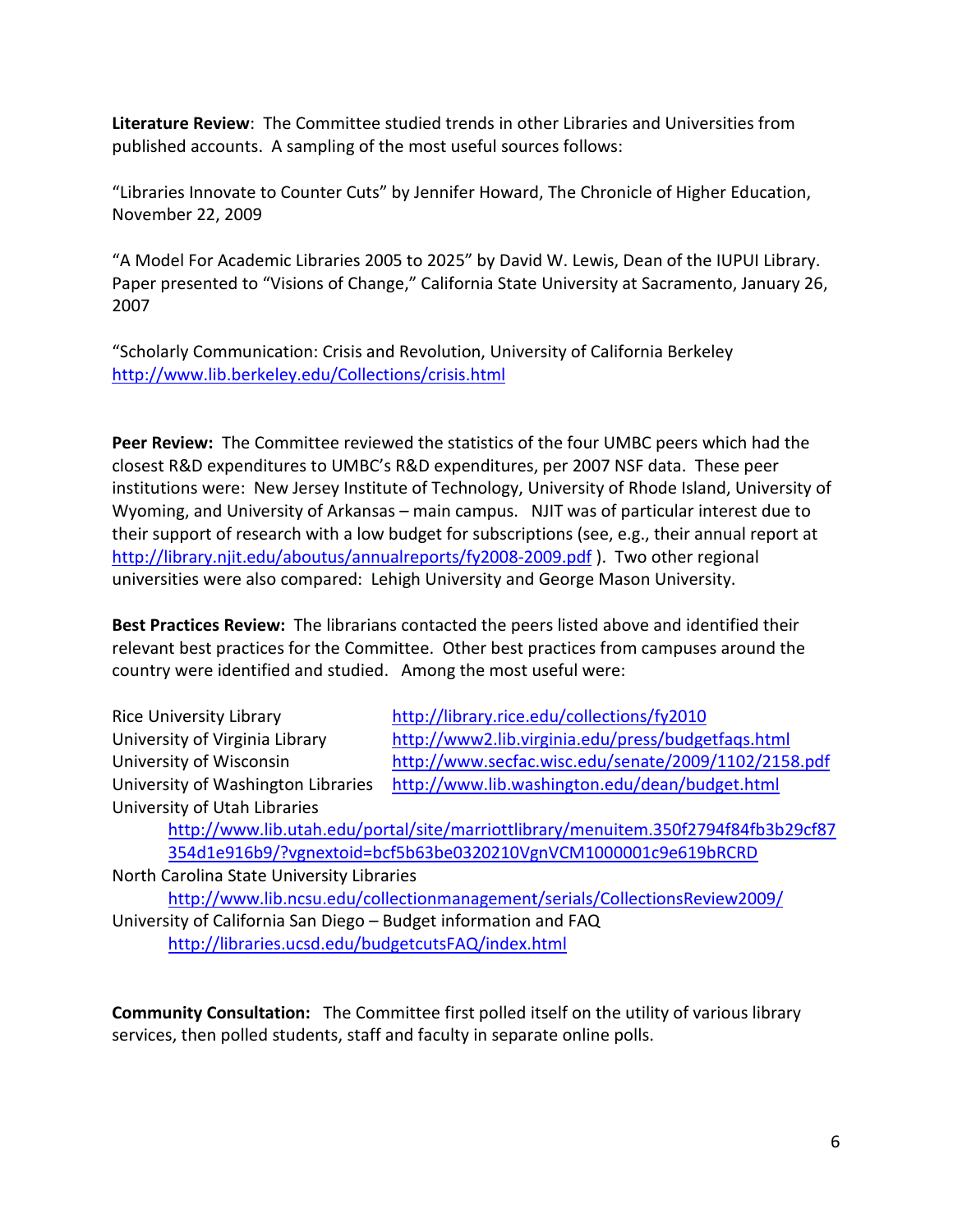**Literature Review**: The Committee studied trends in other Libraries and Universities from published accounts. A sampling of the most useful sources follows:

"Libraries Innovate to Counter Cuts" by Jennifer Howard, The Chronicle of Higher Education, November 22, 2009

"A Model For Academic Libraries 2005 to 2025" by David W. Lewis, Dean of the IUPUI Library. Paper presented to "Visions of Change," California State University at Sacramento, January 26, 2007

"Scholarly Communication: Crisis and Revolution, University of California Berkeley http://www.lib.berkeley.edu/Collections/crisis.html

**Peer Review:** The Committee reviewed the statistics of the four UMBC peers which had the closest R&D expenditures to UMBC's R&D expenditures, per 2007 NSF data. These peer institutions were: New Jersey Institute of Technology, University of Rhode Island, University of Wyoming, and University of Arkansas – main campus. NJIT was of particular interest due to their support of research with a low budget for subscriptions (see, e.g., their annual report at http://library.njit.edu/aboutus/annualreports/fy2008-2009.pdf ). Two other regional universities were also compared: Lehigh University and George Mason University.

**Best Practices Review:** The librarians contacted the peers listed above and identified their relevant best practices for the Committee. Other best practices from campuses around the country were identified and studied. Among the most useful were:

Rice University Library http://library.rice.edu/collections/fy2010
University of Virginia Library http://www2.lib.virginia.edu/press/budgetfaqs.html
University of Wisconsin http://www.secfac.wisc.edu/senate/2009/1102/2158.pdf
University of Washington Libraries http://www.lib.washington.edu/dean/budget.html
University of Utah Libraries
http://www.lib.utah.edu/portal/site/marriottlibrary/menuitem.350f2794f84fb3b29cf87354d1e916b9/?vgnextoid=bcf5b63be0320210VgnVCM1000001c9e619bRCRD
North Carolina State University Libraries
http://www.lib.ncsu.edu/collectionmanagement/serials/CollectionsReview2009/
University of California San Diego – Budget information and FAQ
http://libraries.ucsd.edu/budgetcutsFAQ/index.html

**Community Consultation:** The Committee first polled itself on the utility of various library services, then polled students, staff and faculty in separate online polls.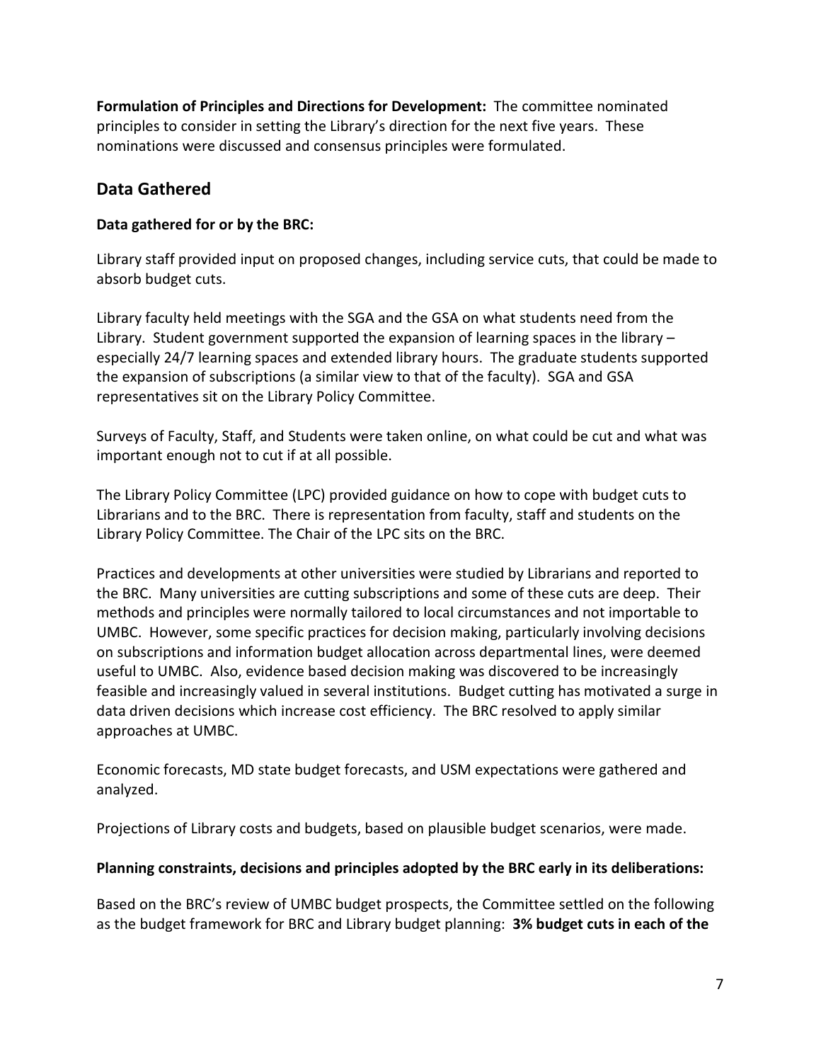**Formulation of Principles and Directions for Development:** The committee nominated principles to consider in setting the Library's direction for the next five years. These nominations were discussed and consensus principles were formulated.

## Data Gathered

**Data gathered for or by the BRC:**

Library staff provided input on proposed changes, including service cuts, that could be made to absorb budget cuts.

Library faculty held meetings with the SGA and the GSA on what students need from the Library. Student government supported the expansion of learning spaces in the library – especially 24/7 learning spaces and extended library hours. The graduate students supported the expansion of subscriptions (a similar view to that of the faculty). SGA and GSA representatives sit on the Library Policy Committee.

Surveys of Faculty, Staff, and Students were taken online, on what could be cut and what was important enough not to cut if at all possible.

The Library Policy Committee (LPC) provided guidance on how to cope with budget cuts to Librarians and to the BRC. There is representation from faculty, staff and students on the Library Policy Committee. The Chair of the LPC sits on the BRC.

Practices and developments at other universities were studied by Librarians and reported to the BRC. Many universities are cutting subscriptions and some of these cuts are deep. Their methods and principles were normally tailored to local circumstances and not importable to UMBC. However, some specific practices for decision making, particularly involving decisions on subscriptions and information budget allocation across departmental lines, were deemed useful to UMBC. Also, evidence based decision making was discovered to be increasingly feasible and increasingly valued in several institutions. Budget cutting has motivated a surge in data driven decisions which increase cost efficiency. The BRC resolved to apply similar approaches at UMBC.

Economic forecasts, MD state budget forecasts, and USM expectations were gathered and analyzed.

Projections of Library costs and budgets, based on plausible budget scenarios, were made.

**Planning constraints, decisions and principles adopted by the BRC early in its deliberations:**

Based on the BRC's review of UMBC budget prospects, the Committee settled on the following as the budget framework for BRC and Library budget planning: **3% budget cuts in each of the**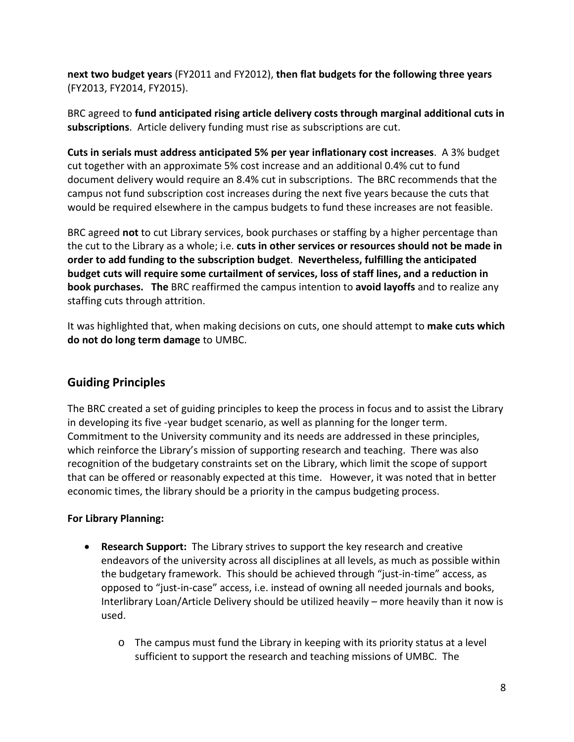**next two budget years** (FY2011 and FY2012), **then flat budgets for the following three years** (FY2013, FY2014, FY2015).

BRC agreed to **fund anticipated rising article delivery costs through marginal additional cuts in subscriptions**. Article delivery funding must rise as subscriptions are cut.

**Cuts in serials must address anticipated 5% per year inflationary cost increases**. A 3% budget cut together with an approximate 5% cost increase and an additional 0.4% cut to fund document delivery would require an 8.4% cut in subscriptions. The BRC recommends that the campus not fund subscription cost increases during the next five years because the cuts that would be required elsewhere in the campus budgets to fund these increases are not feasible.

BRC agreed **not** to cut Library services, book purchases or staffing by a higher percentage than the cut to the Library as a whole; i.e. **cuts in other services or resources should not be made in order to add funding to the subscription budget**. **Nevertheless, fulfilling the anticipated budget cuts will require some curtailment of services, loss of staff lines, and a reduction in book purchases. The** BRC reaffirmed the campus intention to **avoid layoffs** and to realize any staffing cuts through attrition.

It was highlighted that, when making decisions on cuts, one should attempt to **make cuts which do not do long term damage** to UMBC.

## Guiding Principles

The BRC created a set of guiding principles to keep the process in focus and to assist the Library in developing its five -year budget scenario, as well as planning for the longer term. Commitment to the University community and its needs are addressed in these principles, which reinforce the Library's mission of supporting research and teaching. There was also recognition of the budgetary constraints set on the Library, which limit the scope of support that can be offered or reasonably expected at this time. However, it was noted that in better economic times, the library should be a priority in the campus budgeting process.

**For Library Planning:**

- **Research Support:** The Library strives to support the key research and creative endeavors of the university across all disciplines at all levels, as much as possible within the budgetary framework. This should be achieved through "just-in-time" access, as opposed to "just-in-case" access, i.e. instead of owning all needed journals and books, Interlibrary Loan/Article Delivery should be utilized heavily – more heavily than it now is used.
    - The campus must fund the Library in keeping with its priority status at a level sufficient to support the research and teaching missions of UMBC. The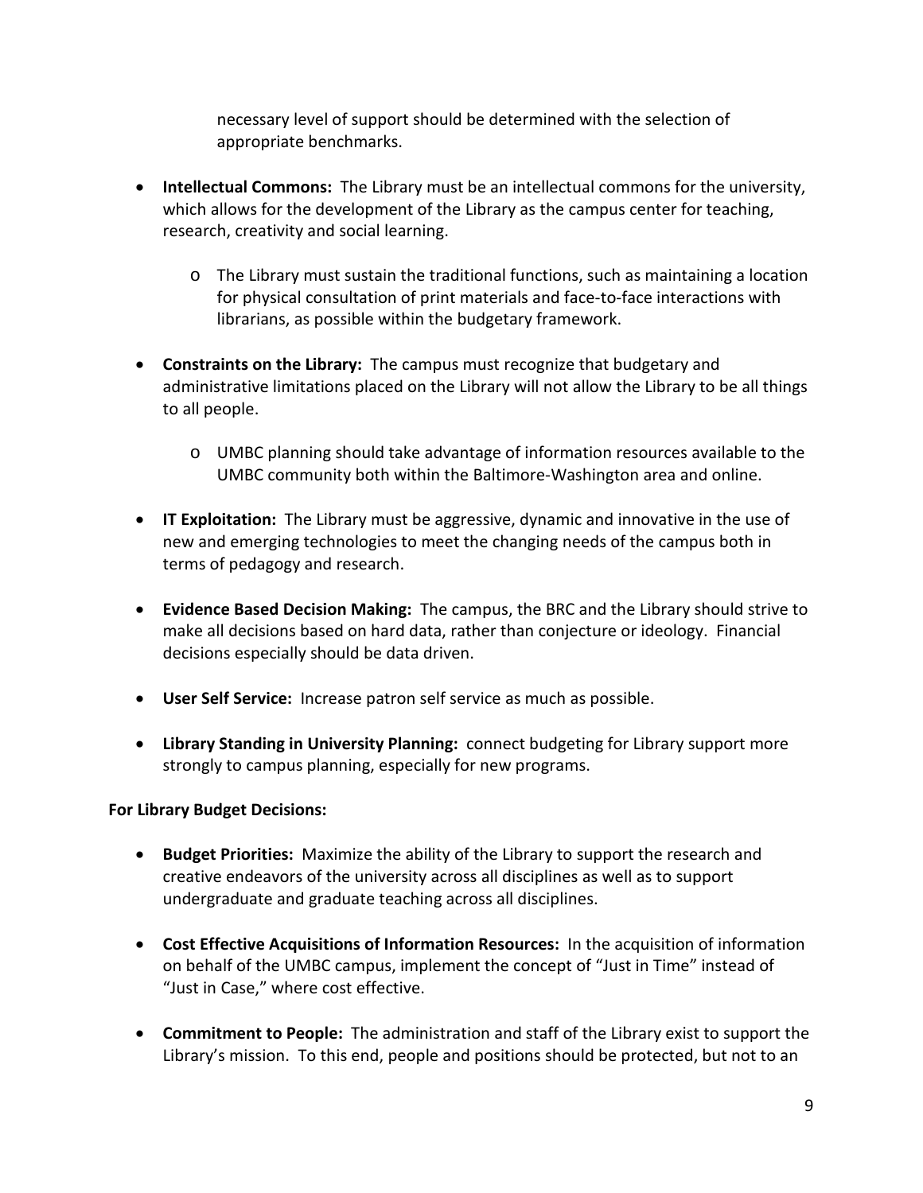necessary level of support should be determined with the selection of appropriate benchmarks.

- **Intellectual Commons:** The Library must be an intellectual commons for the university, which allows for the development of the Library as the campus center for teaching, research, creativity and social learning.
  - The Library must sustain the traditional functions, such as maintaining a location for physical consultation of print materials and face-to-face interactions with librarians, as possible within the budgetary framework.
- **Constraints on the Library:** The campus must recognize that budgetary and administrative limitations placed on the Library will not allow the Library to be all things to all people.
  - UMBC planning should take advantage of information resources available to the UMBC community both within the Baltimore-Washington area and online.
- **IT Exploitation:** The Library must be aggressive, dynamic and innovative in the use of new and emerging technologies to meet the changing needs of the campus both in terms of pedagogy and research.
- **Evidence Based Decision Making:** The campus, the BRC and the Library should strive to make all decisions based on hard data, rather than conjecture or ideology. Financial decisions especially should be data driven.
- **User Self Service:** Increase patron self service as much as possible.
- **Library Standing in University Planning:** connect budgeting for Library support more strongly to campus planning, especially for new programs.

**For Library Budget Decisions:**

- **Budget Priorities:** Maximize the ability of the Library to support the research and creative endeavors of the university across all disciplines as well as to support undergraduate and graduate teaching across all disciplines.
- **Cost Effective Acquisitions of Information Resources:** In the acquisition of information on behalf of the UMBC campus, implement the concept of "Just in Time" instead of "Just in Case," where cost effective.
- **Commitment to People:** The administration and staff of the Library exist to support the Library's mission. To this end, people and positions should be protected, but not to an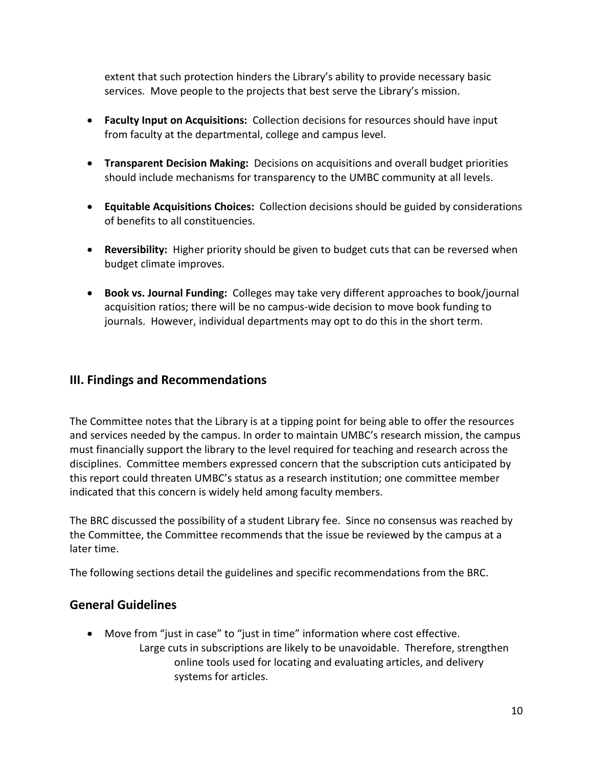extent that such protection hinders the Library's ability to provide necessary basic services. Move people to the projects that best serve the Library's mission.

- **Faculty Input on Acquisitions:** Collection decisions for resources should have input from faculty at the departmental, college and campus level.

- **Transparent Decision Making:** Decisions on acquisitions and overall budget priorities should include mechanisms for transparency to the UMBC community at all levels.

- **Equitable Acquisitions Choices:** Collection decisions should be guided by considerations of benefits to all constituencies.

- **Reversibility:** Higher priority should be given to budget cuts that can be reversed when budget climate improves.

- **Book vs. Journal Funding:** Colleges may take very different approaches to book/journal acquisition ratios; there will be no campus-wide decision to move book funding to journals. However, individual departments may opt to do this in the short term.

## III. Findings and Recommendations

The Committee notes that the Library is at a tipping point for being able to offer the resources and services needed by the campus. In order to maintain UMBC's research mission, the campus must financially support the library to the level required for teaching and research across the disciplines. Committee members expressed concern that the subscription cuts anticipated by this report could threaten UMBC's status as a research institution; one committee member indicated that this concern is widely held among faculty members.

The BRC discussed the possibility of a student Library fee. Since no consensus was reached by the Committee, the Committee recommends that the issue be reviewed by the campus at a later time.

The following sections detail the guidelines and specific recommendations from the BRC.

## General Guidelines

- Move from "just in case" to "just in time" information where cost effective.
  Large cuts in subscriptions are likely to be unavoidable. Therefore, strengthen online tools used for locating and evaluating articles, and delivery systems for articles.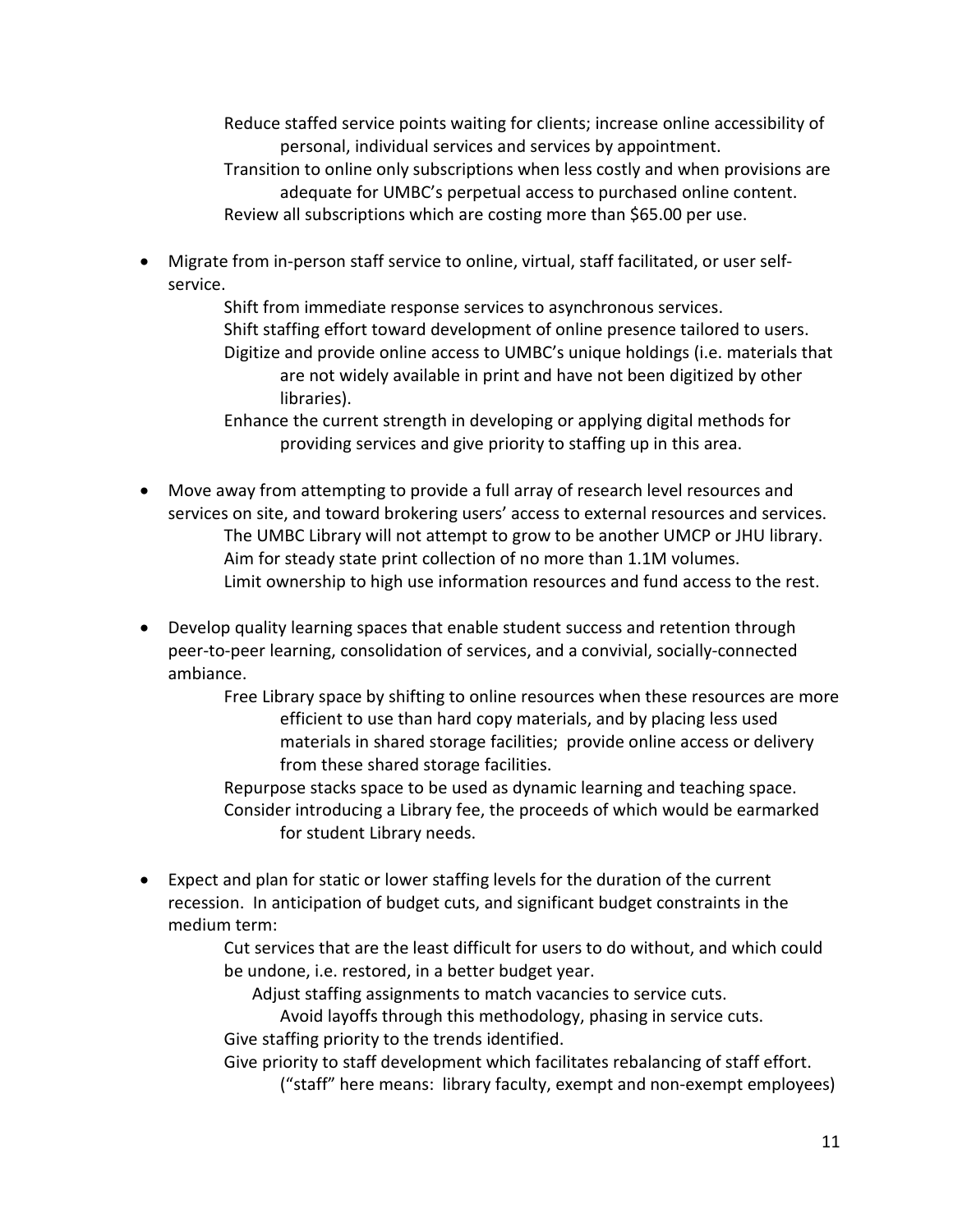Reduce staffed service points waiting for clients; increase online accessibility of personal, individual services and services by appointment.

Transition to online only subscriptions when less costly and when provisions are adequate for UMBC's perpetual access to purchased online content.

Review all subscriptions which are costing more than $65.00 per use.

- Migrate from in-person staff service to online, virtual, staff facilitated, or user self-service.
  - Shift from immediate response services to asynchronous services.
  - Shift staffing effort toward development of online presence tailored to users.
  - Digitize and provide online access to UMBC's unique holdings (i.e. materials that are not widely available in print and have not been digitized by other libraries).
  - Enhance the current strength in developing or applying digital methods for providing services and give priority to staffing up in this area.

- Move away from attempting to provide a full array of research level resources and services on site, and toward brokering users' access to external resources and services.
  - The UMBC Library will not attempt to grow to be another UMCP or JHU library.
  - Aim for steady state print collection of no more than 1.1M volumes.
  - Limit ownership to high use information resources and fund access to the rest.

- Develop quality learning spaces that enable student success and retention through peer-to-peer learning, consolidation of services, and a convivial, socially-connected ambiance.
  - Free Library space by shifting to online resources when these resources are more efficient to use than hard copy materials, and by placing less used materials in shared storage facilities; provide online access or delivery from these shared storage facilities.
  - Repurpose stacks space to be used as dynamic learning and teaching space.
  - Consider introducing a Library fee, the proceeds of which would be earmarked for student Library needs.

- Expect and plan for static or lower staffing levels for the duration of the current recession. In anticipation of budget cuts, and significant budget constraints in the medium term:
  - Cut services that are the least difficult for users to do without, and which could be undone, i.e. restored, in a better budget year.
    - Adjust staffing assignments to match vacancies to service cuts.
      - Avoid layoffs through this methodology, phasing in service cuts.
  - Give staffing priority to the trends identified.
  - Give priority to staff development which facilitates rebalancing of staff effort.
    - ("staff" here means: library faculty, exempt and non-exempt employees)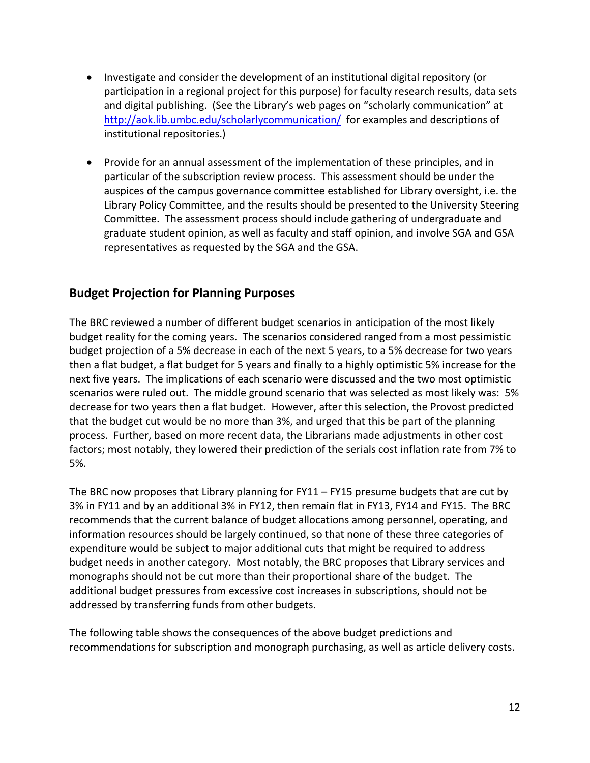- Investigate and consider the development of an institutional digital repository (or participation in a regional project for this purpose) for faculty research results, data sets and digital publishing. (See the Library's web pages on "scholarly communication" at [http://aok.lib.umbc.edu/scholarlycommunication/](http://aok.lib.umbc.edu/scholarlycommunication/) for examples and descriptions of institutional repositories.)

- Provide for an annual assessment of the implementation of these principles, and in particular of the subscription review process. This assessment should be under the auspices of the campus governance committee established for Library oversight, i.e. the Library Policy Committee, and the results should be presented to the University Steering Committee. The assessment process should include gathering of undergraduate and graduate student opinion, as well as faculty and staff opinion, and involve SGA and GSA representatives as requested by the SGA and the GSA.

## Budget Projection for Planning Purposes

The BRC reviewed a number of different budget scenarios in anticipation of the most likely budget reality for the coming years. The scenarios considered ranged from a most pessimistic budget projection of a 5% decrease in each of the next 5 years, to a 5% decrease for two years then a flat budget, a flat budget for 5 years and finally to a highly optimistic 5% increase for the next five years. The implications of each scenario were discussed and the two most optimistic scenarios were ruled out. The middle ground scenario that was selected as most likely was: 5% decrease for two years then a flat budget. However, after this selection, the Provost predicted that the budget cut would be no more than 3%, and urged that this be part of the planning process. Further, based on more recent data, the Librarians made adjustments in other cost factors; most notably, they lowered their prediction of the serials cost inflation rate from 7% to 5%.

The BRC now proposes that Library planning for FY11 – FY15 presume budgets that are cut by 3% in FY11 and by an additional 3% in FY12, then remain flat in FY13, FY14 and FY15. The BRC recommends that the current balance of budget allocations among personnel, operating, and information resources should be largely continued, so that none of these three categories of expenditure would be subject to major additional cuts that might be required to address budget needs in another category. Most notably, the BRC proposes that Library services and monographs should not be cut more than their proportional share of the budget. The additional budget pressures from excessive cost increases in subscriptions, should not be addressed by transferring funds from other budgets.

The following table shows the consequences of the above budget predictions and recommendations for subscription and monograph purchasing, as well as article delivery costs.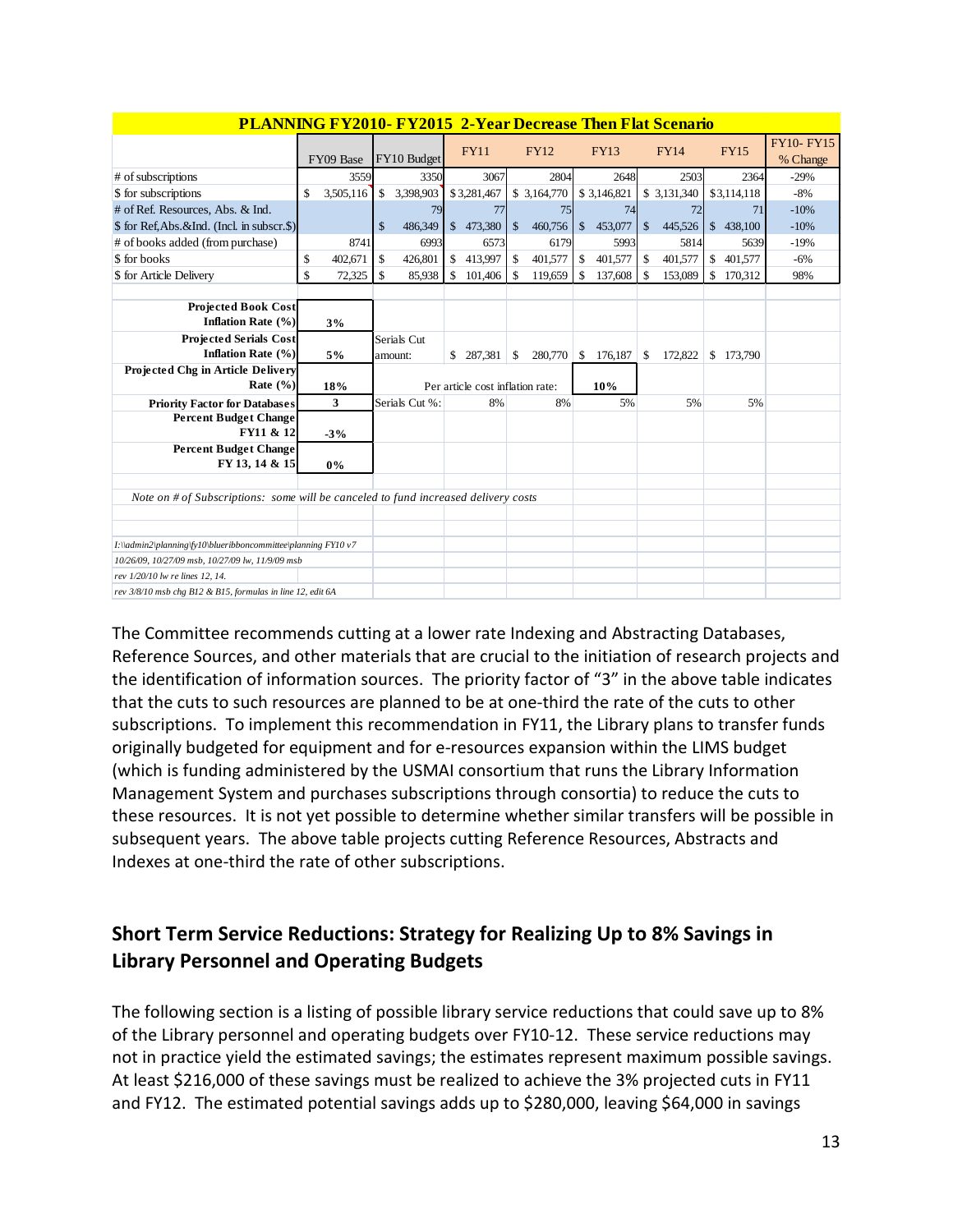| PLANNING FY2010- FY2015 2-Year Decrease Then Flat Scenario | | | | | | | | |
|---|---|---|---|---|---|---|---|---|
| | FY09 Base | FY10 Budget | FY11 | FY12 | FY13 | FY14 | FY15 | FY10- FY15 % Change |
| # of subscriptions | 3559 | 3350 | 3067 | 2804 | 2648 | 2503 | 2364 | -29% |
| $ for subscriptions | $ 3,505,116 | $ 3,398,903 | $ 3,281,467 | $ 3,164,770 | $ 3,146,821 | $ 3,131,340 | $3,114,118 | -8% |
| # of Ref. Resources, Abs. & Ind. | | 79 | 77 | 75 | 74 | 72 | 71 | -10% |
| $ for Ref,Abs.&Ind. (Incl. in subscr.$) | | $ 486,349 | $ 473,380 | $ 460,756 | $ 453,077 | $ 445,526 | $ 438,100 | -10% |
| # of books added (from purchase) | 8741 | 6993 | 6573 | 6179 | 5993 | 5814 | 5639 | -19% |
| $ for books | $ 402,671 | $ 426,801 | $ 413,997 | $ 401,577 | $ 401,577 | $ 401,577 | $ 401,577 | -6% |
| $ for Article Delivery | $ 72,325 | $ 85,938 | $ 101,406 | $ 119,659 | $ 137,608 | $ 153,089 | $ 170,312 | 98% |
| | | | | | | | | |
| **Projected Book Cost Inflation Rate (%)** | **3%** | | | | | | | |
| **Projected Serials Cost Inflation Rate (%)** | **5%** | Serials Cut amount: | $ 287,381 | $ 280,770 | $ 176,187 | $ 172,822 | $ 173,790 | |
| **Projected Chg in Article Delivery Rate (%)** | **18%** | Per article cost inflation rate: | | | **10%** | | | |
| **Priority Factor for Databases** | **3** | Serials Cut %: | 8% | 8% | 5% | 5% | 5% | |
| **Percent Budget Change FY11 & 12** | **-3%** | | | | | | | |
| **Percent Budget Change FY 13, 14 & 15** | **0%** | | | | | | | |

*Note on # of Subscriptions: some will be canceled to fund increased delivery costs*

*I:\\admin2\planning\fy10\blueribboncommittee\planning FY10 v7*
*10/26/09, 10/27/09 msb, 10/27/09 lw, 11/9/09 msb*
*rev 1/20/10 lw re lines 12, 14.*
*rev 3/8/10 msb chg B12 & B15, formulas in line 12, edit 6A*

The Committee recommends cutting at a lower rate Indexing and Abstracting Databases, Reference Sources, and other materials that are crucial to the initiation of research projects and the identification of information sources. The priority factor of "3" in the above table indicates that the cuts to such resources are planned to be at one-third the rate of the cuts to other subscriptions. To implement this recommendation in FY11, the Library plans to transfer funds originally budgeted for equipment and for e-resources expansion within the LIMS budget (which is funding administered by the USMAI consortium that runs the Library Information Management System and purchases subscriptions through consortia) to reduce the cuts to these resources. It is not yet possible to determine whether similar transfers will be possible in subsequent years. The above table projects cutting Reference Resources, Abstracts and Indexes at one-third the rate of other subscriptions.

## Short Term Service Reductions: Strategy for Realizing Up to 8% Savings in Library Personnel and Operating Budgets

The following section is a listing of possible library service reductions that could save up to 8% of the Library personnel and operating budgets over FY10-12. These service reductions may not in practice yield the estimated savings; the estimates represent maximum possible savings. At least $216,000 of these savings must be realized to achieve the 3% projected cuts in FY11 and FY12. The estimated potential savings adds up to $280,000, leaving $64,000 in savings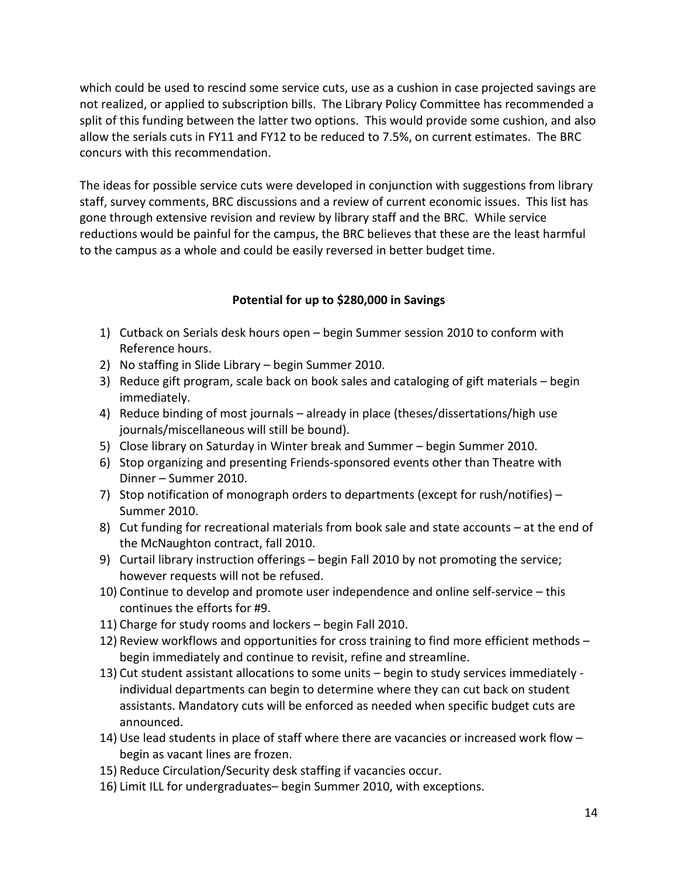which could be used to rescind some service cuts, use as a cushion in case projected savings are not realized, or applied to subscription bills. The Library Policy Committee has recommended a split of this funding between the latter two options. This would provide some cushion, and also allow the serials cuts in FY11 and FY12 to be reduced to 7.5%, on current estimates. The BRC concurs with this recommendation.

The ideas for possible service cuts were developed in conjunction with suggestions from library staff, survey comments, BRC discussions and a review of current economic issues. This list has gone through extensive revision and review by library staff and the BRC. While service reductions would be painful for the campus, the BRC believes that these are the least harmful to the campus as a whole and could be easily reversed in better budget time.

**Potential for up to $280,000 in Savings**

1) Cutback on Serials desk hours open – begin Summer session 2010 to conform with Reference hours.
2) No staffing in Slide Library – begin Summer 2010.
3) Reduce gift program, scale back on book sales and cataloging of gift materials – begin immediately.
4) Reduce binding of most journals – already in place (theses/dissertations/high use journals/miscellaneous will still be bound).
5) Close library on Saturday in Winter break and Summer – begin Summer 2010.
6) Stop organizing and presenting Friends-sponsored events other than Theatre with Dinner – Summer 2010.
7) Stop notification of monograph orders to departments (except for rush/notifies) – Summer 2010.
8) Cut funding for recreational materials from book sale and state accounts – at the end of the McNaughton contract, fall 2010.
9) Curtail library instruction offerings – begin Fall 2010 by not promoting the service; however requests will not be refused.
10) Continue to develop and promote user independence and online self-service – this continues the efforts for #9.
11) Charge for study rooms and lockers – begin Fall 2010.
12) Review workflows and opportunities for cross training to find more efficient methods – begin immediately and continue to revisit, refine and streamline.
13) Cut student assistant allocations to some units – begin to study services immediately - individual departments can begin to determine where they can cut back on student assistants. Mandatory cuts will be enforced as needed when specific budget cuts are announced.
14) Use lead students in place of staff where there are vacancies or increased work flow – begin as vacant lines are frozen.
15) Reduce Circulation/Security desk staffing if vacancies occur.
16) Limit ILL for undergraduates– begin Summer 2010, with exceptions.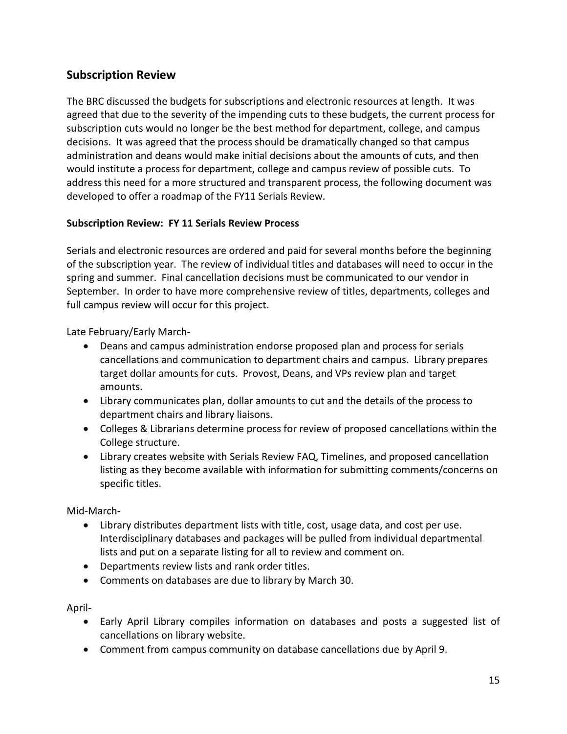## Subscription Review

The BRC discussed the budgets for subscriptions and electronic resources at length. It was agreed that due to the severity of the impending cuts to these budgets, the current process for subscription cuts would no longer be the best method for department, college, and campus decisions. It was agreed that the process should be dramatically changed so that campus administration and deans would make initial decisions about the amounts of cuts, and then would institute a process for department, college and campus review of possible cuts. To address this need for a more structured and transparent process, the following document was developed to offer a roadmap of the FY11 Serials Review.

### Subscription Review: FY 11 Serials Review Process

Serials and electronic resources are ordered and paid for several months before the beginning of the subscription year. The review of individual titles and databases will need to occur in the spring and summer. Final cancellation decisions must be communicated to our vendor in September. In order to have more comprehensive review of titles, departments, colleges and full campus review will occur for this project.

Late February/Early March-

- Deans and campus administration endorse proposed plan and process for serials cancellations and communication to department chairs and campus. Library prepares target dollar amounts for cuts. Provost, Deans, and VPs review plan and target amounts.
- Library communicates plan, dollar amounts to cut and the details of the process to department chairs and library liaisons.
- Colleges & Librarians determine process for review of proposed cancellations within the College structure.
- Library creates website with Serials Review FAQ, Timelines, and proposed cancellation listing as they become available with information for submitting comments/concerns on specific titles.

Mid-March-

- Library distributes department lists with title, cost, usage data, and cost per use. Interdisciplinary databases and packages will be pulled from individual departmental lists and put on a separate listing for all to review and comment on.
- Departments review lists and rank order titles.
- Comments on databases are due to library by March 30.

April-

- Early April Library compiles information on databases and posts a suggested list of cancellations on library website.
- Comment from campus community on database cancellations due by April 9.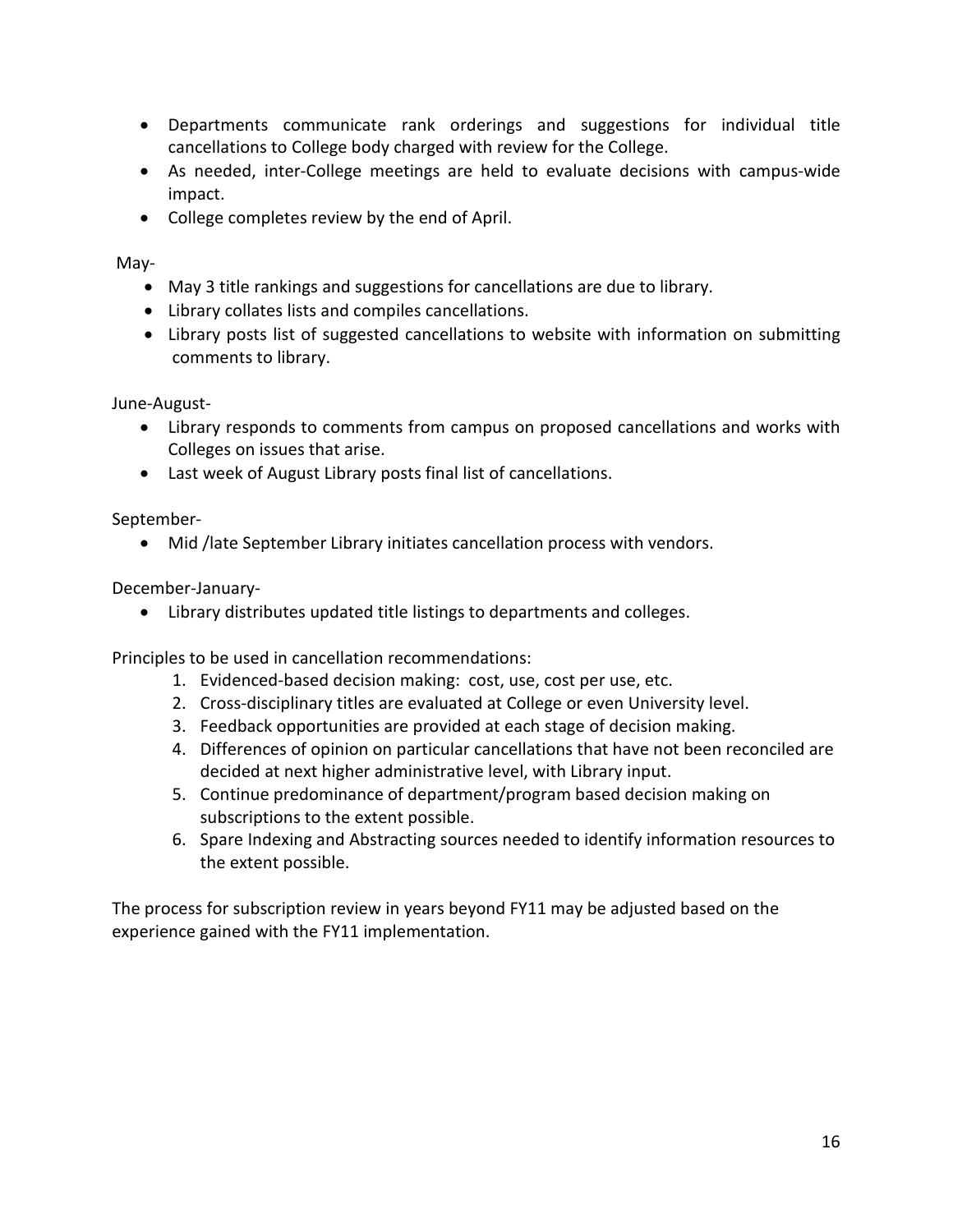- Departments communicate rank orderings and suggestions for individual title cancellations to College body charged with review for the College.
- As needed, inter-College meetings are held to evaluate decisions with campus-wide impact.
- College completes review by the end of April.

May-

- May 3 title rankings and suggestions for cancellations are due to library.
- Library collates lists and compiles cancellations.
- Library posts list of suggested cancellations to website with information on submitting comments to library.

June-August-

- Library responds to comments from campus on proposed cancellations and works with Colleges on issues that arise.
- Last week of August Library posts final list of cancellations.

September-

- Mid /late September Library initiates cancellation process with vendors.

December-January-

- Library distributes updated title listings to departments and colleges.

Principles to be used in cancellation recommendations:

1. Evidenced-based decision making: cost, use, cost per use, etc.
2. Cross-disciplinary titles are evaluated at College or even University level.
3. Feedback opportunities are provided at each stage of decision making.
4. Differences of opinion on particular cancellations that have not been reconciled are decided at next higher administrative level, with Library input.
5. Continue predominance of department/program based decision making on subscriptions to the extent possible.
6. Spare Indexing and Abstracting sources needed to identify information resources to the extent possible.

The process for subscription review in years beyond FY11 may be adjusted based on the experience gained with the FY11 implementation.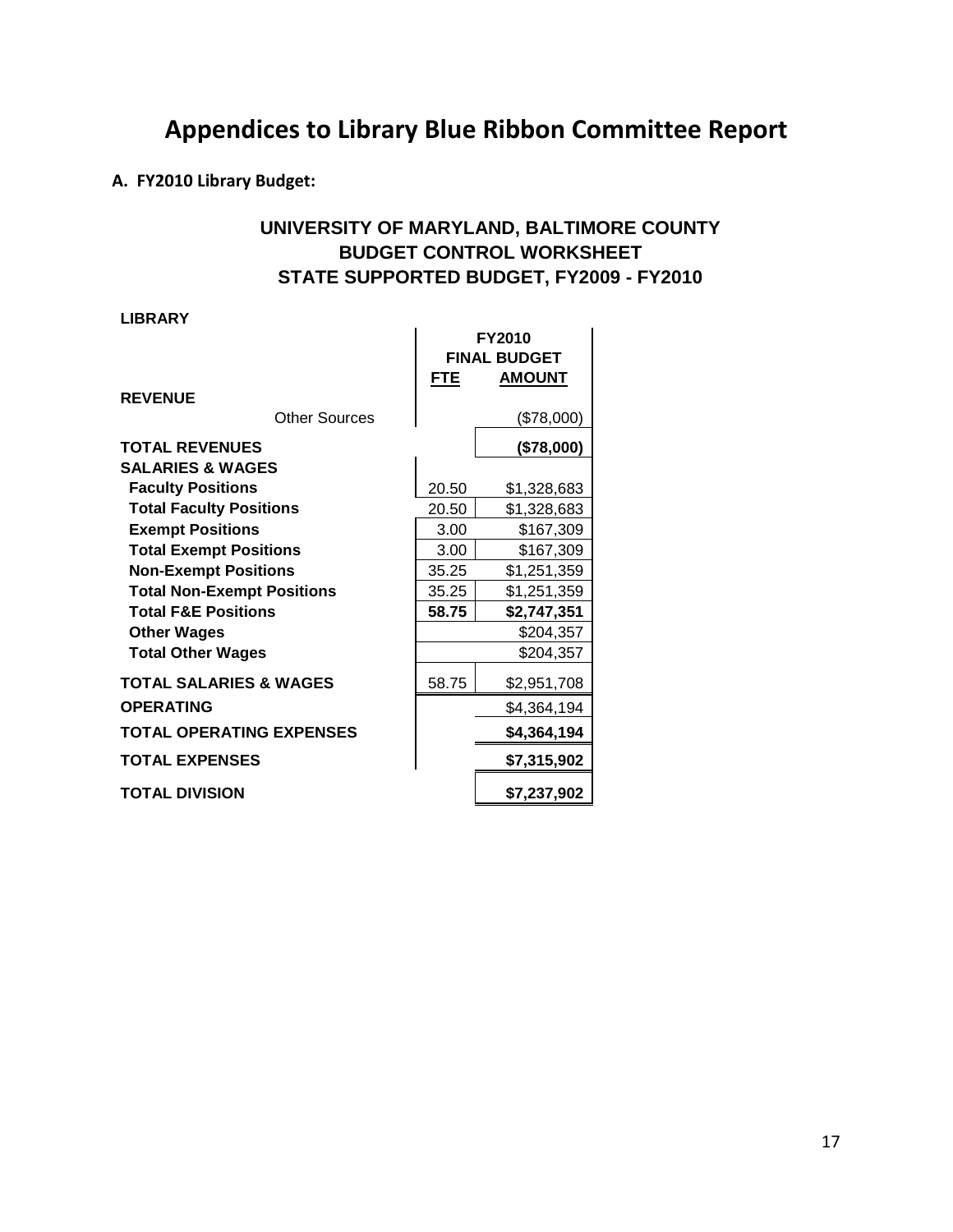# Appendices to Library Blue Ribbon Committee Report

**A. FY2010 Library Budget:**

## UNIVERSITY OF MARYLAND, BALTIMORE COUNTY
## BUDGET CONTROL WORKSHEET
## STATE SUPPORTED BUDGET, FY2009 - FY2010

**LIBRARY**

| | FY2010 FINAL BUDGET | |
|---|---|---|
| | **FTE** | **AMOUNT** |
| **REVENUE** | | |
| Other Sources | | ($78,000) |
| **TOTAL REVENUES** | | **($78,000)** |
| **SALARIES & WAGES** | | |
| **Faculty Positions** | 20.50 | $1,328,683 |
| **Total Faculty Positions** | 20.50 | $1,328,683 |
| **Exempt Positions** | 3.00 | $167,309 |
| **Total Exempt Positions** | 3.00 | $167,309 |
| **Non-Exempt Positions** | 35.25 | $1,251,359 |
| **Total Non-Exempt Positions** | 35.25 | $1,251,359 |
| **Total F&E Positions** | **58.75** | **$2,747,351** |
| **Other Wages** | | $204,357 |
| **Total Other Wages** | | $204,357 |
| **TOTAL SALARIES & WAGES** | 58.75 | $2,951,708 |
| **OPERATING** | | $4,364,194 |
| **TOTAL OPERATING EXPENSES** | | **$4,364,194** |
| **TOTAL EXPENSES** | | **$7,315,902** |
| **TOTAL DIVISION** | | **$7,237,902** |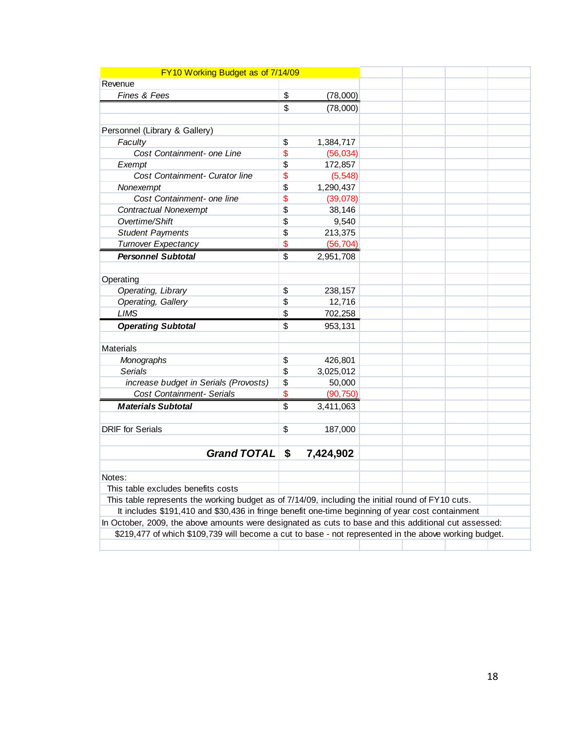| FY10 Working Budget as of 7/14/09 | |
|---|---|
| Revenue | |
| *Fines & Fees* | $ (78,000) |
| | $ (78,000) |
| | |
| Personnel (Library & Gallery) | |
| *Faculty* | $ 1,384,717 |
| *Cost Containment- one Line* | $ (56,034) |
| *Exempt* | $ 172,857 |
| *Cost Containment- Curator line* | $ (5,548) |
| *Nonexempt* | $ 1,290,437 |
| *Cost Containment- one line* | $ (39,078) |
| *Contractual Nonexempt* | $ 38,146 |
| *Overtime/Shift* | $ 9,540 |
| *Student Payments* | $ 213,375 |
| *Turnover Expectancy* | $ (56,704) |
| ***Personnel Subtotal*** | $ 2,951,708 |
| | |
| Operating | |
| *Operating, Library* | $ 238,157 |
| *Operating, Gallery* | $ 12,716 |
| *LIMS* | $ 702,258 |
| ***Operating Subtotal*** | $ 953,131 |
| | |
| Materials | |
| *Monographs* | $ 426,801 |
| *Serials* | $ 3,025,012 |
| *increase budget in Serials (Provosts)* | $ 50,000 |
| *Cost Containment- Serials* | $ (90,750) |
| ***Materials Subtotal*** | $ 3,411,063 |
| | |
| DRIF for Serials | $ 187,000 |
| | |
| ***Grand TOTAL*** | **$ 7,424,902** |

Notes:

This table excludes benefits costs

This table represents the working budget as of 7/14/09, including the initial round of FY10 cuts.

It includes $191,410 and $30,436 in fringe benefit one-time beginning of year cost containment

In October, 2009, the above amounts were designated as cuts to base and this additional cut assessed:

$219,477 of which $109,739 will become a cut to base - not represented in the above working budget.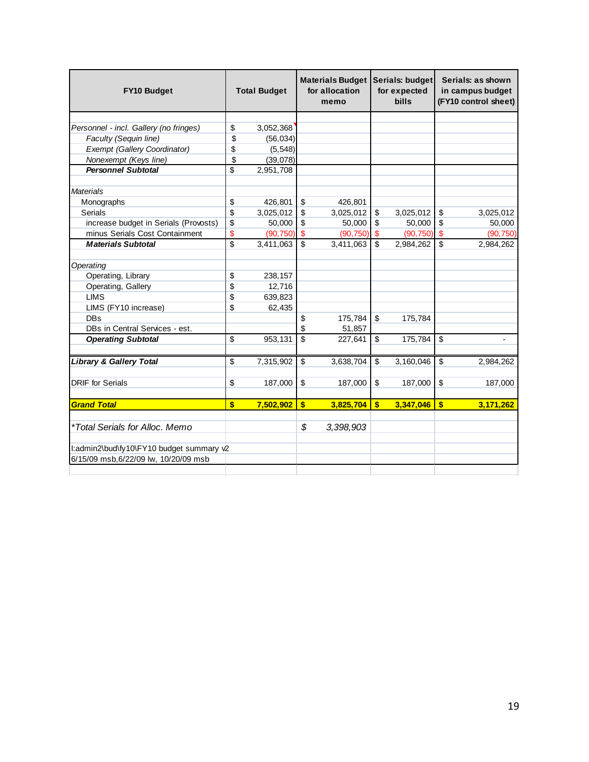| FY10 Budget | Total Budget | Materials Budget for allocation memo | Serials: budget for expected bills | Serials: as shown in campus budget (FY10 control sheet) |
|---|---|---|---|---|
| *Personnel - incl. Gallery (no fringes)* | $ 3,052,368 | | | |
| *Faculty (Sequin line)* | $ (56,034) | | | |
| *Exempt (Gallery Coordinator)* | $ (5,548) | | | |
| *Nonexempt (Keys line)* | $ (39,078) | | | |
| ***Personnel Subtotal*** | $ 2,951,708 | | | |
| | | | | |
| *Materials* | | | | |
| Monographs | $ 426,801 | $ 426,801 | | |
| Serials | $ 3,025,012 | $ 3,025,012 | $ 3,025,012 | $ 3,025,012 |
| increase budget in Serials (Provosts) | $ 50,000 | $ 50,000 | $ 50,000 | $ 50,000 |
| minus Serials Cost Containment | $ (90,750) | $ (90,750) | $ (90,750) | $ (90,750) |
| ***Materials Subtotal*** | $ 3,411,063 | $ 3,411,063 | $ 2,984,262 | $ 2,984,262 |
| | | | | |
| *Operating* | | | | |
| Operating, Library | $ 238,157 | | | |
| Operating, Gallery | $ 12,716 | | | |
| LIMS | $ 639,823 | | | |
| LIMS (FY10 increase) | $ 62,435 | | | |
| DBs | | $ 175,784 | $ 175,784 | |
| DBs in Central Services - est. | | $ 51,857 | | |
| ***Operating Subtotal*** | $ 953,131 | $ 227,641 | $ 175,784 | $ - |
| | | | | |
| ***Library & Gallery Total*** | $ 7,315,902 | $ 3,638,704 | $ 3,160,046 | $ 2,984,262 |
| | | | | |
| DRIF for Serials | $ 187,000 | $ 187,000 | $ 187,000 | $ 187,000 |
| | | | | |
| ***Grand Total*** | **$ 7,502,902** | **$ 3,825,704** | **$ 3,347,046** | **$ 3,171,262** |
| | | | | |
| *\*Total Serials for Alloc. Memo* | | *$ 3,398,903* | | |
| | | | | |
| I:admin2\bud\fy10\FY10 budget summary v2 | | | | |
| 6/15/09 msb,6/22/09 lw, 10/20/09 msb | | | | |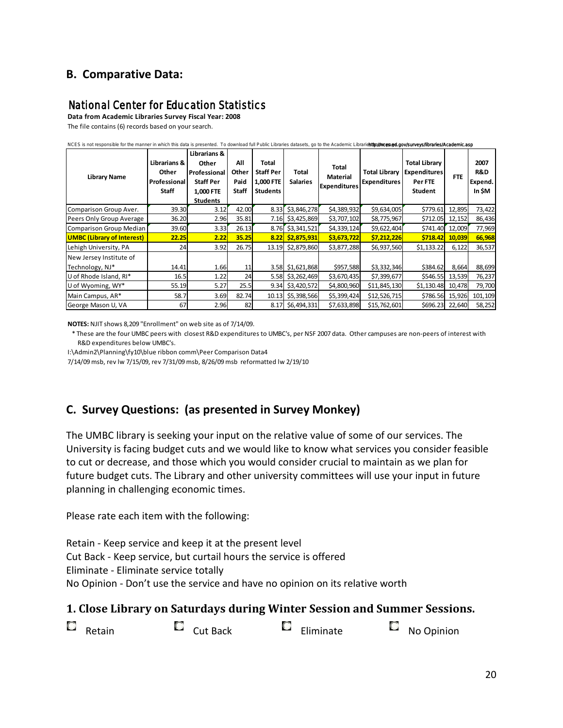## B. Comparative Data:

### National Center for Education Statistics

**Data from Academic Libraries Survey Fiscal Year: 2008**

The file contains (6) records based on your search.

NCES is not responsible for the manner in which this data is presented. To download full Public Libraries datasets, go to the Academic Libraries http://nces.ed.gov/surveys/libraries/Academic.asp

| Library Name | Librarians & Other Professional Staff | Librarians & Other Professional Staff Per 1,000 FTE Students | All Other Paid Staff | Total Staff Per 1,000 FTE Students | Total Salaries | Total Material Expenditures | Total Library Expenditures | Total Library Expenditures Per FTE Student | FTE | 2007 R&D Expend. In $M |
|---|---|---|---|---|---|---|---|---|---|---|
| Comparison Group Aver. | 39.30 | 3.12 | 42.00 | 8.33 | $3,846,278 | $4,389,932 | $9,634,005 | $779.61 | 12,895 | 73,422 |
| Peers Only Group Average | 36.20 | 2.96 | 35.81 | 7.16 | $3,425,869 | $3,707,102 | $8,775,967 | $712.05 | 12,152 | 86,436 |
| Comparison Group Median | 39.60 | 3.33 | 26.13 | 8.76 | $3,341,521 | $4,339,124 | $9,622,404 | $741.40 | 12,009 | 77,969 |
| **UMBC (Library of Interest)** | **22.25** | **2.22** | **35.25** | **8.22** | **$2,875,931** | **$3,673,722** | **$7,212,226** | **$718.42** | **10,039** | **66,968** |
| Lehigh University, PA | 24 | 3.92 | 26.75 | 13.19 | $2,879,860 | $3,877,288 | $6,937,560 | $1,133.22 | 6,122 | 36,537 |
| New Jersey Institute of Technology, NJ* | 14.41 | 1.66 | 11 | 3.58 | $1,621,868 | $957,588 | $3,332,346 | $384.62 | 8,664 | 88,699 |
| U of Rhode Island, RI* | 16.5 | 1.22 | 24 | 5.58 | $3,262,469 | $3,670,435 | $7,399,677 | $546.55 | 13,539 | 76,237 |
| U of Wyoming, WY* | 55.19 | 5.27 | 25.5 | 9.34 | $3,420,572 | $4,800,960 | $11,845,130 | $1,130.48 | 10,478 | 79,700 |
| Main Campus, AR* | 58.7 | 3.69 | 82.74 | 10.13 | $5,398,566 | $5,399,424 | $12,526,715 | $786.56 | 15,926 | 101,109 |
| George Mason U, VA | 67 | 2.96 | 82 | 8.17 | $6,494,331 | $7,633,898 | $15,762,601 | $696.23 | 22,640 | 58,252 |

**NOTES:** NJIT shows 8,209 "Enrollment" on web site as of 7/14/09.

* These are the four UMBC peers with closest R&D expenditures to UMBC's, per NSF 2007 data. Other campuses are non-peers of interest with R&D expenditures below UMBC's.

I:\Admin2\Planning\fy10\blue ribbon comm\Peer Comparison Data4

7/14/09 msb, rev lw 7/15/09, rev 7/31/09 msb, 8/26/09 msb reformatted lw 2/19/10

## C. Survey Questions: (as presented in Survey Monkey)

The UMBC library is seeking your input on the relative value of some of our services. The University is facing budget cuts and we would like to know what services you consider feasible to cut or decrease, and those which you would consider crucial to maintain as we plan for future budget cuts. The Library and other university committees will use your input in future planning in challenging economic times.

Please rate each item with the following:

Retain - Keep service and keep it at the present level
Cut Back - Keep service, but curtail hours the service is offered
Eliminate - Eliminate service totally
No Opinion - Don't use the service and have no opinion on its relative worth

### 1. Close Library on Saturdays during Winter Session and Summer Sessions.

☐ Retain ☐ Cut Back ☐ Eliminate ☐ No Opinion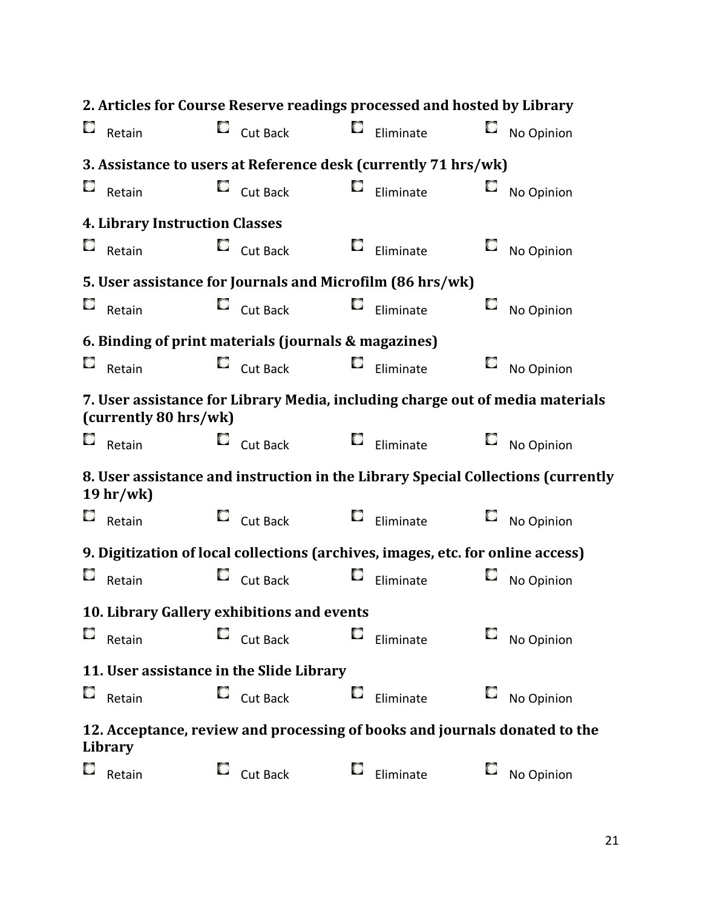**2. Articles for Course Reserve readings processed and hosted by Library**

- [ ] Retain - [ ] Cut Back - [ ] Eliminate - [ ] No Opinion

**3. Assistance to users at Reference desk (currently 71 hrs/wk)**

- [ ] Retain - [ ] Cut Back - [ ] Eliminate - [ ] No Opinion

**4. Library Instruction Classes**

- [ ] Retain - [ ] Cut Back - [ ] Eliminate - [ ] No Opinion

**5. User assistance for Journals and Microfilm (86 hrs/wk)**

- [ ] Retain - [ ] Cut Back - [ ] Eliminate - [ ] No Opinion

**6. Binding of print materials (journals & magazines)**

- [ ] Retain - [ ] Cut Back - [ ] Eliminate - [ ] No Opinion

**7. User assistance for Library Media, including charge out of media materials (currently 80 hrs/wk)**

- [ ] Retain - [ ] Cut Back - [ ] Eliminate - [ ] No Opinion

**8. User assistance and instruction in the Library Special Collections (currently 19 hr/wk)**

- [ ] Retain - [ ] Cut Back - [ ] Eliminate - [ ] No Opinion

**9. Digitization of local collections (archives, images, etc. for online access)**

- [ ] Retain - [ ] Cut Back - [ ] Eliminate - [ ] No Opinion

**10. Library Gallery exhibitions and events**

- [ ] Retain - [ ] Cut Back - [ ] Eliminate - [ ] No Opinion

**11. User assistance in the Slide Library**

- [ ] Retain - [ ] Cut Back - [ ] Eliminate - [ ] No Opinion

**12. Acceptance, review and processing of books and journals donated to the Library**

- [ ] Retain - [ ] Cut Back - [ ] Eliminate - [ ] No Opinion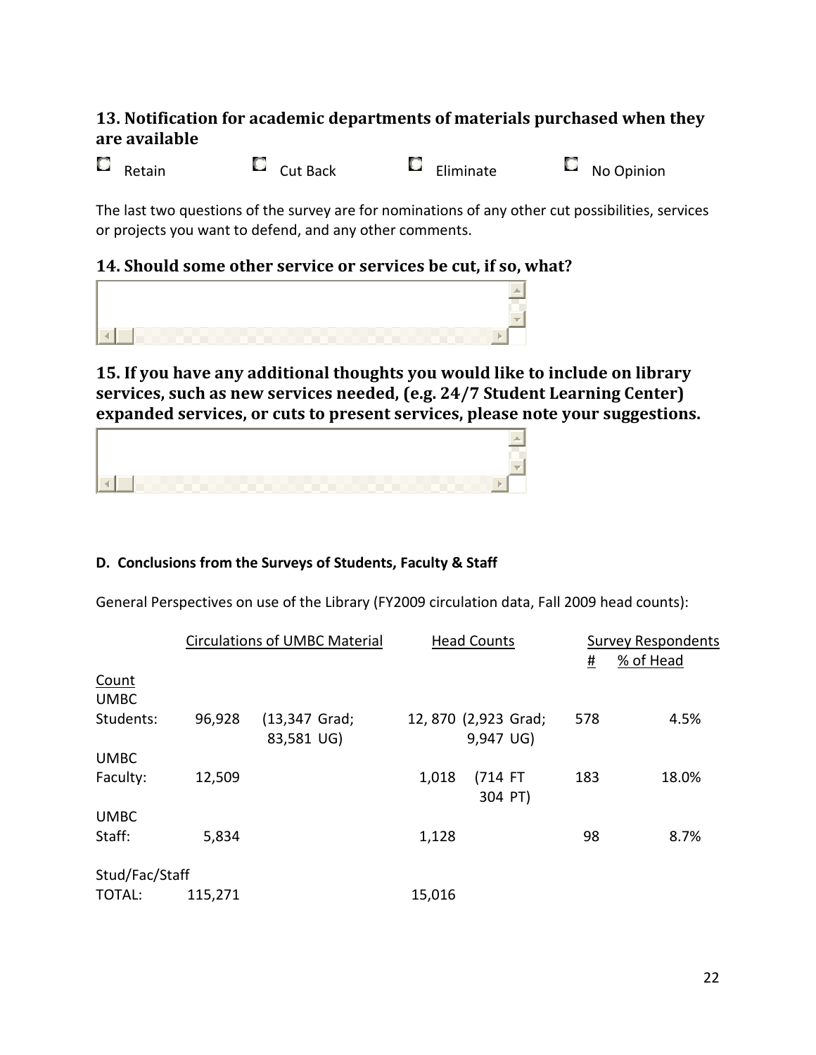### 13. Notification for academic departments of materials purchased when they are available

- Retain
- Cut Back
- Eliminate
- No Opinion

The last two questions of the survey are for nominations of any other cut possibilities, services or projects you want to defend, and any other comments.

### 14. Should some other service or services be cut, if so, what?

### 15. If you have any additional thoughts you would like to include on library services, such as new services needed, (e.g. 24/7 Student Learning Center) expanded services, or cuts to present services, please note your suggestions.

**D. Conclusions from the Surveys of Students, Faculty & Staff**

General Perspectives on use of the Library (FY2009 circulation data, Fall 2009 head counts):

| Count | Circulations of UMBC Material | | Head Counts | | Survey Respondents # | % of Head |
|---|---|---|---|---|---|---|
| UMBC Students: | 96,928 | (13,347 Grad; 83,581 UG) | 12, 870 | (2,923 Grad; 9,947 UG) | 578 | 4.5% |
| UMBC Faculty: | 12,509 | | 1,018 | (714 FT 304 PT) | 183 | 18.0% |
| UMBC Staff: | 5,834 | | 1,128 | | 98 | 8.7% |
| Stud/Fac/Staff TOTAL: | 115,271 | | 15,016 | | | |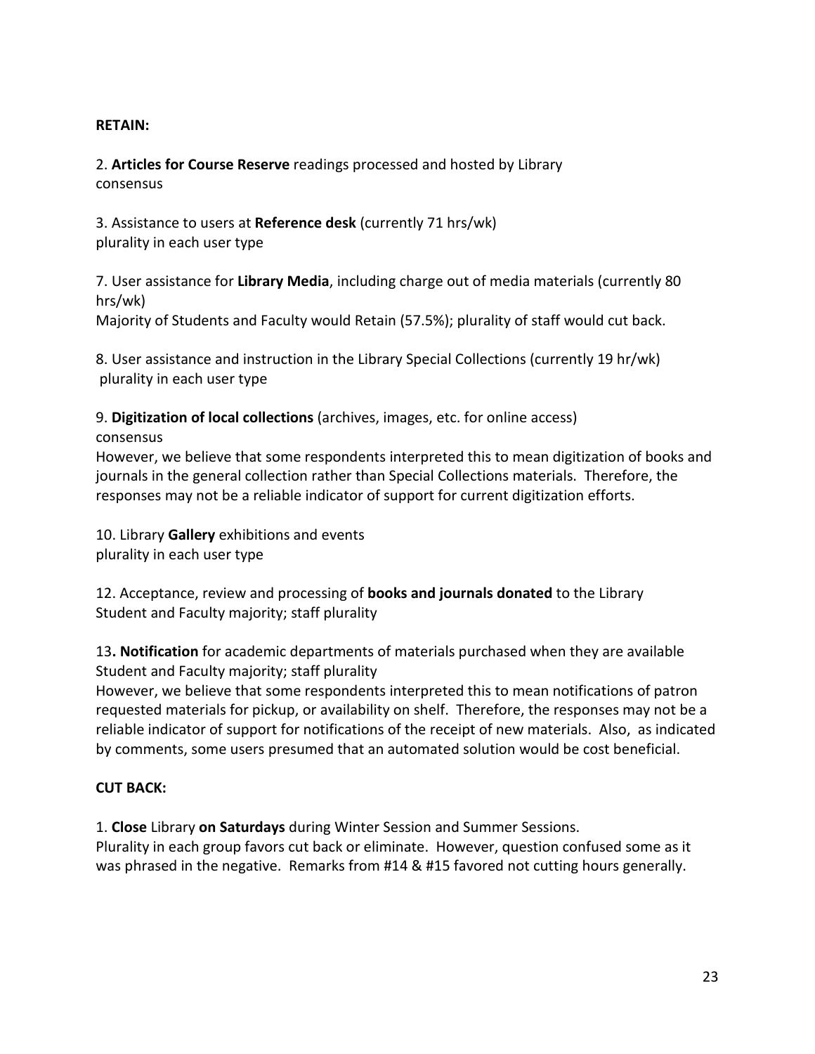**RETAIN:**

2. **Articles for Course Reserve** readings processed and hosted by Library
consensus

3. Assistance to users at **Reference desk** (currently 71 hrs/wk)
plurality in each user type

7. User assistance for **Library Media**, including charge out of media materials (currently 80 hrs/wk)
Majority of Students and Faculty would Retain (57.5%); plurality of staff would cut back.

8. User assistance and instruction in the Library Special Collections (currently 19 hr/wk)
plurality in each user type

9. **Digitization of local collections** (archives, images, etc. for online access)
consensus
However, we believe that some respondents interpreted this to mean digitization of books and journals in the general collection rather than Special Collections materials. Therefore, the responses may not be a reliable indicator of support for current digitization efforts.

10. Library **Gallery** exhibitions and events
plurality in each user type

12. Acceptance, review and processing of **books and journals donated** to the Library
Student and Faculty majority; staff plurality

13. **Notification** for academic departments of materials purchased when they are available
Student and Faculty majority; staff plurality
However, we believe that some respondents interpreted this to mean notifications of patron requested materials for pickup, or availability on shelf. Therefore, the responses may not be a reliable indicator of support for notifications of the receipt of new materials. Also, as indicated by comments, some users presumed that an automated solution would be cost beneficial.

**CUT BACK:**

1. **Close** Library **on Saturdays** during Winter Session and Summer Sessions.
Plurality in each group favors cut back or eliminate. However, question confused some as it was phrased in the negative. Remarks from #14 & #15 favored not cutting hours generally.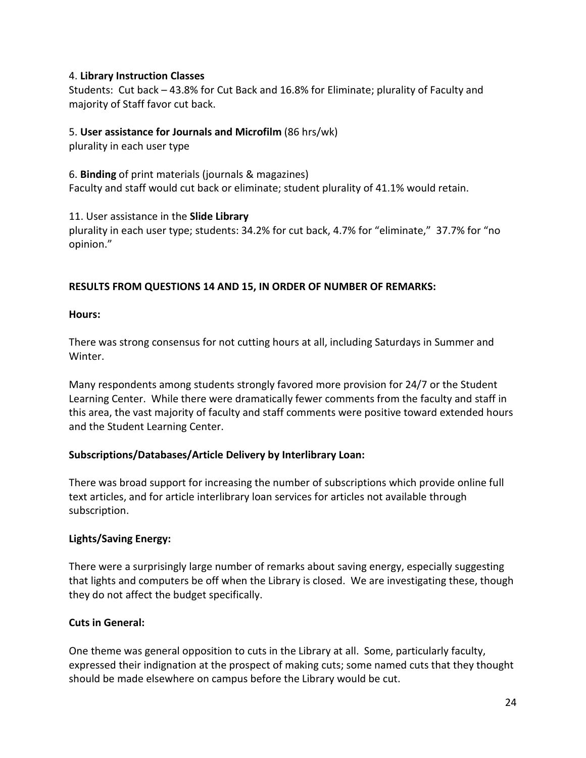4. **Library Instruction Classes**
Students: Cut back – 43.8% for Cut Back and 16.8% for Eliminate; plurality of Faculty and majority of Staff favor cut back.

5. **User assistance for Journals and Microfilm** (86 hrs/wk)
plurality in each user type

6. **Binding** of print materials (journals & magazines)
Faculty and staff would cut back or eliminate; student plurality of 41.1% would retain.

11. User assistance in the **Slide Library**
plurality in each user type; students: 34.2% for cut back, 4.7% for "eliminate," 37.7% for "no opinion."

**RESULTS FROM QUESTIONS 14 AND 15, IN ORDER OF NUMBER OF REMARKS:**

**Hours:**

There was strong consensus for not cutting hours at all, including Saturdays in Summer and Winter.

Many respondents among students strongly favored more provision for 24/7 or the Student Learning Center. While there were dramatically fewer comments from the faculty and staff in this area, the vast majority of faculty and staff comments were positive toward extended hours and the Student Learning Center.

**Subscriptions/Databases/Article Delivery by Interlibrary Loan:**

There was broad support for increasing the number of subscriptions which provide online full text articles, and for article interlibrary loan services for articles not available through subscription.

**Lights/Saving Energy:**

There were a surprisingly large number of remarks about saving energy, especially suggesting that lights and computers be off when the Library is closed. We are investigating these, though they do not affect the budget specifically.

**Cuts in General:**

One theme was general opposition to cuts in the Library at all. Some, particularly faculty, expressed their indignation at the prospect of making cuts; some named cuts that they thought should be made elsewhere on campus before the Library would be cut.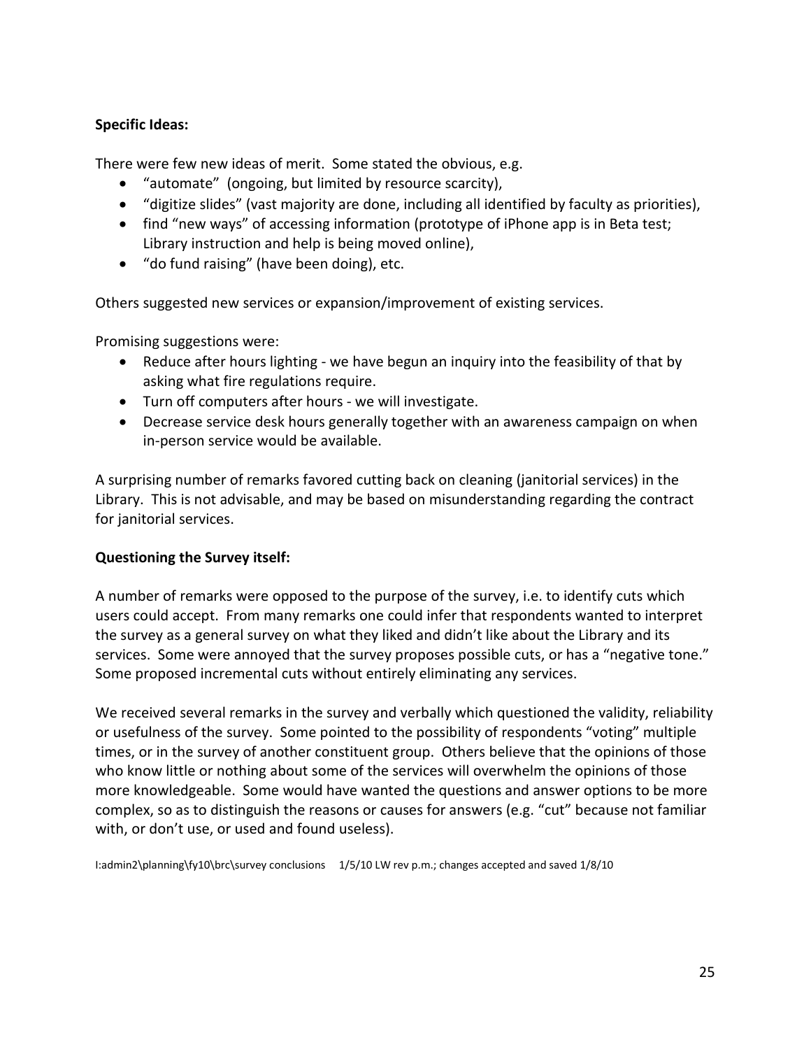**Specific Ideas:**

There were few new ideas of merit. Some stated the obvious, e.g.

- "automate" (ongoing, but limited by resource scarcity),
- "digitize slides" (vast majority are done, including all identified by faculty as priorities),
- find "new ways" of accessing information (prototype of iPhone app is in Beta test; Library instruction and help is being moved online),
- "do fund raising" (have been doing), etc.

Others suggested new services or expansion/improvement of existing services.

Promising suggestions were:

- Reduce after hours lighting - we have begun an inquiry into the feasibility of that by asking what fire regulations require.
- Turn off computers after hours - we will investigate.
- Decrease service desk hours generally together with an awareness campaign on when in-person service would be available.

A surprising number of remarks favored cutting back on cleaning (janitorial services) in the Library. This is not advisable, and may be based on misunderstanding regarding the contract for janitorial services.

**Questioning the Survey itself:**

A number of remarks were opposed to the purpose of the survey, i.e. to identify cuts which users could accept. From many remarks one could infer that respondents wanted to interpret the survey as a general survey on what they liked and didn't like about the Library and its services. Some were annoyed that the survey proposes possible cuts, or has a "negative tone." Some proposed incremental cuts without entirely eliminating any services.

We received several remarks in the survey and verbally which questioned the validity, reliability or usefulness of the survey. Some pointed to the possibility of respondents "voting" multiple times, or in the survey of another constituent group. Others believe that the opinions of those who know little or nothing about some of the services will overwhelm the opinions of those more knowledgeable. Some would have wanted the questions and answer options to be more complex, so as to distinguish the reasons or causes for answers (e.g. "cut" because not familiar with, or don't use, or used and found useless).

I:admin2\planning\fy10\brc\survey conclusions 1/5/10 LW rev p.m.; changes accepted and saved 1/8/10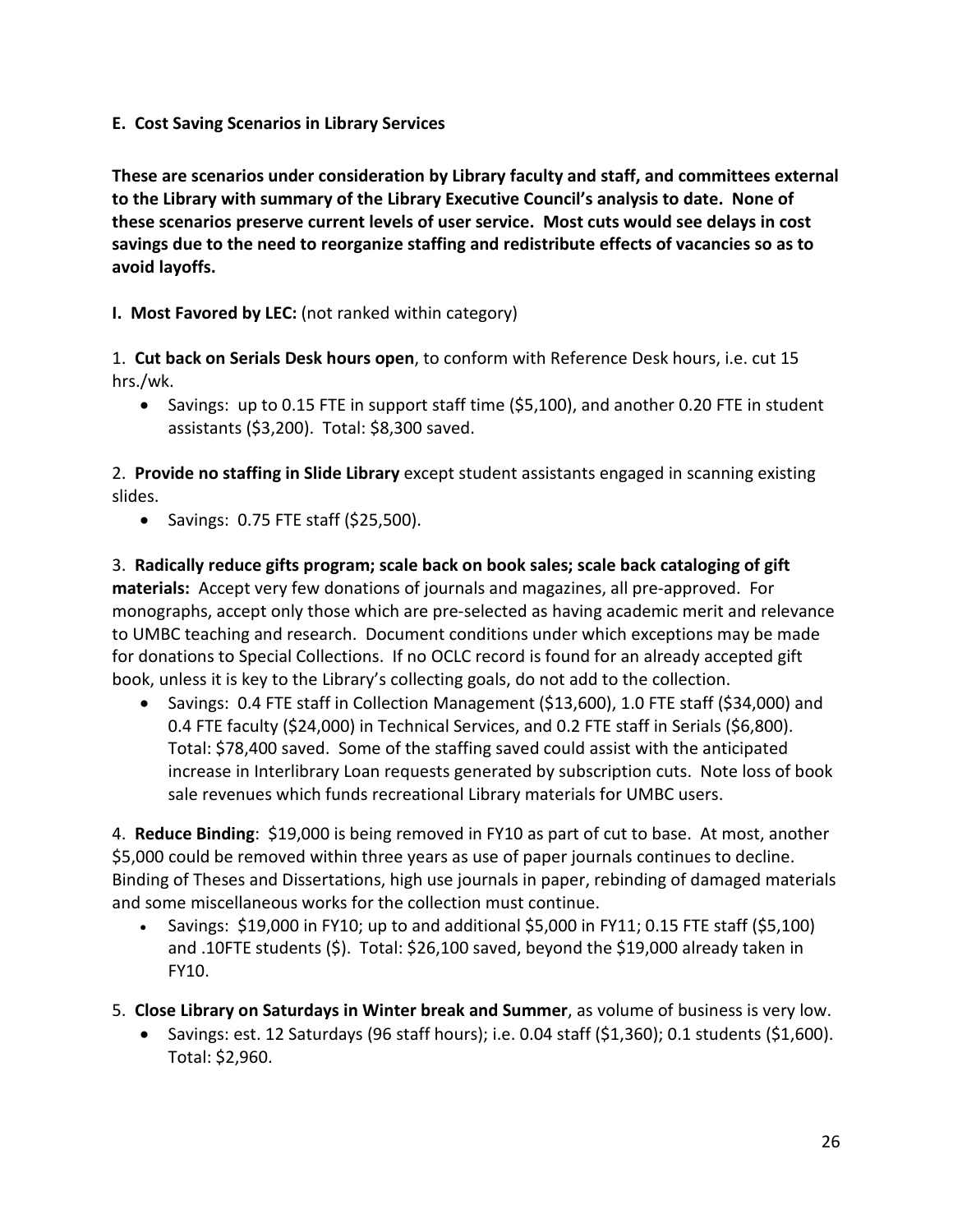**E. Cost Saving Scenarios in Library Services**

**These are scenarios under consideration by Library faculty and staff, and committees external to the Library with summary of the Library Executive Council's analysis to date. None of these scenarios preserve current levels of user service. Most cuts would see delays in cost savings due to the need to reorganize staffing and redistribute effects of vacancies so as to avoid layoffs.**

**I. Most Favored by LEC:** (not ranked within category)

1. **Cut back on Serials Desk hours open**, to conform with Reference Desk hours, i.e. cut 15 hrs./wk.
   - Savings: up to 0.15 FTE in support staff time ($5,100), and another 0.20 FTE in student assistants ($3,200). Total: $8,300 saved.

2. **Provide no staffing in Slide Library** except student assistants engaged in scanning existing slides.
   - Savings: 0.75 FTE staff ($25,500).

3. **Radically reduce gifts program; scale back on book sales; scale back cataloging of gift materials:** Accept very few donations of journals and magazines, all pre-approved. For monographs, accept only those which are pre-selected as having academic merit and relevance to UMBC teaching and research. Document conditions under which exceptions may be made for donations to Special Collections. If no OCLC record is found for an already accepted gift book, unless it is key to the Library's collecting goals, do not add to the collection.
   - Savings: 0.4 FTE staff in Collection Management ($13,600), 1.0 FTE staff ($34,000) and 0.4 FTE faculty ($24,000) in Technical Services, and 0.2 FTE staff in Serials ($6,800). Total: $78,400 saved. Some of the staffing saved could assist with the anticipated increase in Interlibrary Loan requests generated by subscription cuts. Note loss of book sale revenues which funds recreational Library materials for UMBC users.

4. **Reduce Binding**: $19,000 is being removed in FY10 as part of cut to base. At most, another $5,000 could be removed within three years as use of paper journals continues to decline. Binding of Theses and Dissertations, high use journals in paper, rebinding of damaged materials and some miscellaneous works for the collection must continue.
   - Savings: $19,000 in FY10; up to and additional $5,000 in FY11; 0.15 FTE staff ($5,100) and .10FTE students ($). Total: $26,100 saved, beyond the $19,000 already taken in FY10.

5. **Close Library on Saturdays in Winter break and Summer**, as volume of business is very low.
   - Savings: est. 12 Saturdays (96 staff hours); i.e. 0.04 staff ($1,360); 0.1 students ($1,600). Total: $2,960.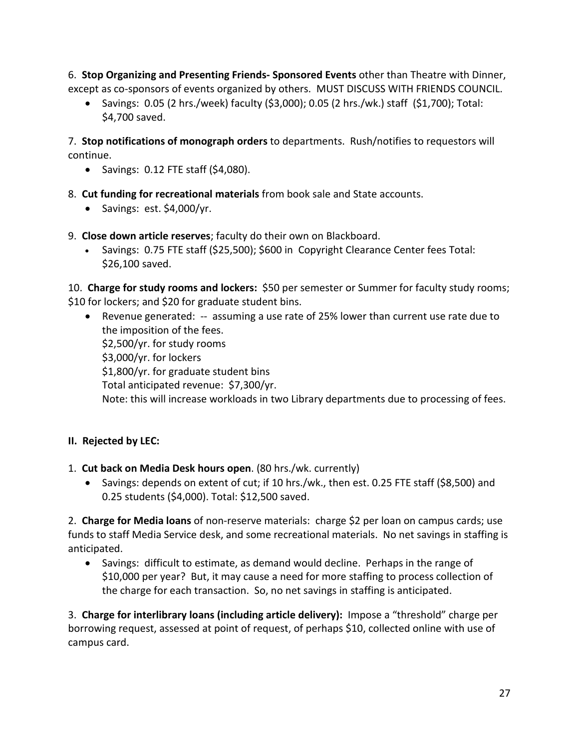6. **Stop Organizing and Presenting Friends- Sponsored Events** other than Theatre with Dinner, except as co-sponsors of events organized by others. MUST DISCUSS WITH FRIENDS COUNCIL.

- Savings: 0.05 (2 hrs./week) faculty ($3,000); 0.05 (2 hrs./wk.) staff ($1,700); Total: $4,700 saved.

7. **Stop notifications of monograph orders** to departments. Rush/notifies to requestors will continue.

- Savings: 0.12 FTE staff ($4,080).

8. **Cut funding for recreational materials** from book sale and State accounts.

- Savings: est. $4,000/yr.

9. **Close down article reserves**; faculty do their own on Blackboard.

- Savings: 0.75 FTE staff ($25,500); $600 in Copyright Clearance Center fees Total: $26,100 saved.

10. **Charge for study rooms and lockers:** $50 per semester or Summer for faculty study rooms; $10 for lockers; and $20 for graduate student bins.

- Revenue generated: -- assuming a use rate of 25% lower than current use rate due to the imposition of the fees.
  $2,500/yr. for study rooms
  $3,000/yr. for lockers
  $1,800/yr. for graduate student bins
  Total anticipated revenue: $7,300/yr.
  Note: this will increase workloads in two Library departments due to processing of fees.

**II. Rejected by LEC:**

1. **Cut back on Media Desk hours open**. (80 hrs./wk. currently)

- Savings: depends on extent of cut; if 10 hrs./wk., then est. 0.25 FTE staff ($8,500) and 0.25 students ($4,000). Total: $12,500 saved.

2. **Charge for Media loans** of non-reserve materials: charge $2 per loan on campus cards; use funds to staff Media Service desk, and some recreational materials. No net savings in staffing is anticipated.

- Savings: difficult to estimate, as demand would decline. Perhaps in the range of $10,000 per year? But, it may cause a need for more staffing to process collection of the charge for each transaction. So, no net savings in staffing is anticipated.

3. **Charge for interlibrary loans (including article delivery):** Impose a "threshold" charge per borrowing request, assessed at point of request, of perhaps $10, collected online with use of campus card.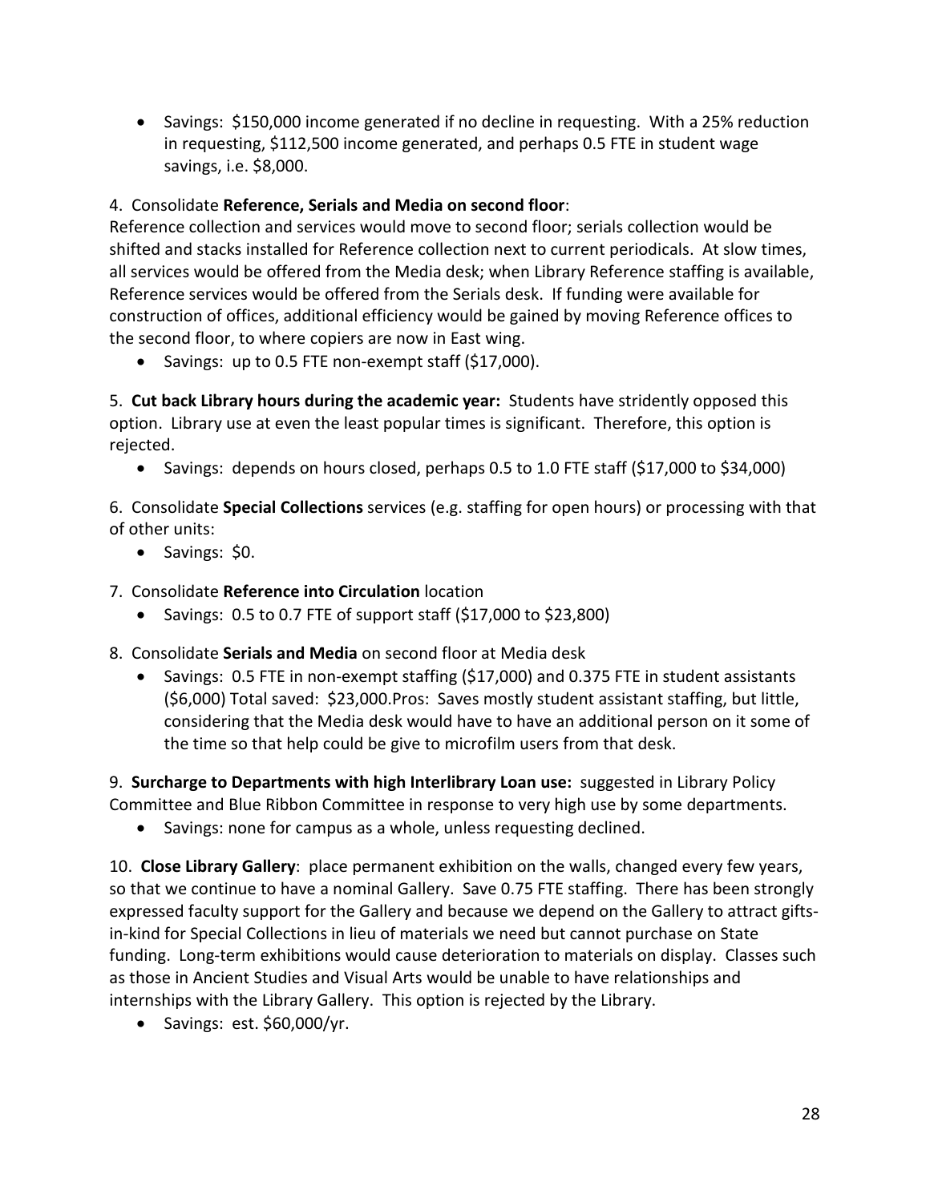- Savings: $150,000 income generated if no decline in requesting. With a 25% reduction in requesting, $112,500 income generated, and perhaps 0.5 FTE in student wage savings, i.e. $8,000.

4. Consolidate **Reference, Serials and Media on second floor**:
Reference collection and services would move to second floor; serials collection would be shifted and stacks installed for Reference collection next to current periodicals. At slow times, all services would be offered from the Media desk; when Library Reference staffing is available, Reference services would be offered from the Serials desk. If funding were available for construction of offices, additional efficiency would be gained by moving Reference offices to the second floor, to where copiers are now in East wing.

- Savings: up to 0.5 FTE non-exempt staff ($17,000).

5. **Cut back Library hours during the academic year:** Students have stridently opposed this option. Library use at even the least popular times is significant. Therefore, this option is rejected.

- Savings: depends on hours closed, perhaps 0.5 to 1.0 FTE staff ($17,000 to $34,000)

6. Consolidate **Special Collections** services (e.g. staffing for open hours) or processing with that of other units:

- Savings: $0.

7. Consolidate **Reference into Circulation** location

- Savings: 0.5 to 0.7 FTE of support staff ($17,000 to $23,800)

8. Consolidate **Serials and Media** on second floor at Media desk

- Savings: 0.5 FTE in non-exempt staffing ($17,000) and 0.375 FTE in student assistants ($6,000) Total saved: $23,000.Pros: Saves mostly student assistant staffing, but little, considering that the Media desk would have to have an additional person on it some of the time so that help could be give to microfilm users from that desk.

9. **Surcharge to Departments with high Interlibrary Loan use:** suggested in Library Policy Committee and Blue Ribbon Committee in response to very high use by some departments.

- Savings: none for campus as a whole, unless requesting declined.

10. **Close Library Gallery**: place permanent exhibition on the walls, changed every few years, so that we continue to have a nominal Gallery. Save 0.75 FTE staffing. There has been strongly expressed faculty support for the Gallery and because we depend on the Gallery to attract gifts-in-kind for Special Collections in lieu of materials we need but cannot purchase on State funding. Long-term exhibitions would cause deterioration to materials on display. Classes such as those in Ancient Studies and Visual Arts would be unable to have relationships and internships with the Library Gallery. This option is rejected by the Library.

- Savings: est. $60,000/yr.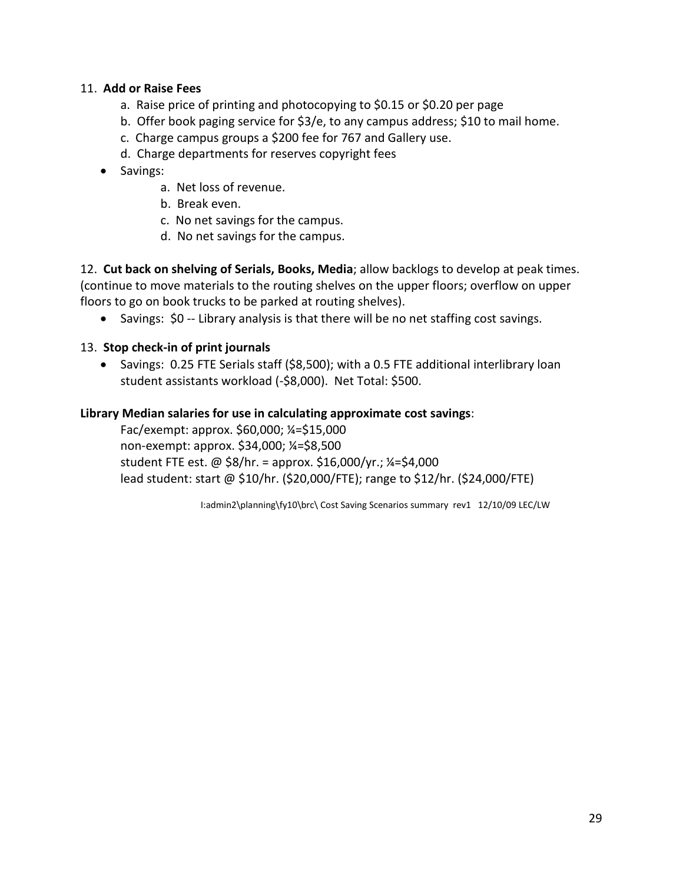11. **Add or Raise Fees**
    a. Raise price of printing and photocopying to $0.15 or $0.20 per page
    b. Offer book paging service for $3/e, to any campus address; $10 to mail home.
    c. Charge campus groups a $200 fee for 767 and Gallery use.
    d. Charge departments for reserves copyright fees

- Savings:
    a. Net loss of revenue.
    b. Break even.
    c. No net savings for the campus.
    d. No net savings for the campus.

12. **Cut back on shelving of Serials, Books, Media**; allow backlogs to develop at peak times. (continue to move materials to the routing shelves on the upper floors; overflow on upper floors to go on book trucks to be parked at routing shelves).

- Savings: $0 -- Library analysis is that there will be no net staffing cost savings.

13. **Stop check-in of print journals**

- Savings: 0.25 FTE Serials staff ($8,500); with a 0.5 FTE additional interlibrary loan student assistants workload (-$8,000). Net Total: $500.

**Library Median salaries for use in calculating approximate cost savings**:

Fac/exempt: approx. $60,000; ¼=$15,000
non-exempt: approx. $34,000; ¼=$8,500
student FTE est. @ $8/hr. = approx. $16,000/yr.; ¼=$4,000
lead student: start @ $10/hr. ($20,000/FTE); range to $12/hr. ($24,000/FTE)

I:admin2\planning\fy10\brc\ Cost Saving Scenarios summary rev1 12/10/09 LEC/LW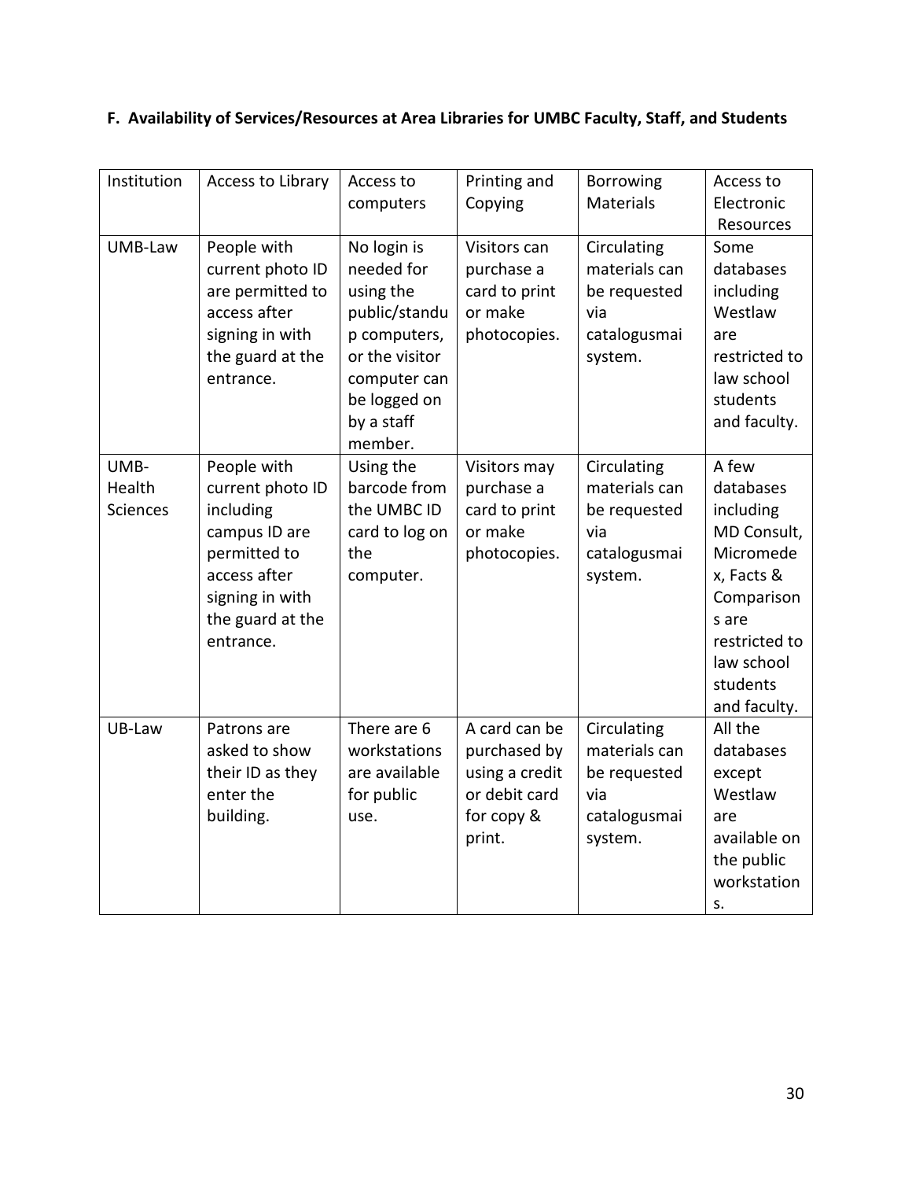### F. Availability of Services/Resources at Area Libraries for UMBC Faculty, Staff, and Students

| Institution | Access to Library | Access to computers | Printing and Copying | Borrowing Materials | Access to Electronic Resources |
|---|---|---|---|---|---|
| UMB-Law | People with current photo ID are permitted to access after signing in with the guard at the entrance. | No login is needed for using the public/standup computers, or the visitor computer can be logged on by a staff member. | Visitors can purchase a card to print or make photocopies. | Circulating materials can be requested via catalogusmai system. | Some databases including Westlaw are restricted to law school students and faculty. |
| UMB-Health Sciences | People with current photo ID including campus ID are permitted to access after signing in with the guard at the entrance. | Using the barcode from the UMBC ID card to log on the computer. | Visitors may purchase a card to print or make photocopies. | Circulating materials can be requested via catalogusmai system. | A few databases including MD Consult, Micromedex, Facts & Comparisons are restricted to law school students and faculty. |
| UB-Law | Patrons are asked to show their ID as they enter the building. | There are 6 workstations are available for public use. | A card can be purchased by using a credit or debit card for copy & print. | Circulating materials can be requested via catalogusmai system. | All the databases except Westlaw are available on the public workstations. |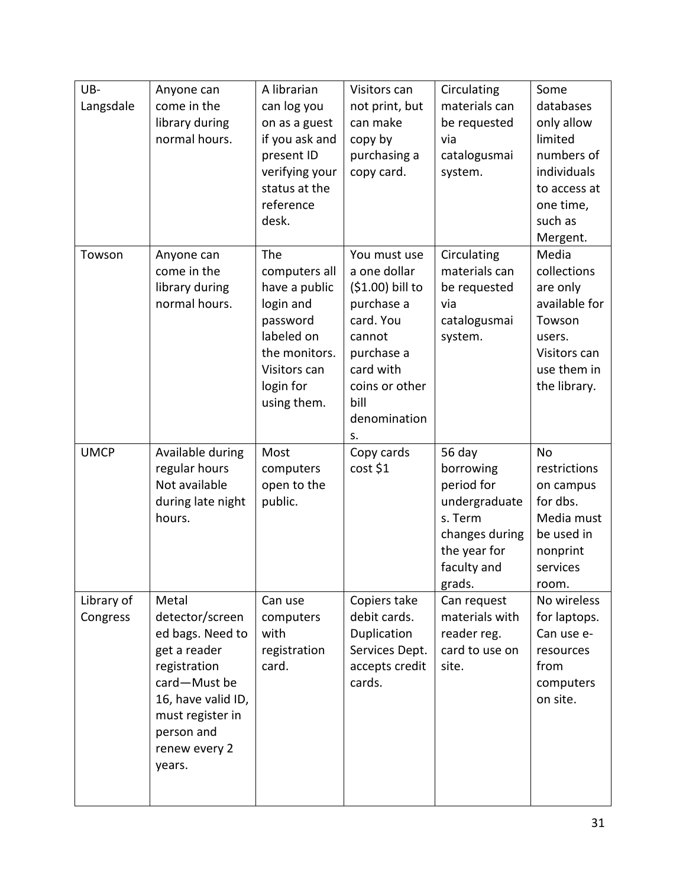| UB-Langsdale | Anyone can come in the library during normal hours. | A librarian can log you on as a guest if you ask and present ID verifying your status at the reference desk. | Visitors can not print, but can make copy by purchasing a copy card. | Circulating materials can be requested via catalogusmai system. | Some databases only allow limited numbers of individuals to access at one time, such as Mergent. |
|---|---|---|---|---|---|
| Towson | Anyone can come in the library during normal hours. | The computers all have a public login and password labeled on the monitors. Visitors can login for using them. | You must use a one dollar ($1.00) bill to purchase a card. You cannot purchase a card with coins or other bill denominations. | Circulating materials can be requested via catalogusmai system. | Media collections are only available for Towson users. Visitors can use them in the library. |
| UMCP | Available during regular hours Not available during late night hours. | Most computers open to the public. | Copy cards cost $1 | 56 day borrowing period for undergraduates. Term changes during the year for faculty and grads. | No restrictions on campus for dbs. Media must be used in nonprint services room. |
| Library of Congress | Metal detector/screened bags. Need to get a reader registration card—Must be 16, have valid ID, must register in person and renew every 2 years. | Can use computers with registration card. | Copiers take debit cards. Duplication Services Dept. accepts credit cards. | Can request materials with reader reg. card to use on site. | No wireless for laptops. Can use e-resources from computers on site. |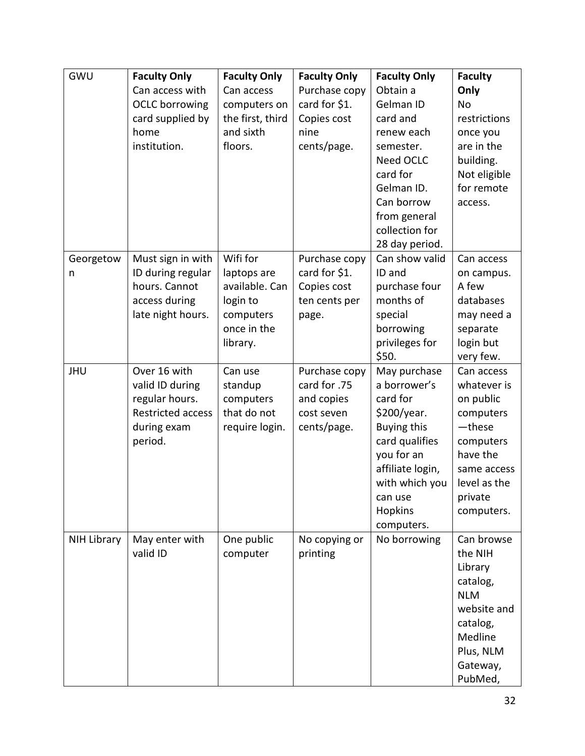| GWU | **Faculty Only** Can access with OCLC borrowing card supplied by home institution. | **Faculty Only** Can access computers on the first, third and sixth floors. | **Faculty Only** Purchase copy card for $1. Copies cost nine cents/page. | **Faculty Only** Obtain a Gelman ID card and renew each semester. Need OCLC card for Gelman ID. Can borrow from general collection for 28 day period. | **Faculty Only** No restrictions once you are in the building. Not eligible for remote access. |
|---|---|---|---|---|---|
| Georgetown | Must sign in with ID during regular hours. Cannot access during late night hours. | Wifi for laptops are available. Can login to computers once in the library. | Purchase copy card for $1. Copies cost ten cents per page. | Can show valid ID and purchase four months of special borrowing privileges for $50. | Can access on campus. A few databases may need a separate login but very few. |
| JHU | Over 16 with valid ID during regular hours. Restricted access during exam period. | Can use standup computers that do not require login. | Purchase copy card for .75 and copies cost seven cents/page. | May purchase a borrower's card for $200/year. Buying this card qualifies you for an affiliate login, with which you can use Hopkins computers. | Can access whatever is on public computers—these computers have the same access level as the private computers. |
| NIH Library | May enter with valid ID | One public computer | No copying or printing | No borrowing | Can browse the NIH Library catalog, NLM website and catalog, Medline Plus, NLM Gateway, PubMed, |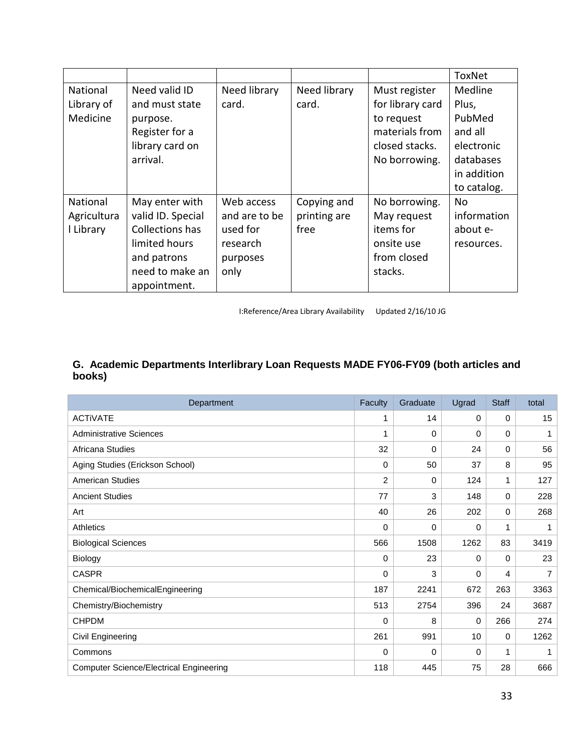| | | | | | ToxNet |
|---|---|---|---|---|---|
| National Library of Medicine | Need valid ID and must state purpose. Register for a library card on arrival. | Need library card. | Need library card. | Must register for library card to request materials from closed stacks. No borrowing. | Medline Plus, PubMed and all electronic databases in addition to catalog. |
| National Agricultural Library | May enter with valid ID. Special Collections has limited hours and patrons need to make an appointment. | Web access and are to be used for research purposes only | Copying and printing are free | No borrowing. May request items for onsite use from closed stacks. | No information about e-resources. |

I:Reference/Area Library Availability Updated 2/16/10 JG

## G. Academic Departments Interlibrary Loan Requests MADE FY06-FY09 (both articles and books)

| Department | Faculty | Graduate | Ugrad | Staff | total |
|---|---|---|---|---|---|
| ACTiVATE | 1 | 14 | 0 | 0 | 15 |
| Administrative Sciences | 1 | 0 | 0 | 0 | 1 |
| Africana Studies | 32 | 0 | 24 | 0 | 56 |
| Aging Studies (Erickson School) | 0 | 50 | 37 | 8 | 95 |
| American Studies | 2 | 0 | 124 | 1 | 127 |
| Ancient Studies | 77 | 3 | 148 | 0 | 228 |
| Art | 40 | 26 | 202 | 0 | 268 |
| Athletics | 0 | 0 | 0 | 1 | 1 |
| Biological Sciences | 566 | 1508 | 1262 | 83 | 3419 |
| Biology | 0 | 23 | 0 | 0 | 23 |
| CASPR | 0 | 3 | 0 | 4 | 7 |
| Chemical/BiochemicalEngineering | 187 | 2241 | 672 | 263 | 3363 |
| Chemistry/Biochemistry | 513 | 2754 | 396 | 24 | 3687 |
| CHPDM | 0 | 8 | 0 | 266 | 274 |
| Civil Engineering | 261 | 991 | 10 | 0 | 1262 |
| Commons | 0 | 0 | 0 | 1 | 1 |
| Computer Science/Electrical Engineering | 118 | 445 | 75 | 28 | 666 |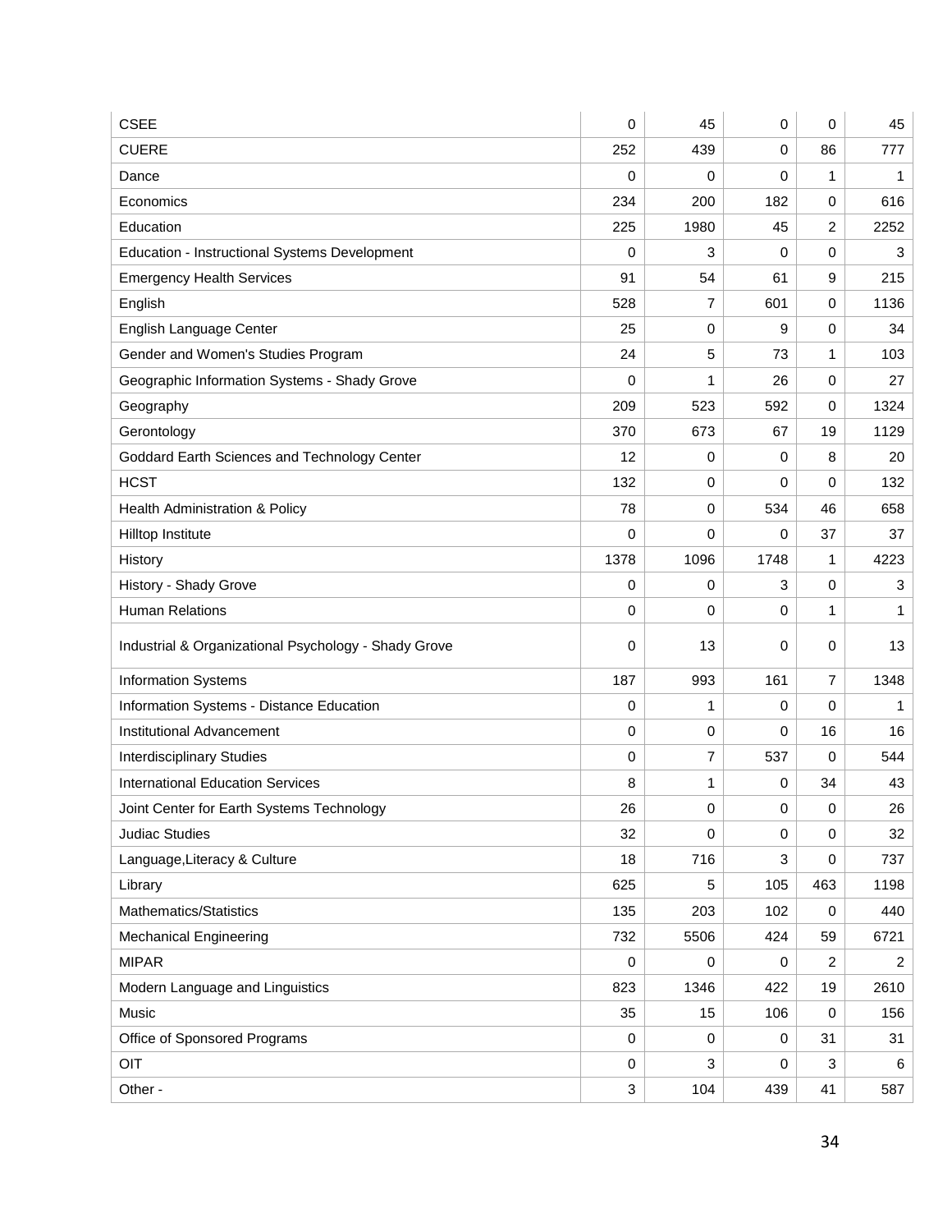| CSEE | 0 | 45 | 0 | 0 | 45 |
|---|---|---|---|---|---|
| CUERE | 252 | 439 | 0 | 86 | 777 |
| Dance | 0 | 0 | 0 | 1 | 1 |
| Economics | 234 | 200 | 182 | 0 | 616 |
| Education | 225 | 1980 | 45 | 2 | 2252 |
| Education - Instructional Systems Development | 0 | 3 | 0 | 0 | 3 |
| Emergency Health Services | 91 | 54 | 61 | 9 | 215 |
| English | 528 | 7 | 601 | 0 | 1136 |
| English Language Center | 25 | 0 | 9 | 0 | 34 |
| Gender and Women's Studies Program | 24 | 5 | 73 | 1 | 103 |
| Geographic Information Systems - Shady Grove | 0 | 1 | 26 | 0 | 27 |
| Geography | 209 | 523 | 592 | 0 | 1324 |
| Gerontology | 370 | 673 | 67 | 19 | 1129 |
| Goddard Earth Sciences and Technology Center | 12 | 0 | 0 | 8 | 20 |
| HCST | 132 | 0 | 0 | 0 | 132 |
| Health Administration & Policy | 78 | 0 | 534 | 46 | 658 |
| Hilltop Institute | 0 | 0 | 0 | 37 | 37 |
| History | 1378 | 1096 | 1748 | 1 | 4223 |
| History - Shady Grove | 0 | 0 | 3 | 0 | 3 |
| Human Relations | 0 | 0 | 0 | 1 | 1 |
| Industrial & Organizational Psychology - Shady Grove | 0 | 13 | 0 | 0 | 13 |
| Information Systems | 187 | 993 | 161 | 7 | 1348 |
| Information Systems - Distance Education | 0 | 1 | 0 | 0 | 1 |
| Institutional Advancement | 0 | 0 | 0 | 16 | 16 |
| Interdisciplinary Studies | 0 | 7 | 537 | 0 | 544 |
| International Education Services | 8 | 1 | 0 | 34 | 43 |
| Joint Center for Earth Systems Technology | 26 | 0 | 0 | 0 | 26 |
| Judiac Studies | 32 | 0 | 0 | 0 | 32 |
| Language,Literacy & Culture | 18 | 716 | 3 | 0 | 737 |
| Library | 625 | 5 | 105 | 463 | 1198 |
| Mathematics/Statistics | 135 | 203 | 102 | 0 | 440 |
| Mechanical Engineering | 732 | 5506 | 424 | 59 | 6721 |
| MIPAR | 0 | 0 | 0 | 2 | 2 |
| Modern Language and Linguistics | 823 | 1346 | 422 | 19 | 2610 |
| Music | 35 | 15 | 106 | 0 | 156 |
| Office of Sponsored Programs | 0 | 0 | 0 | 31 | 31 |
| OIT | 0 | 3 | 0 | 3 | 6 |
| Other - | 3 | 104 | 439 | 41 | 587 |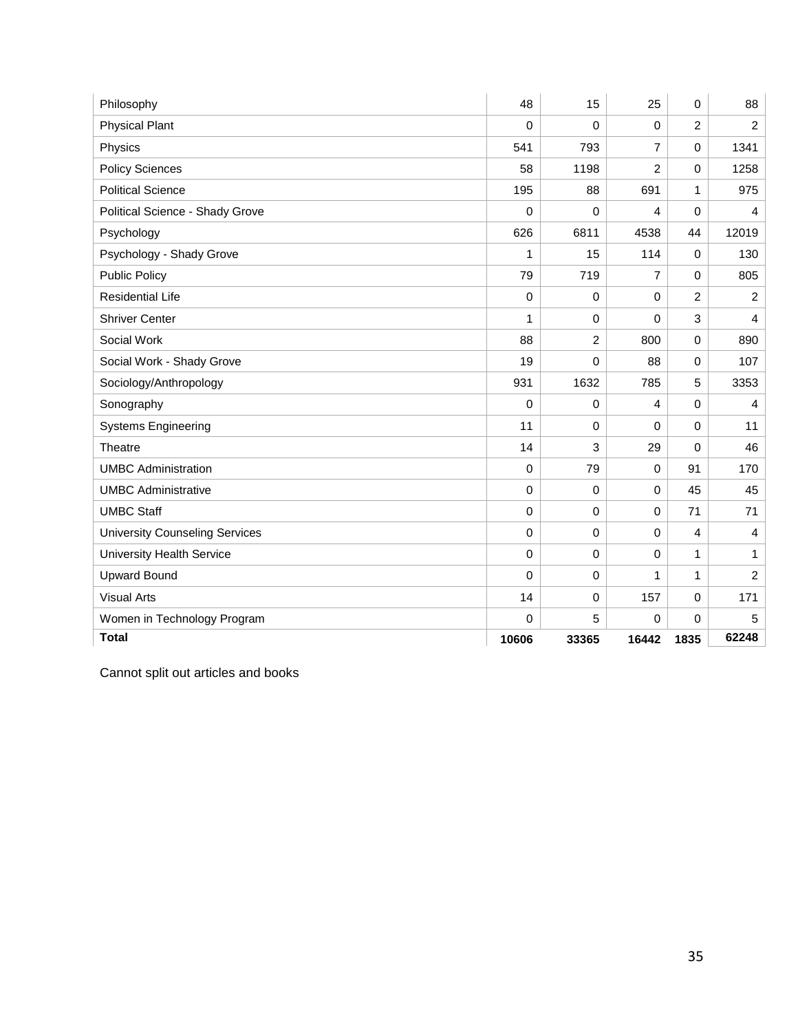| | | | | | |
|---|---|---|---|---|---|
| Philosophy | 48 | 15 | 25 | 0 | 88 |
| Physical Plant | 0 | 0 | 0 | 2 | 2 |
| Physics | 541 | 793 | 7 | 0 | 1341 |
| Policy Sciences | 58 | 1198 | 2 | 0 | 1258 |
| Political Science | 195 | 88 | 691 | 1 | 975 |
| Political Science - Shady Grove | 0 | 0 | 4 | 0 | 4 |
| Psychology | 626 | 6811 | 4538 | 44 | 12019 |
| Psychology - Shady Grove | 1 | 15 | 114 | 0 | 130 |
| Public Policy | 79 | 719 | 7 | 0 | 805 |
| Residential Life | 0 | 0 | 0 | 2 | 2 |
| Shriver Center | 1 | 0 | 0 | 3 | 4 |
| Social Work | 88 | 2 | 800 | 0 | 890 |
| Social Work - Shady Grove | 19 | 0 | 88 | 0 | 107 |
| Sociology/Anthropology | 931 | 1632 | 785 | 5 | 3353 |
| Sonography | 0 | 0 | 4 | 0 | 4 |
| Systems Engineering | 11 | 0 | 0 | 0 | 11 |
| Theatre | 14 | 3 | 29 | 0 | 46 |
| UMBC Administration | 0 | 79 | 0 | 91 | 170 |
| UMBC Administrative | 0 | 0 | 0 | 45 | 45 |
| UMBC Staff | 0 | 0 | 0 | 71 | 71 |
| University Counseling Services | 0 | 0 | 0 | 4 | 4 |
| University Health Service | 0 | 0 | 0 | 1 | 1 |
| Upward Bound | 0 | 0 | 1 | 1 | 2 |
| Visual Arts | 14 | 0 | 157 | 0 | 171 |
| Women in Technology Program | 0 | 5 | 0 | 0 | 5 |
| **Total** | **10606** | **33365** | **16442** | **1835** | **62248** |

Cannot split out articles and books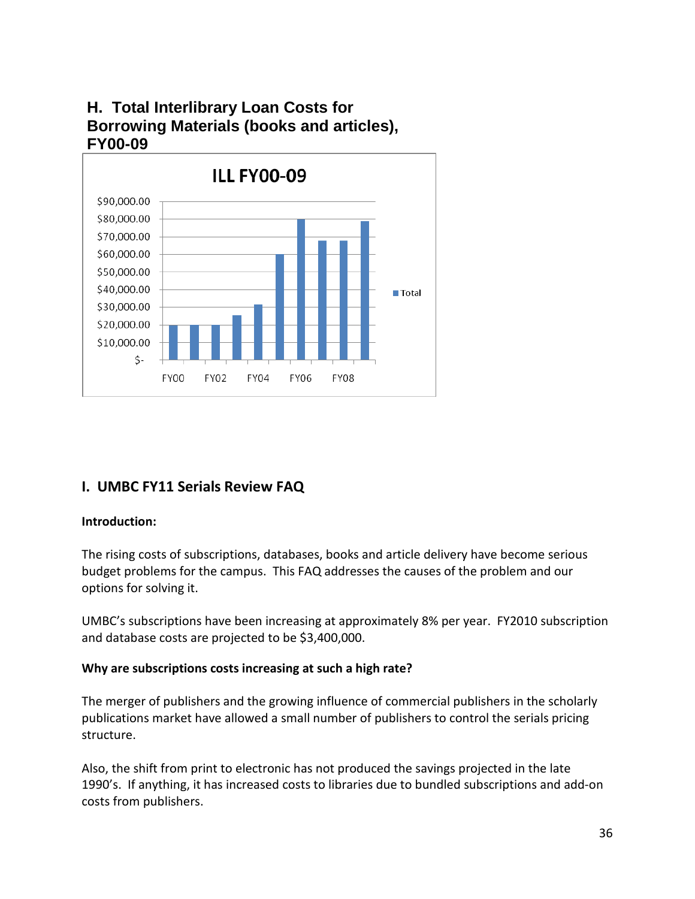## H. Total Interlibrary Loan Costs for Borrowing Materials (books and articles), FY00-09

ILL FY00-09

## I. UMBC FY11 Serials Review FAQ

**Introduction:**

The rising costs of subscriptions, databases, books and article delivery have become serious budget problems for the campus. This FAQ addresses the causes of the problem and our options for solving it.

UMBC's subscriptions have been increasing at approximately 8% per year. FY2010 subscription and database costs are projected to be $3,400,000.

**Why are subscriptions costs increasing at such a high rate?**

The merger of publishers and the growing influence of commercial publishers in the scholarly publications market have allowed a small number of publishers to control the serials pricing structure.

Also, the shift from print to electronic has not produced the savings projected in the late 1990's. If anything, it has increased costs to libraries due to bundled subscriptions and add-on costs from publishers.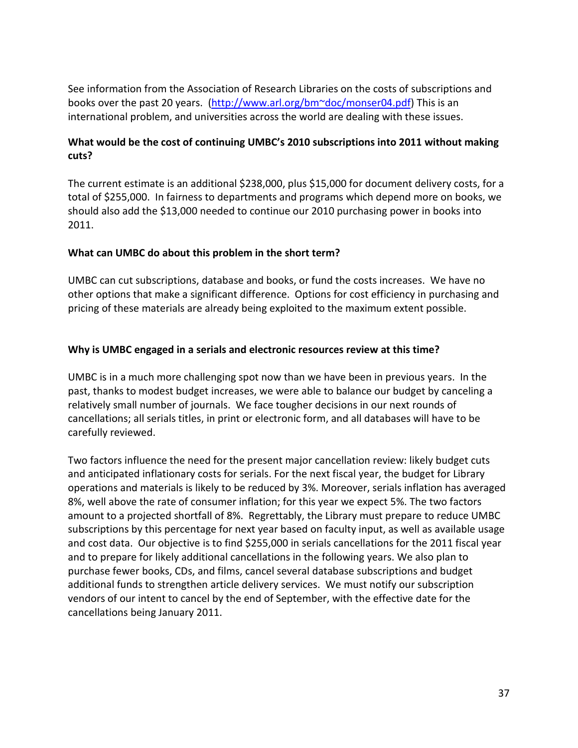See information from the Association of Research Libraries on the costs of subscriptions and books over the past 20 years. ([http://www.arl.org/bm~doc/monser04.pdf](http://www.arl.org/bm~doc/monser04.pdf)) This is an international problem, and universities across the world are dealing with these issues.

**What would be the cost of continuing UMBC's 2010 subscriptions into 2011 without making cuts?**

The current estimate is an additional $238,000, plus $15,000 for document delivery costs, for a total of $255,000. In fairness to departments and programs which depend more on books, we should also add the $13,000 needed to continue our 2010 purchasing power in books into 2011.

**What can UMBC do about this problem in the short term?**

UMBC can cut subscriptions, database and books, or fund the costs increases. We have no other options that make a significant difference. Options for cost efficiency in purchasing and pricing of these materials are already being exploited to the maximum extent possible.

**Why is UMBC engaged in a serials and electronic resources review at this time?**

UMBC is in a much more challenging spot now than we have been in previous years. In the past, thanks to modest budget increases, we were able to balance our budget by canceling a relatively small number of journals. We face tougher decisions in our next rounds of cancellations; all serials titles, in print or electronic form, and all databases will have to be carefully reviewed.

Two factors influence the need for the present major cancellation review: likely budget cuts and anticipated inflationary costs for serials. For the next fiscal year, the budget for Library operations and materials is likely to be reduced by 3%. Moreover, serials inflation has averaged 8%, well above the rate of consumer inflation; for this year we expect 5%. The two factors amount to a projected shortfall of 8%. Regrettably, the Library must prepare to reduce UMBC subscriptions by this percentage for next year based on faculty input, as well as available usage and cost data. Our objective is to find $255,000 in serials cancellations for the 2011 fiscal year and to prepare for likely additional cancellations in the following years. We also plan to purchase fewer books, CDs, and films, cancel several database subscriptions and budget additional funds to strengthen article delivery services. We must notify our subscription vendors of our intent to cancel by the end of September, with the effective date for the cancellations being January 2011.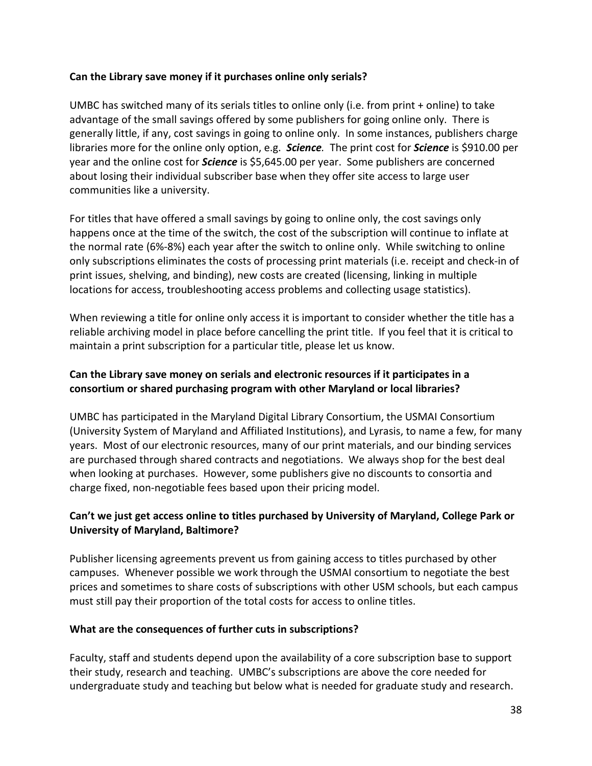**Can the Library save money if it purchases online only serials?**

UMBC has switched many of its serials titles to online only (i.e. from print + online) to take advantage of the small savings offered by some publishers for going online only. There is generally little, if any, cost savings in going to online only. In some instances, publishers charge libraries more for the online only option, e.g. ***Science***. The print cost for ***Science*** is $910.00 per year and the online cost for ***Science*** is $5,645.00 per year. Some publishers are concerned about losing their individual subscriber base when they offer site access to large user communities like a university.

For titles that have offered a small savings by going to online only, the cost savings only happens once at the time of the switch, the cost of the subscription will continue to inflate at the normal rate (6%-8%) each year after the switch to online only. While switching to online only subscriptions eliminates the costs of processing print materials (i.e. receipt and check-in of print issues, shelving, and binding), new costs are created (licensing, linking in multiple locations for access, troubleshooting access problems and collecting usage statistics).

When reviewing a title for online only access it is important to consider whether the title has a reliable archiving model in place before cancelling the print title. If you feel that it is critical to maintain a print subscription for a particular title, please let us know.

**Can the Library save money on serials and electronic resources if it participates in a consortium or shared purchasing program with other Maryland or local libraries?**

UMBC has participated in the Maryland Digital Library Consortium, the USMAI Consortium (University System of Maryland and Affiliated Institutions), and Lyrasis, to name a few, for many years. Most of our electronic resources, many of our print materials, and our binding services are purchased through shared contracts and negotiations. We always shop for the best deal when looking at purchases. However, some publishers give no discounts to consortia and charge fixed, non-negotiable fees based upon their pricing model.

**Can't we just get access online to titles purchased by University of Maryland, College Park or University of Maryland, Baltimore?**

Publisher licensing agreements prevent us from gaining access to titles purchased by other campuses. Whenever possible we work through the USMAI consortium to negotiate the best prices and sometimes to share costs of subscriptions with other USM schools, but each campus must still pay their proportion of the total costs for access to online titles.

**What are the consequences of further cuts in subscriptions?**

Faculty, staff and students depend upon the availability of a core subscription base to support their study, research and teaching. UMBC's subscriptions are above the core needed for undergraduate study and teaching but below what is needed for graduate study and research.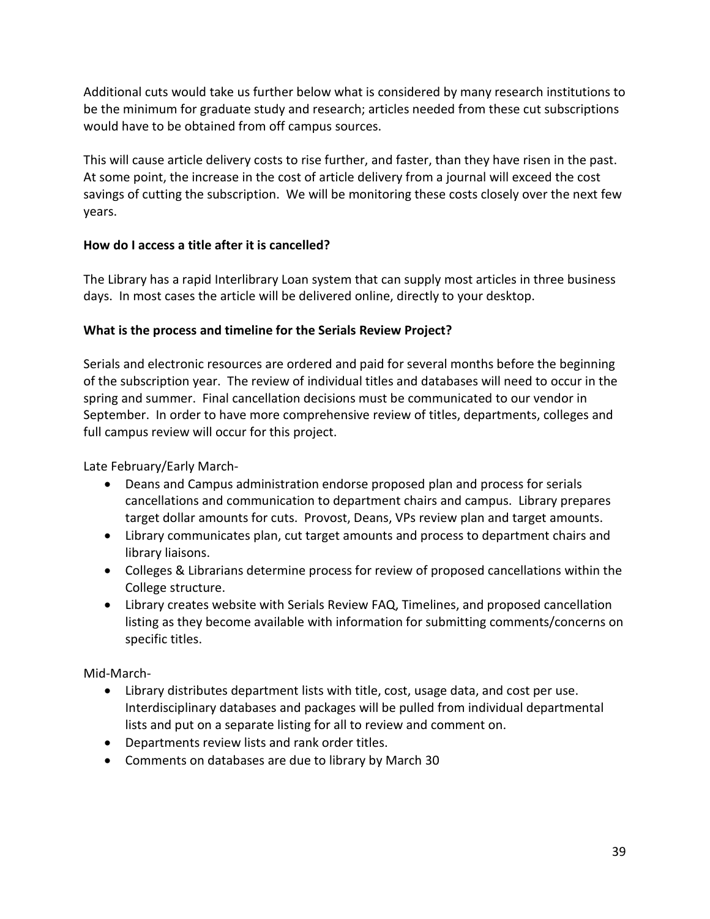Additional cuts would take us further below what is considered by many research institutions to be the minimum for graduate study and research; articles needed from these cut subscriptions would have to be obtained from off campus sources.

This will cause article delivery costs to rise further, and faster, than they have risen in the past. At some point, the increase in the cost of article delivery from a journal will exceed the cost savings of cutting the subscription. We will be monitoring these costs closely over the next few years.

**How do I access a title after it is cancelled?**

The Library has a rapid Interlibrary Loan system that can supply most articles in three business days. In most cases the article will be delivered online, directly to your desktop.

**What is the process and timeline for the Serials Review Project?**

Serials and electronic resources are ordered and paid for several months before the beginning of the subscription year. The review of individual titles and databases will need to occur in the spring and summer. Final cancellation decisions must be communicated to our vendor in September. In order to have more comprehensive review of titles, departments, colleges and full campus review will occur for this project.

Late February/Early March-

- Deans and Campus administration endorse proposed plan and process for serials cancellations and communication to department chairs and campus. Library prepares target dollar amounts for cuts. Provost, Deans, VPs review plan and target amounts.
- Library communicates plan, cut target amounts and process to department chairs and library liaisons.
- Colleges & Librarians determine process for review of proposed cancellations within the College structure.
- Library creates website with Serials Review FAQ, Timelines, and proposed cancellation listing as they become available with information for submitting comments/concerns on specific titles.

Mid-March-

- Library distributes department lists with title, cost, usage data, and cost per use. Interdisciplinary databases and packages will be pulled from individual departmental lists and put on a separate listing for all to review and comment on.
- Departments review lists and rank order titles.
- Comments on databases are due to library by March 30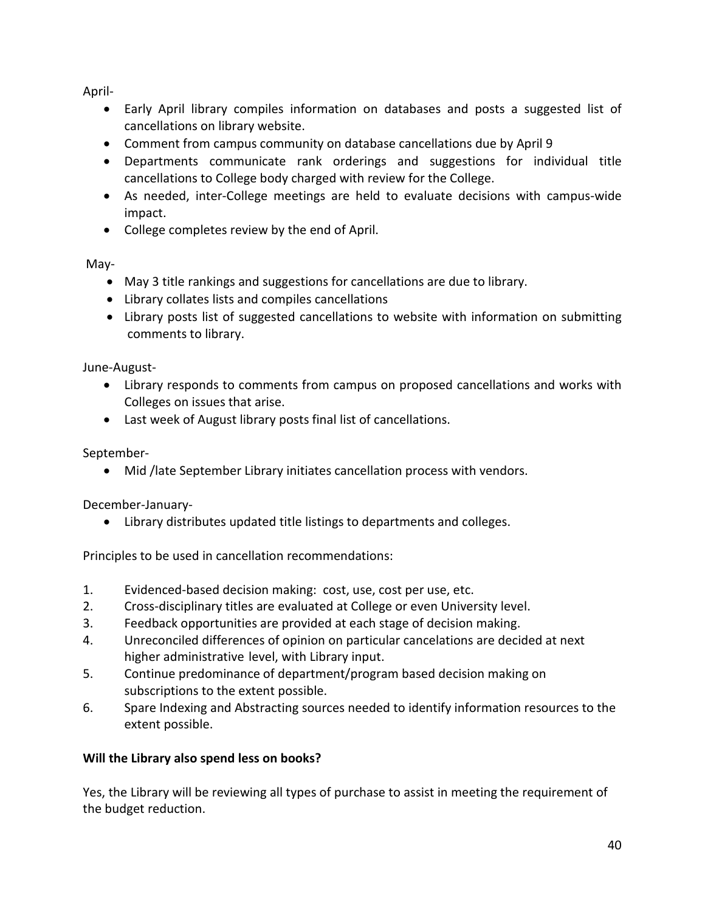April-

- Early April library compiles information on databases and posts a suggested list of cancellations on library website.
- Comment from campus community on database cancellations due by April 9
- Departments communicate rank orderings and suggestions for individual title cancellations to College body charged with review for the College.
- As needed, inter-College meetings are held to evaluate decisions with campus-wide impact.
- College completes review by the end of April.

May-

- May 3 title rankings and suggestions for cancellations are due to library.
- Library collates lists and compiles cancellations
- Library posts list of suggested cancellations to website with information on submitting comments to library.

June-August-

- Library responds to comments from campus on proposed cancellations and works with Colleges on issues that arise.
- Last week of August library posts final list of cancellations.

September-

- Mid /late September Library initiates cancellation process with vendors.

December-January-

- Library distributes updated title listings to departments and colleges.

Principles to be used in cancellation recommendations:

1. Evidenced-based decision making: cost, use, cost per use, etc.
2. Cross-disciplinary titles are evaluated at College or even University level.
3. Feedback opportunities are provided at each stage of decision making.
4. Unreconciled differences of opinion on particular cancelations are decided at next higher administrative level, with Library input.
5. Continue predominance of department/program based decision making on subscriptions to the extent possible.
6. Spare Indexing and Abstracting sources needed to identify information resources to the extent possible.

**Will the Library also spend less on books?**

Yes, the Library will be reviewing all types of purchase to assist in meeting the requirement of the budget reduction.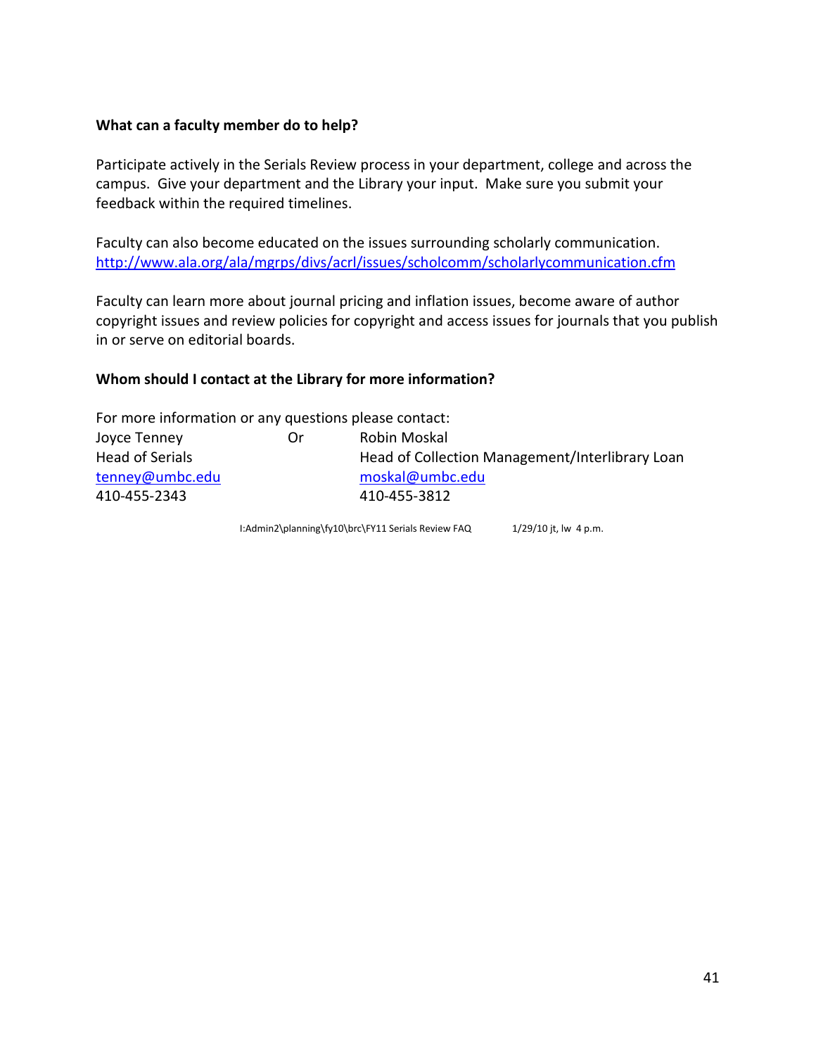**What can a faculty member do to help?**

Participate actively in the Serials Review process in your department, college and across the campus. Give your department and the Library your input. Make sure you submit your feedback within the required timelines.

Faculty can also become educated on the issues surrounding scholarly communication. http://www.ala.org/ala/mgrps/divs/acrl/issues/scholcomm/scholarlycommunication.cfm

Faculty can learn more about journal pricing and inflation issues, become aware of author copyright issues and review policies for copyright and access issues for journals that you publish in or serve on editorial boards.

**Whom should I contact at the Library for more information?**

For more information or any questions please contact:

| | | |
|---|---|---|
| Joyce Tenney | Or | Robin Moskal |
| Head of Serials | | Head of Collection Management/Interlibrary Loan |
| tenney@umbc.edu | | moskal@umbc.edu |
| 410-455-2343 | | 410-455-3812 |

I:Admin2\planning\fy10\brc\FY11 Serials Review FAQ 1/29/10 jt, lw 4 p.m.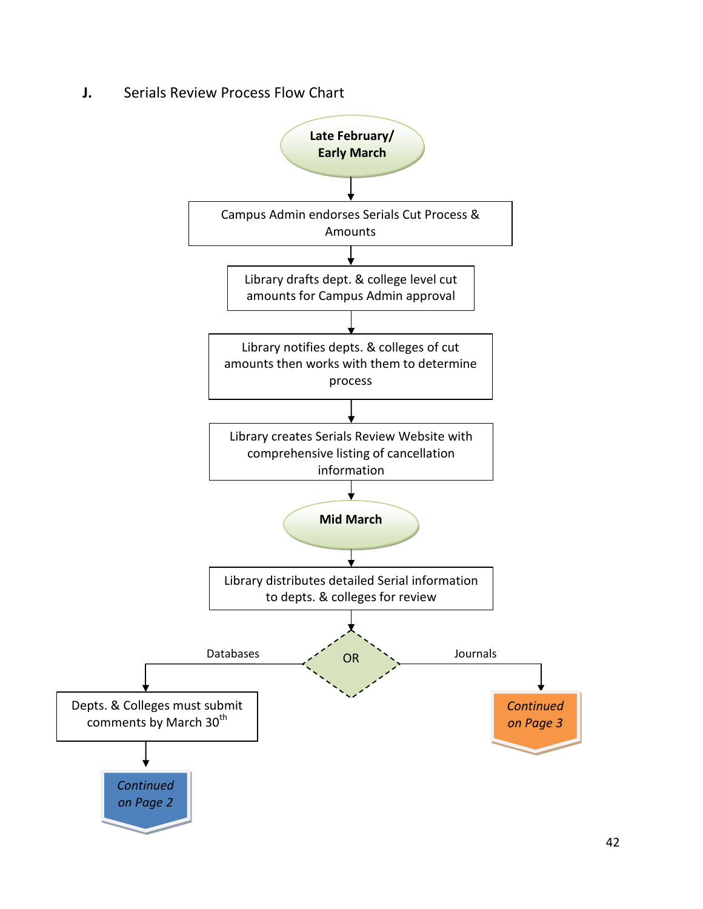## J. Serials Review Process Flow Chart

**Late February/ Early March**

↓

Campus Admin endorses Serials Cut Process & Amounts

↓

Library drafts dept. & college level cut amounts for Campus Admin approval

↓

Library notifies depts. & colleges of cut amounts then works with them to determine process

↓

Library creates Serials Review Website with comprehensive listing of cancellation information

↓

**Mid March**

↓

Library distributes detailed Serial information to depts. & colleges for review

↓

OR

- **Databases** → Depts. & Colleges must submit comments by March 30th → *Continued on Page 2*
- **Journals** → *Continued on Page 3*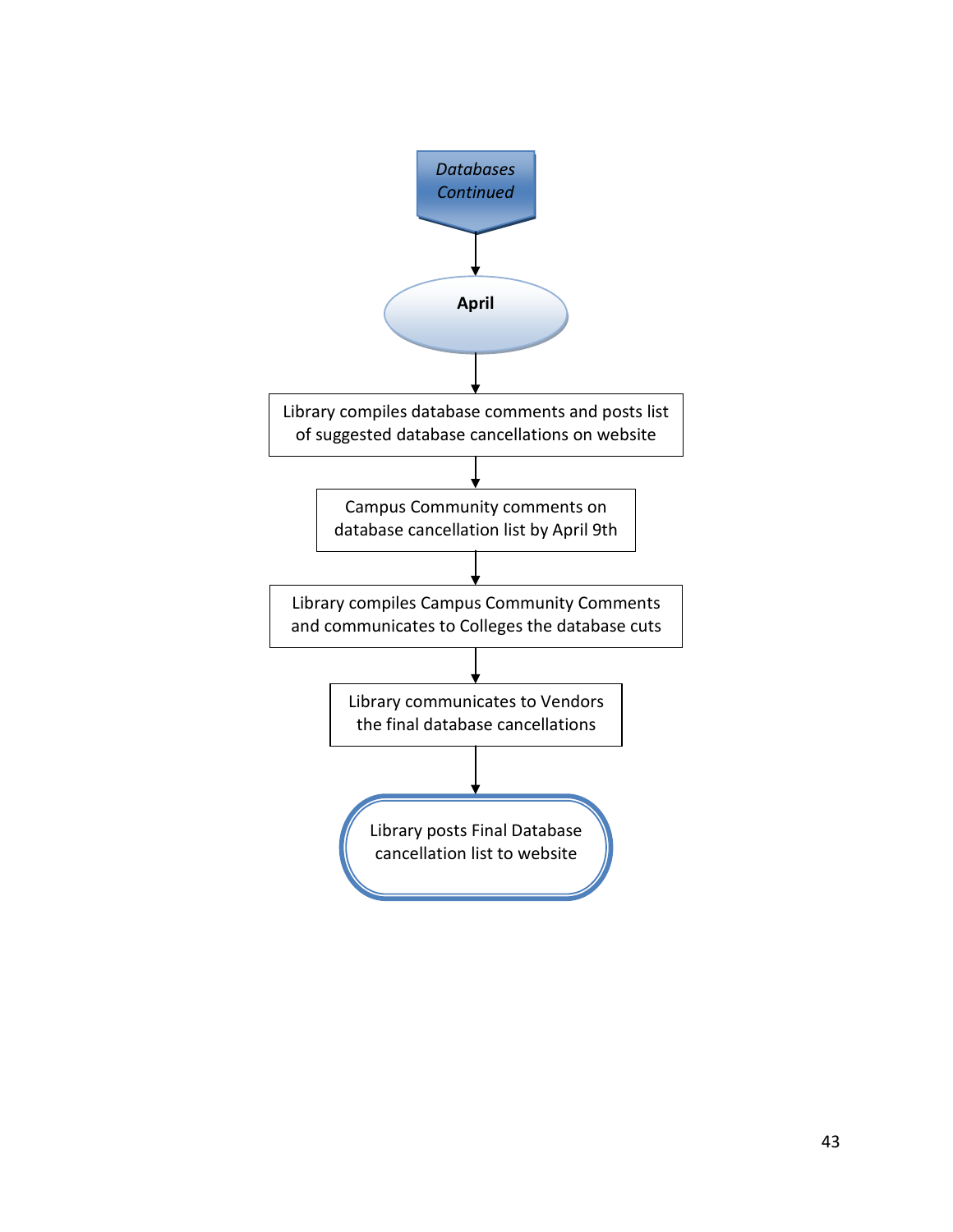*Databases Continued*

**April**

Library compiles database comments and posts list of suggested database cancellations on website

Campus Community comments on database cancellation list by April 9th

Library compiles Campus Community Comments and communicates to Colleges the database cuts

Library communicates to Vendors the final database cancellations

Library posts Final Database cancellation list to website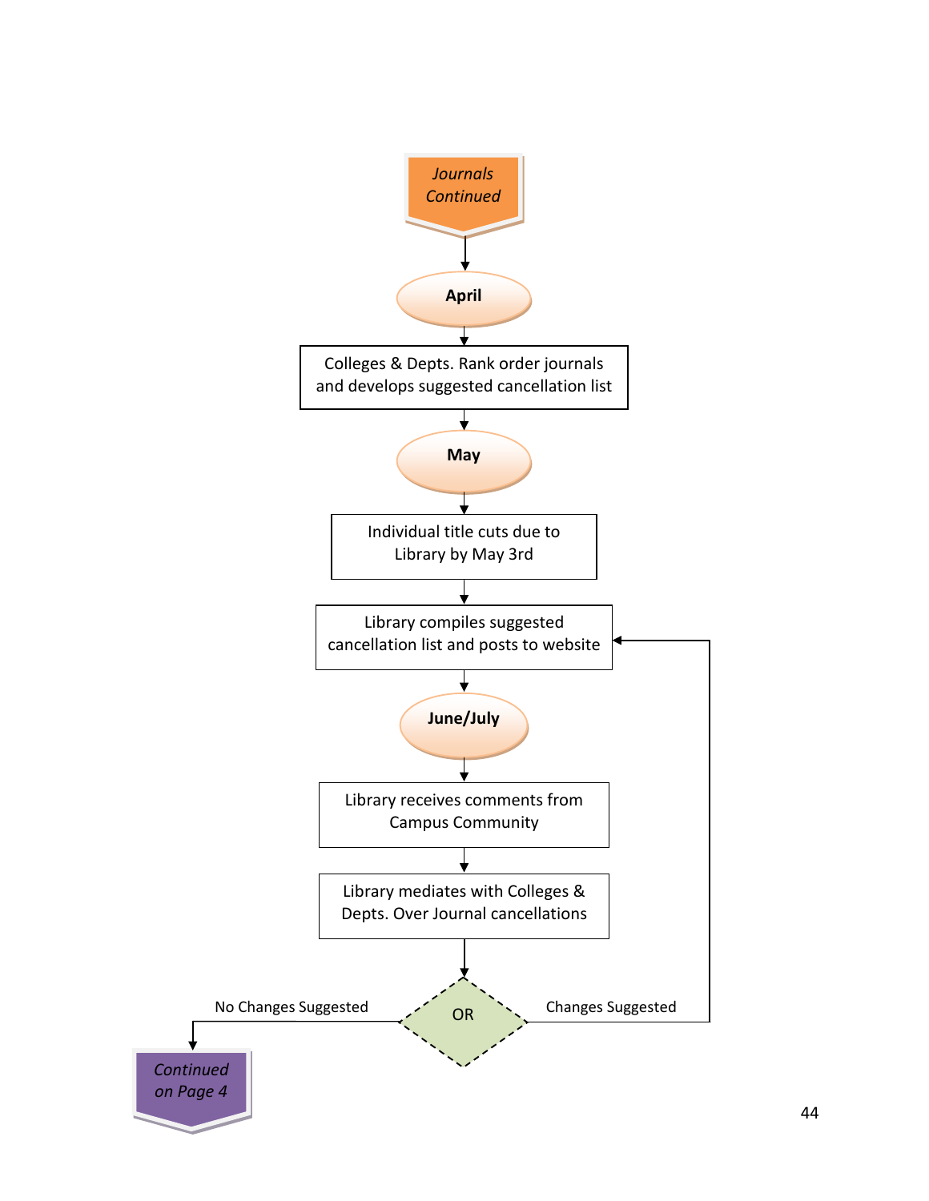*Journals Continued*

**April**

Colleges & Depts. Rank order journals and develops suggested cancellation list

**May**

Individual title cuts due to Library by May 3rd

Library compiles suggested cancellation list and posts to website

**June/July**

Library receives comments from Campus Community

Library mediates with Colleges & Depts. Over Journal cancellations

OR

No Changes Suggested

Changes Suggested

*Continued on Page 4*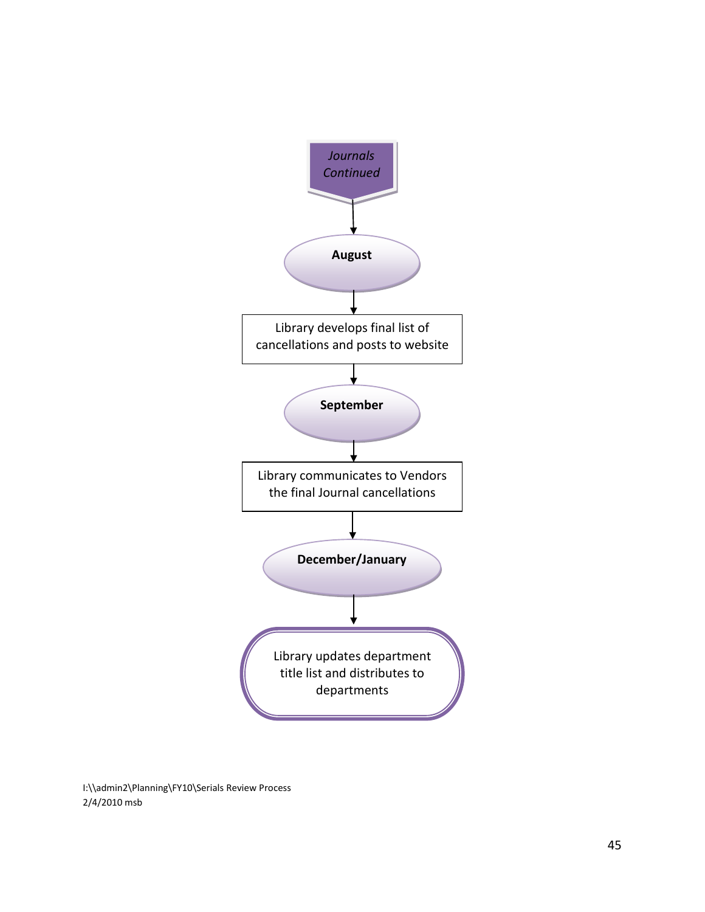*Journals Continued*

**August**

Library develops final list of cancellations and posts to website

**September**

Library communicates to Vendors the final Journal cancellations

**December/January**

Library updates department title list and distributes to departments

I:\\admin2\Planning\FY10\Serials Review Process
2/4/2010 msb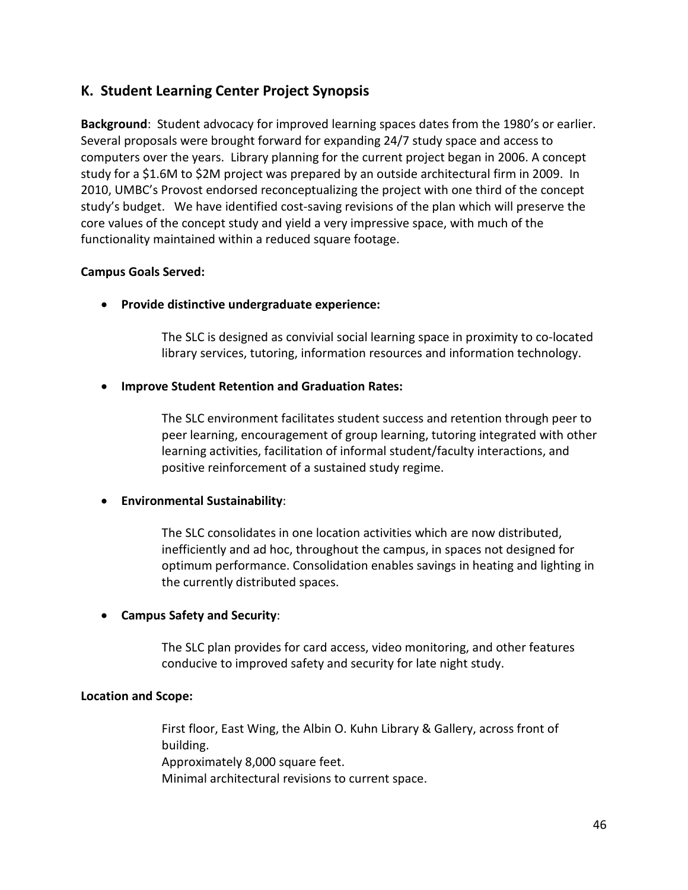## K. Student Learning Center Project Synopsis

**Background**: Student advocacy for improved learning spaces dates from the 1980's or earlier. Several proposals were brought forward for expanding 24/7 study space and access to computers over the years. Library planning for the current project began in 2006. A concept study for a $1.6M to $2M project was prepared by an outside architectural firm in 2009. In 2010, UMBC's Provost endorsed reconceptualizing the project with one third of the concept study's budget. We have identified cost-saving revisions of the plan which will preserve the core values of the concept study and yield a very impressive space, with much of the functionality maintained within a reduced square footage.

**Campus Goals Served:**

- **Provide distinctive undergraduate experience:**

  The SLC is designed as convivial social learning space in proximity to co-located library services, tutoring, information resources and information technology.

- **Improve Student Retention and Graduation Rates:**

  The SLC environment facilitates student success and retention through peer to peer learning, encouragement of group learning, tutoring integrated with other learning activities, facilitation of informal student/faculty interactions, and positive reinforcement of a sustained study regime.

- **Environmental Sustainability**:

  The SLC consolidates in one location activities which are now distributed, inefficiently and ad hoc, throughout the campus, in spaces not designed for optimum performance. Consolidation enables savings in heating and lighting in the currently distributed spaces.

- **Campus Safety and Security**:

  The SLC plan provides for card access, video monitoring, and other features conducive to improved safety and security for late night study.

**Location and Scope:**

First floor, East Wing, the Albin O. Kuhn Library & Gallery, across front of building.
Approximately 8,000 square feet.
Minimal architectural revisions to current space.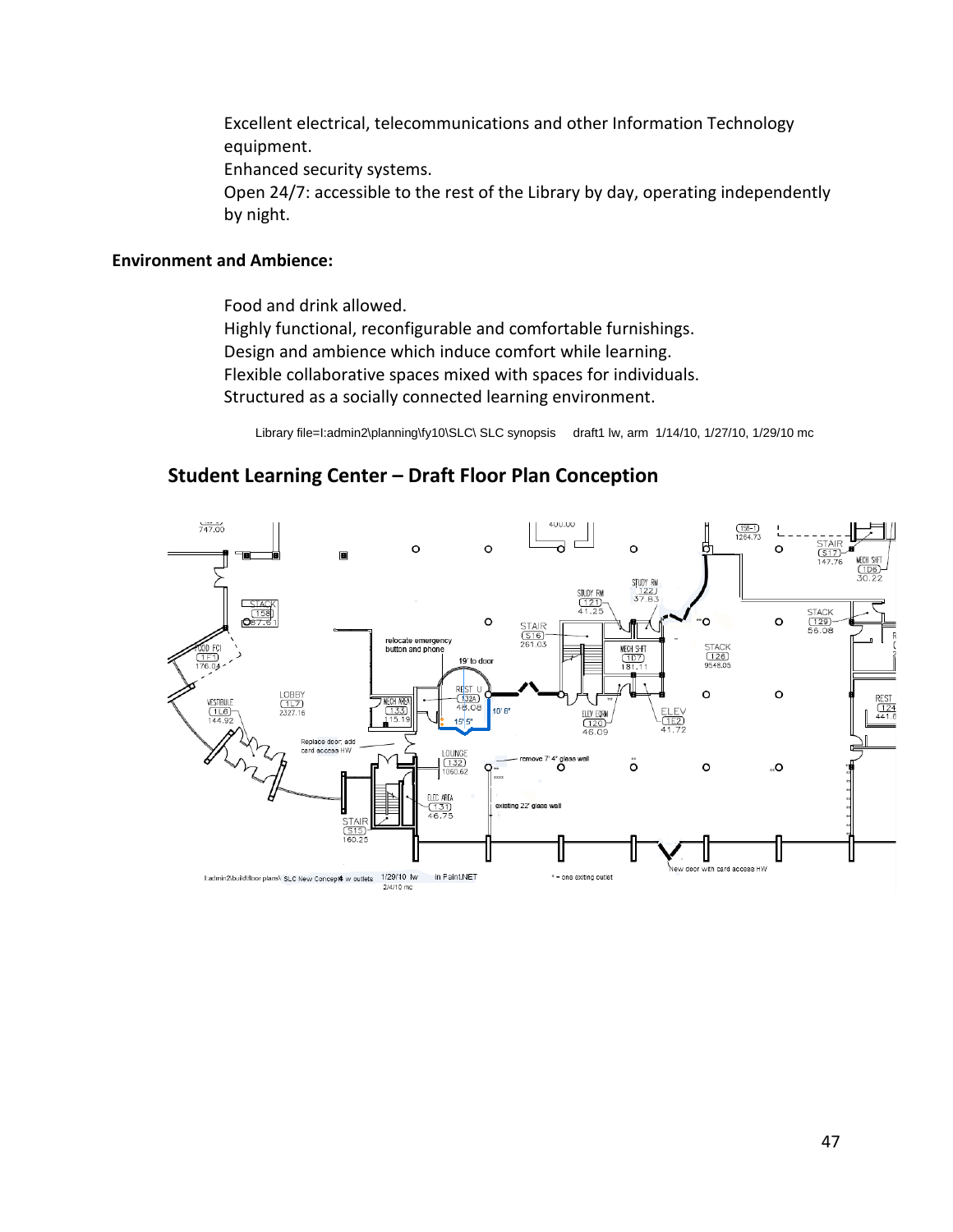Excellent electrical, telecommunications and other Information Technology equipment.

Enhanced security systems.

Open 24/7: accessible to the rest of the Library by day, operating independently by night.

**Environment and Ambience:**

Food and drink allowed.

Highly functional, reconfigurable and comfortable furnishings.

Design and ambience which induce comfort while learning.

Flexible collaborative spaces mixed with spaces for individuals.

Structured as a socially connected learning environment.

Library file=I:admin2\planning\fy10\SLC\ SLC synopsis draft1 lw, arm 1/14/10, 1/27/10, 1/29/10 mc

## Student Learning Center – Draft Floor Plan Conception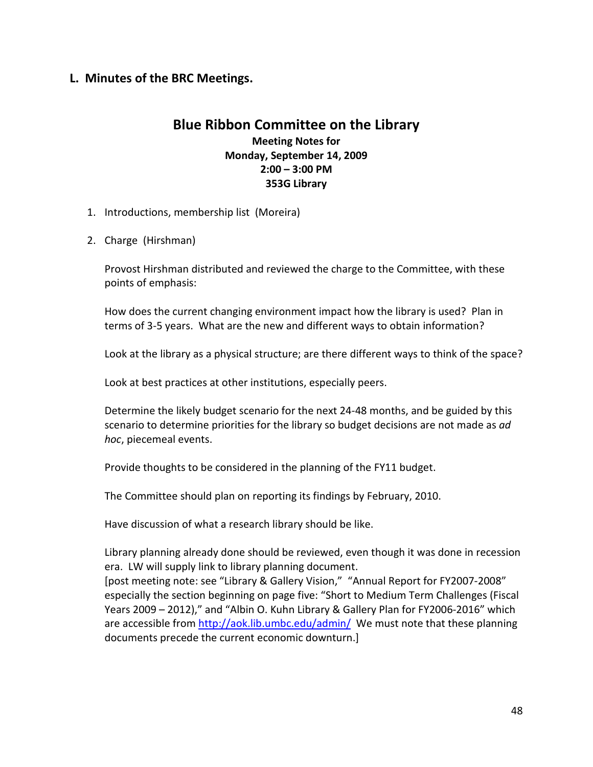## L. Minutes of the BRC Meetings.

# Blue Ribbon Committee on the Library

**Meeting Notes for**
**Monday, September 14, 2009**
**2:00 – 3:00 PM**
**353G Library**

1. Introductions, membership list (Moreira)

2. Charge (Hirshman)

   Provost Hirshman distributed and reviewed the charge to the Committee, with these points of emphasis:

   How does the current changing environment impact how the library is used? Plan in terms of 3-5 years. What are the new and different ways to obtain information?

   Look at the library as a physical structure; are there different ways to think of the space?

   Look at best practices at other institutions, especially peers.

   Determine the likely budget scenario for the next 24-48 months, and be guided by this scenario to determine priorities for the library so budget decisions are not made as *ad hoc*, piecemeal events.

   Provide thoughts to be considered in the planning of the FY11 budget.

   The Committee should plan on reporting its findings by February, 2010.

   Have discussion of what a research library should be like.

   Library planning already done should be reviewed, even though it was done in recession era. LW will supply link to library planning document.
   [post meeting note: see "Library & Gallery Vision," "Annual Report for FY2007-2008" especially the section beginning on page five: "Short to Medium Term Challenges (Fiscal Years 2009 – 2012)," and "Albin O. Kuhn Library & Gallery Plan for FY2006-2016" which are accessible from http://aok.lib.umbc.edu/admin/ We must note that these planning documents precede the current economic downturn.]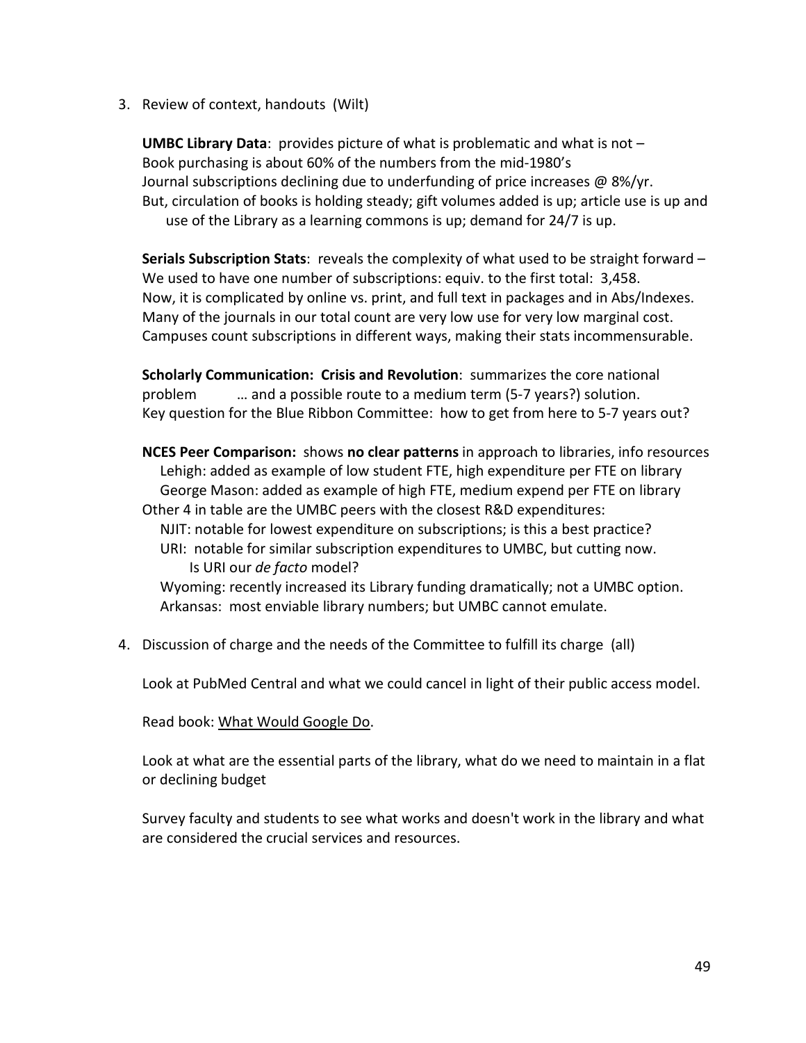3. Review of context, handouts (Wilt)

   **UMBC Library Data**: provides picture of what is problematic and what is not –
   Book purchasing is about 60% of the numbers from the mid-1980's
   Journal subscriptions declining due to underfunding of price increases @ 8%/yr.
   But, circulation of books is holding steady; gift volumes added is up; article use is up and use of the Library as a learning commons is up; demand for 24/7 is up.

   **Serials Subscription Stats**: reveals the complexity of what used to be straight forward –
   We used to have one number of subscriptions: equiv. to the first total: 3,458.
   Now, it is complicated by online vs. print, and full text in packages and in Abs/Indexes.
   Many of the journals in our total count are very low use for very low marginal cost.
   Campuses count subscriptions in different ways, making their stats incommensurable.

   **Scholarly Communication: Crisis and Revolution**: summarizes the core national problem … and a possible route to a medium term (5-7 years?) solution.
   Key question for the Blue Ribbon Committee: how to get from here to 5-7 years out?

   **NCES Peer Comparison:** shows **no clear patterns** in approach to libraries, info resources
   Lehigh: added as example of low student FTE, high expenditure per FTE on library
   George Mason: added as example of high FTE, medium expend per FTE on library
   Other 4 in table are the UMBC peers with the closest R&D expenditures:
   NJIT: notable for lowest expenditure on subscriptions; is this a best practice?
   URI: notable for similar subscription expenditures to UMBC, but cutting now.
   Is URI our *de facto* model?
   Wyoming: recently increased its Library funding dramatically; not a UMBC option.
   Arkansas: most enviable library numbers; but UMBC cannot emulate.

4. Discussion of charge and the needs of the Committee to fulfill its charge (all)

   Look at PubMed Central and what we could cancel in light of their public access model.

   Read book: What Would Google Do.

   Look at what are the essential parts of the library, what do we need to maintain in a flat or declining budget

   Survey faculty and students to see what works and doesn't work in the library and what are considered the crucial services and resources.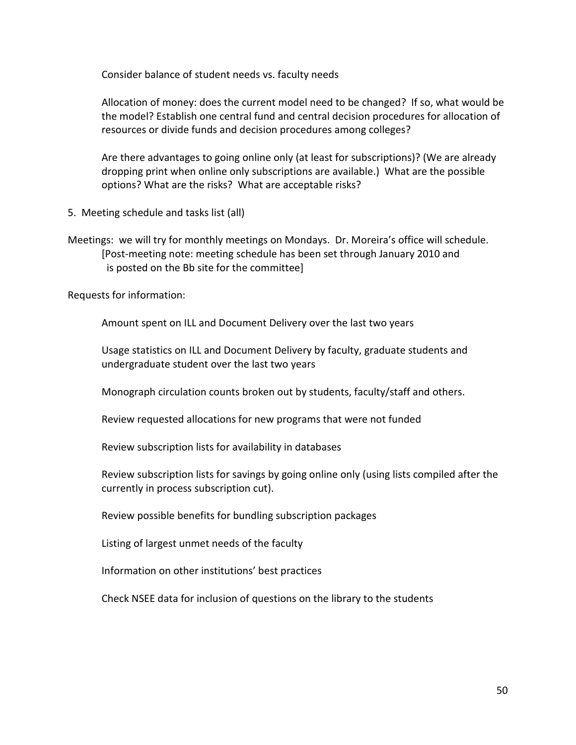Consider balance of student needs vs. faculty needs

Allocation of money: does the current model need to be changed? If so, what would be the model? Establish one central fund and central decision procedures for allocation of resources or divide funds and decision procedures among colleges?

Are there advantages to going online only (at least for subscriptions)? (We are already dropping print when online only subscriptions are available.) What are the possible options? What are the risks? What are acceptable risks?

5. Meeting schedule and tasks list (all)

Meetings: we will try for monthly meetings on Mondays. Dr. Moreira's office will schedule.
[Post-meeting note: meeting schedule has been set through January 2010 and is posted on the Bb site for the committee]

Requests for information:

Amount spent on ILL and Document Delivery over the last two years

Usage statistics on ILL and Document Delivery by faculty, graduate students and undergraduate student over the last two years

Monograph circulation counts broken out by students, faculty/staff and others.

Review requested allocations for new programs that were not funded

Review subscription lists for availability in databases

Review subscription lists for savings by going online only (using lists compiled after the currently in process subscription cut).

Review possible benefits for bundling subscription packages

Listing of largest unmet needs of the faculty

Information on other institutions' best practices

Check NSEE data for inclusion of questions on the library to the students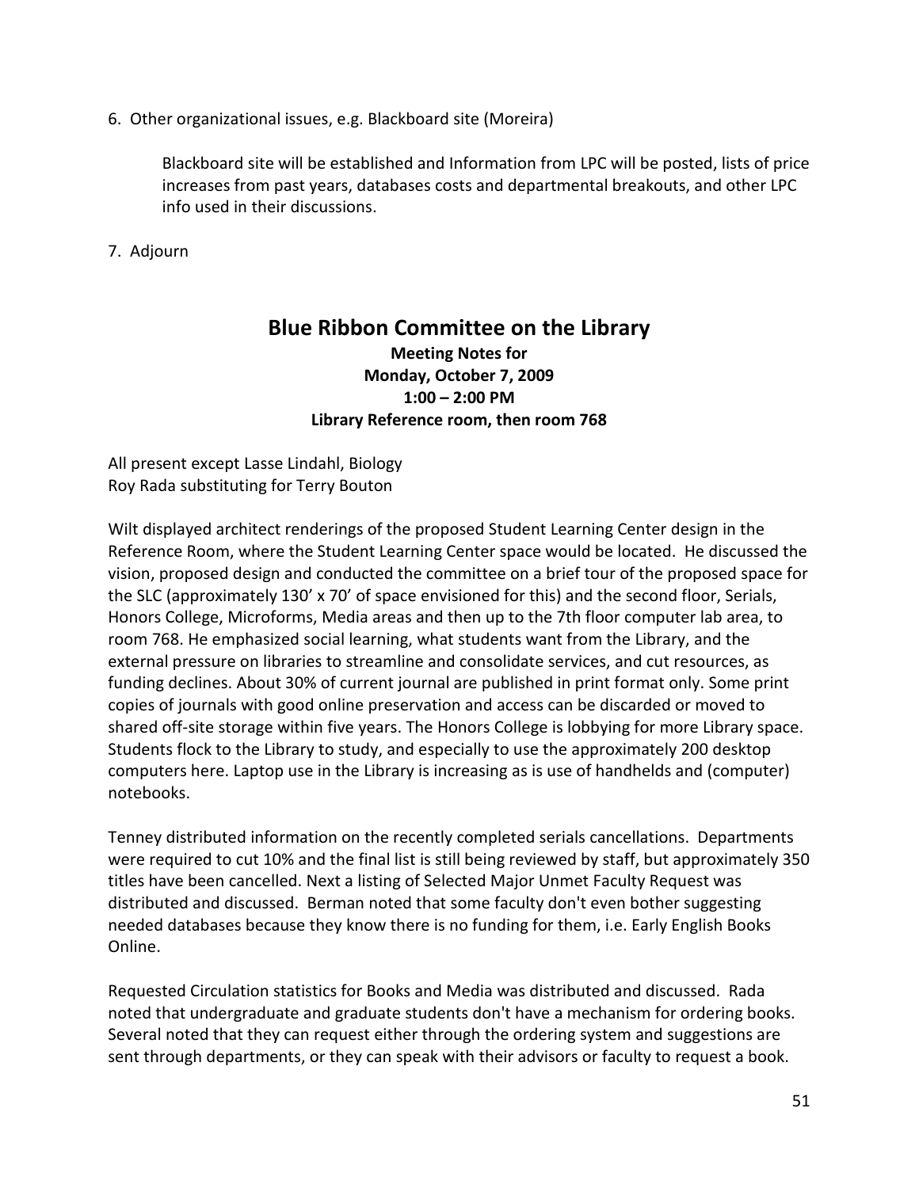6. Other organizational issues, e.g. Blackboard site (Moreira)

    Blackboard site will be established and Information from LPC will be posted, lists of price increases from past years, databases costs and departmental breakouts, and other LPC info used in their discussions.

7. Adjourn

## Blue Ribbon Committee on the Library

**Meeting Notes for**
**Monday, October 7, 2009**
**1:00 – 2:00 PM**
**Library Reference room, then room 768**

All present except Lasse Lindahl, Biology
Roy Rada substituting for Terry Bouton

Wilt displayed architect renderings of the proposed Student Learning Center design in the Reference Room, where the Student Learning Center space would be located. He discussed the vision, proposed design and conducted the committee on a brief tour of the proposed space for the SLC (approximately 130' x 70' of space envisioned for this) and the second floor, Serials, Honors College, Microforms, Media areas and then up to the 7th floor computer lab area, to room 768. He emphasized social learning, what students want from the Library, and the external pressure on libraries to streamline and consolidate services, and cut resources, as funding declines. About 30% of current journal are published in print format only. Some print copies of journals with good online preservation and access can be discarded or moved to shared off-site storage within five years. The Honors College is lobbying for more Library space. Students flock to the Library to study, and especially to use the approximately 200 desktop computers here. Laptop use in the Library is increasing as is use of handhelds and (computer) notebooks.

Tenney distributed information on the recently completed serials cancellations. Departments were required to cut 10% and the final list is still being reviewed by staff, but approximately 350 titles have been cancelled. Next a listing of Selected Major Unmet Faculty Request was distributed and discussed. Berman noted that some faculty don't even bother suggesting needed databases because they know there is no funding for them, i.e. Early English Books Online.

Requested Circulation statistics for Books and Media was distributed and discussed. Rada noted that undergraduate and graduate students don't have a mechanism for ordering books. Several noted that they can request either through the ordering system and suggestions are sent through departments, or they can speak with their advisors or faculty to request a book.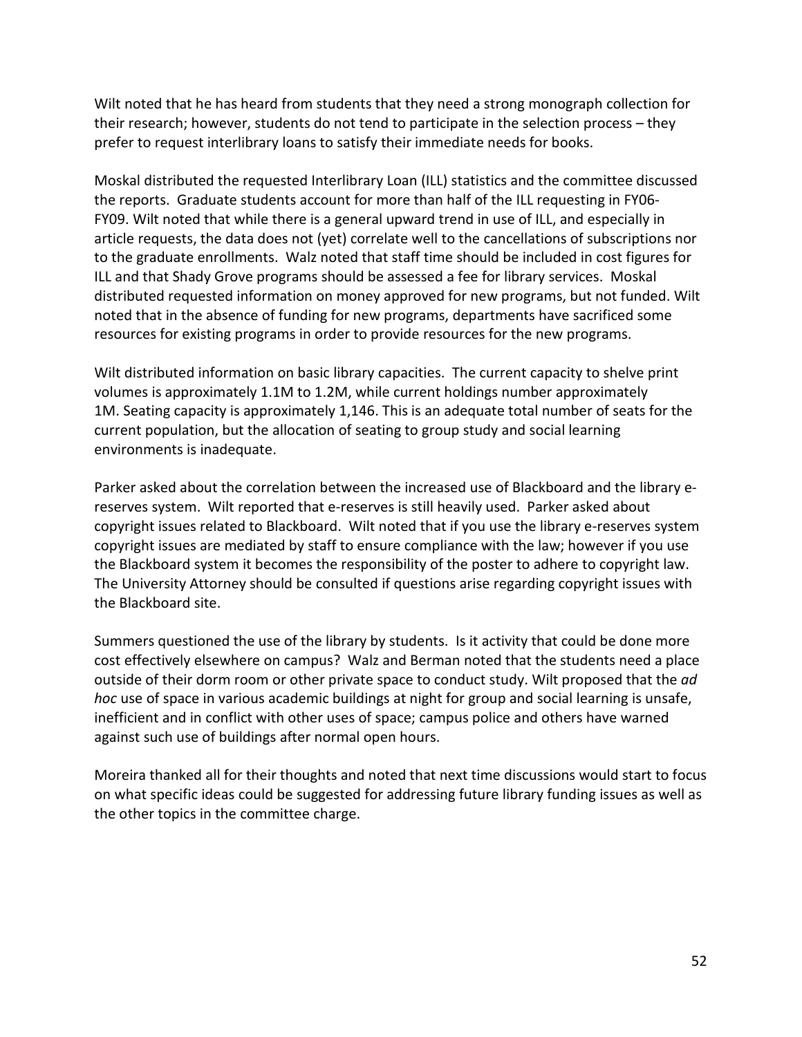Wilt noted that he has heard from students that they need a strong monograph collection for their research; however, students do not tend to participate in the selection process – they prefer to request interlibrary loans to satisfy their immediate needs for books.

Moskal distributed the requested Interlibrary Loan (ILL) statistics and the committee discussed the reports. Graduate students account for more than half of the ILL requesting in FY06-FY09. Wilt noted that while there is a general upward trend in use of ILL, and especially in article requests, the data does not (yet) correlate well to the cancellations of subscriptions nor to the graduate enrollments. Walz noted that staff time should be included in cost figures for ILL and that Shady Grove programs should be assessed a fee for library services. Moskal distributed requested information on money approved for new programs, but not funded. Wilt noted that in the absence of funding for new programs, departments have sacrificed some resources for existing programs in order to provide resources for the new programs.

Wilt distributed information on basic library capacities. The current capacity to shelve print volumes is approximately 1.1M to 1.2M, while current holdings number approximately 1M. Seating capacity is approximately 1,146. This is an adequate total number of seats for the current population, but the allocation of seating to group study and social learning environments is inadequate.

Parker asked about the correlation between the increased use of Blackboard and the library e-reserves system. Wilt reported that e-reserves is still heavily used. Parker asked about copyright issues related to Blackboard. Wilt noted that if you use the library e-reserves system copyright issues are mediated by staff to ensure compliance with the law; however if you use the Blackboard system it becomes the responsibility of the poster to adhere to copyright law. The University Attorney should be consulted if questions arise regarding copyright issues with the Blackboard site.

Summers questioned the use of the library by students. Is it activity that could be done more cost effectively elsewhere on campus? Walz and Berman noted that the students need a place outside of their dorm room or other private space to conduct study. Wilt proposed that the *ad hoc* use of space in various academic buildings at night for group and social learning is unsafe, inefficient and in conflict with other uses of space; campus police and others have warned against such use of buildings after normal open hours.

Moreira thanked all for their thoughts and noted that next time discussions would start to focus on what specific ideas could be suggested for addressing future library funding issues as well as the other topics in the committee charge.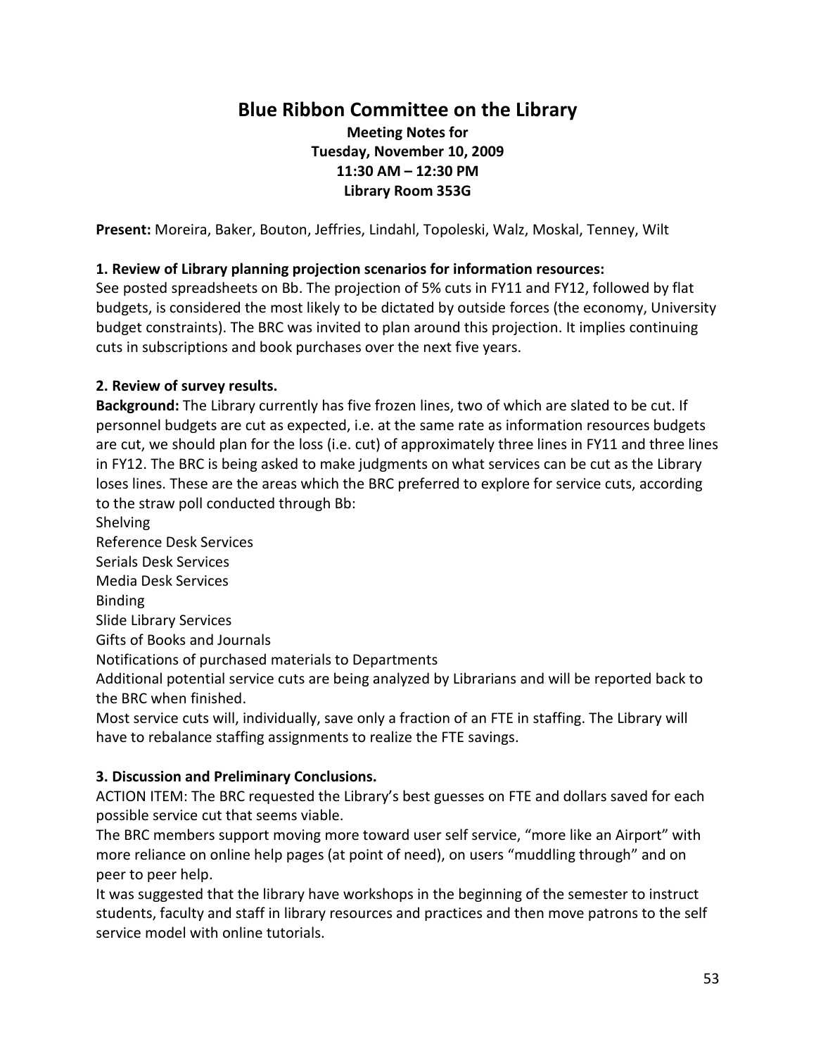# Blue Ribbon Committee on the Library

**Meeting Notes for**
**Tuesday, November 10, 2009**
**11:30 AM – 12:30 PM**
**Library Room 353G**

**Present:** Moreira, Baker, Bouton, Jeffries, Lindahl, Topoleski, Walz, Moskal, Tenney, Wilt

**1. Review of Library planning projection scenarios for information resources:**

See posted spreadsheets on Bb. The projection of 5% cuts in FY11 and FY12, followed by flat budgets, is considered the most likely to be dictated by outside forces (the economy, University budget constraints). The BRC was invited to plan around this projection. It implies continuing cuts in subscriptions and book purchases over the next five years.

**2. Review of survey results.**

**Background:** The Library currently has five frozen lines, two of which are slated to be cut. If personnel budgets are cut as expected, i.e. at the same rate as information resources budgets are cut, we should plan for the loss (i.e. cut) of approximately three lines in FY11 and three lines in FY12. The BRC is being asked to make judgments on what services can be cut as the Library loses lines. These are the areas which the BRC preferred to explore for service cuts, according to the straw poll conducted through Bb:

Shelving
Reference Desk Services
Serials Desk Services
Media Desk Services
Binding
Slide Library Services
Gifts of Books and Journals
Notifications of purchased materials to Departments

Additional potential service cuts are being analyzed by Librarians and will be reported back to the BRC when finished.

Most service cuts will, individually, save only a fraction of an FTE in staffing. The Library will have to rebalance staffing assignments to realize the FTE savings.

**3. Discussion and Preliminary Conclusions.**

ACTION ITEM: The BRC requested the Library's best guesses on FTE and dollars saved for each possible service cut that seems viable.

The BRC members support moving more toward user self service, "more like an Airport" with more reliance on online help pages (at point of need), on users "muddling through" and on peer to peer help.

It was suggested that the library have workshops in the beginning of the semester to instruct students, faculty and staff in library resources and practices and then move patrons to the self service model with online tutorials.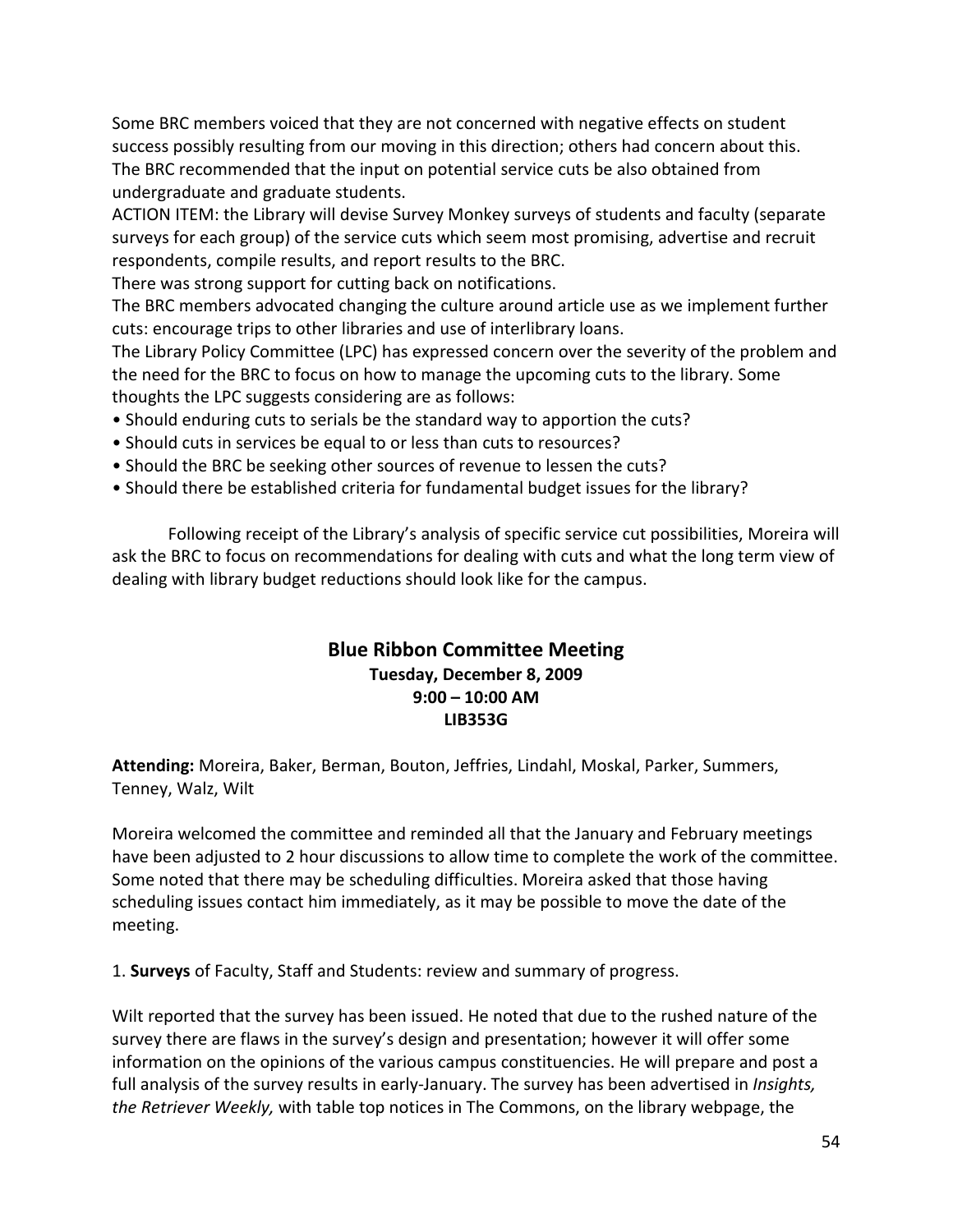Some BRC members voiced that they are not concerned with negative effects on student success possibly resulting from our moving in this direction; others had concern about this. The BRC recommended that the input on potential service cuts be also obtained from undergraduate and graduate students.

ACTION ITEM: the Library will devise Survey Monkey surveys of students and faculty (separate surveys for each group) of the service cuts which seem most promising, advertise and recruit respondents, compile results, and report results to the BRC.

There was strong support for cutting back on notifications.

The BRC members advocated changing the culture around article use as we implement further cuts: encourage trips to other libraries and use of interlibrary loans.

The Library Policy Committee (LPC) has expressed concern over the severity of the problem and the need for the BRC to focus on how to manage the upcoming cuts to the library. Some thoughts the LPC suggests considering are as follows:

- Should enduring cuts to serials be the standard way to apportion the cuts?
- Should cuts in services be equal to or less than cuts to resources?
- Should the BRC be seeking other sources of revenue to lessen the cuts?
- Should there be established criteria for fundamental budget issues for the library?

Following receipt of the Library's analysis of specific service cut possibilities, Moreira will ask the BRC to focus on recommendations for dealing with cuts and what the long term view of dealing with library budget reductions should look like for the campus.

## Blue Ribbon Committee Meeting

**Tuesday, December 8, 2009**
**9:00 – 10:00 AM**
**LIB353G**

**Attending:** Moreira, Baker, Berman, Bouton, Jeffries, Lindahl, Moskal, Parker, Summers, Tenney, Walz, Wilt

Moreira welcomed the committee and reminded all that the January and February meetings have been adjusted to 2 hour discussions to allow time to complete the work of the committee. Some noted that there may be scheduling difficulties. Moreira asked that those having scheduling issues contact him immediately, as it may be possible to move the date of the meeting.

1. **Surveys** of Faculty, Staff and Students: review and summary of progress.

Wilt reported that the survey has been issued. He noted that due to the rushed nature of the survey there are flaws in the survey's design and presentation; however it will offer some information on the opinions of the various campus constituencies. He will prepare and post a full analysis of the survey results in early-January. The survey has been advertised in *Insights, the Retriever Weekly,* with table top notices in The Commons, on the library webpage, the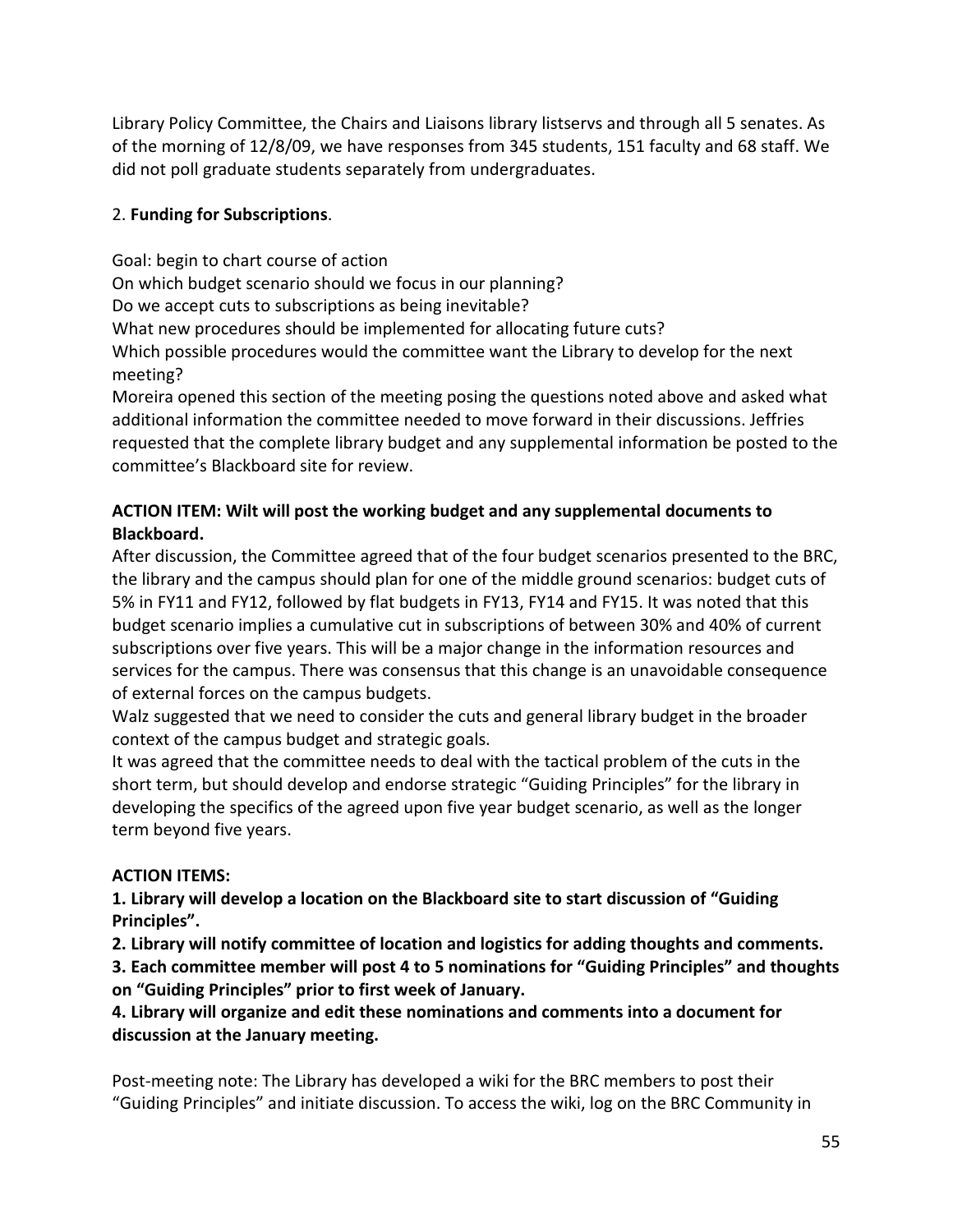Library Policy Committee, the Chairs and Liaisons library listservs and through all 5 senates. As of the morning of 12/8/09, we have responses from 345 students, 151 faculty and 68 staff. We did not poll graduate students separately from undergraduates.

2. **Funding for Subscriptions**.

Goal: begin to chart course of action
On which budget scenario should we focus in our planning?
Do we accept cuts to subscriptions as being inevitable?
What new procedures should be implemented for allocating future cuts?
Which possible procedures would the committee want the Library to develop for the next meeting?
Moreira opened this section of the meeting posing the questions noted above and asked what additional information the committee needed to move forward in their discussions. Jeffries requested that the complete library budget and any supplemental information be posted to the committee's Blackboard site for review.

**ACTION ITEM: Wilt will post the working budget and any supplemental documents to Blackboard.**

After discussion, the Committee agreed that of the four budget scenarios presented to the BRC, the library and the campus should plan for one of the middle ground scenarios: budget cuts of 5% in FY11 and FY12, followed by flat budgets in FY13, FY14 and FY15. It was noted that this budget scenario implies a cumulative cut in subscriptions of between 30% and 40% of current subscriptions over five years. This will be a major change in the information resources and services for the campus. There was consensus that this change is an unavoidable consequence of external forces on the campus budgets.
Walz suggested that we need to consider the cuts and general library budget in the broader context of the campus budget and strategic goals.
It was agreed that the committee needs to deal with the tactical problem of the cuts in the short term, but should develop and endorse strategic "Guiding Principles" for the library in developing the specifics of the agreed upon five year budget scenario, as well as the longer term beyond five years.

**ACTION ITEMS:**

**1. Library will develop a location on the Blackboard site to start discussion of "Guiding Principles".**

**2. Library will notify committee of location and logistics for adding thoughts and comments.**

**3. Each committee member will post 4 to 5 nominations for "Guiding Principles" and thoughts on "Guiding Principles" prior to first week of January.**

**4. Library will organize and edit these nominations and comments into a document for discussion at the January meeting.**

Post-meeting note: The Library has developed a wiki for the BRC members to post their "Guiding Principles" and initiate discussion. To access the wiki, log on the BRC Community in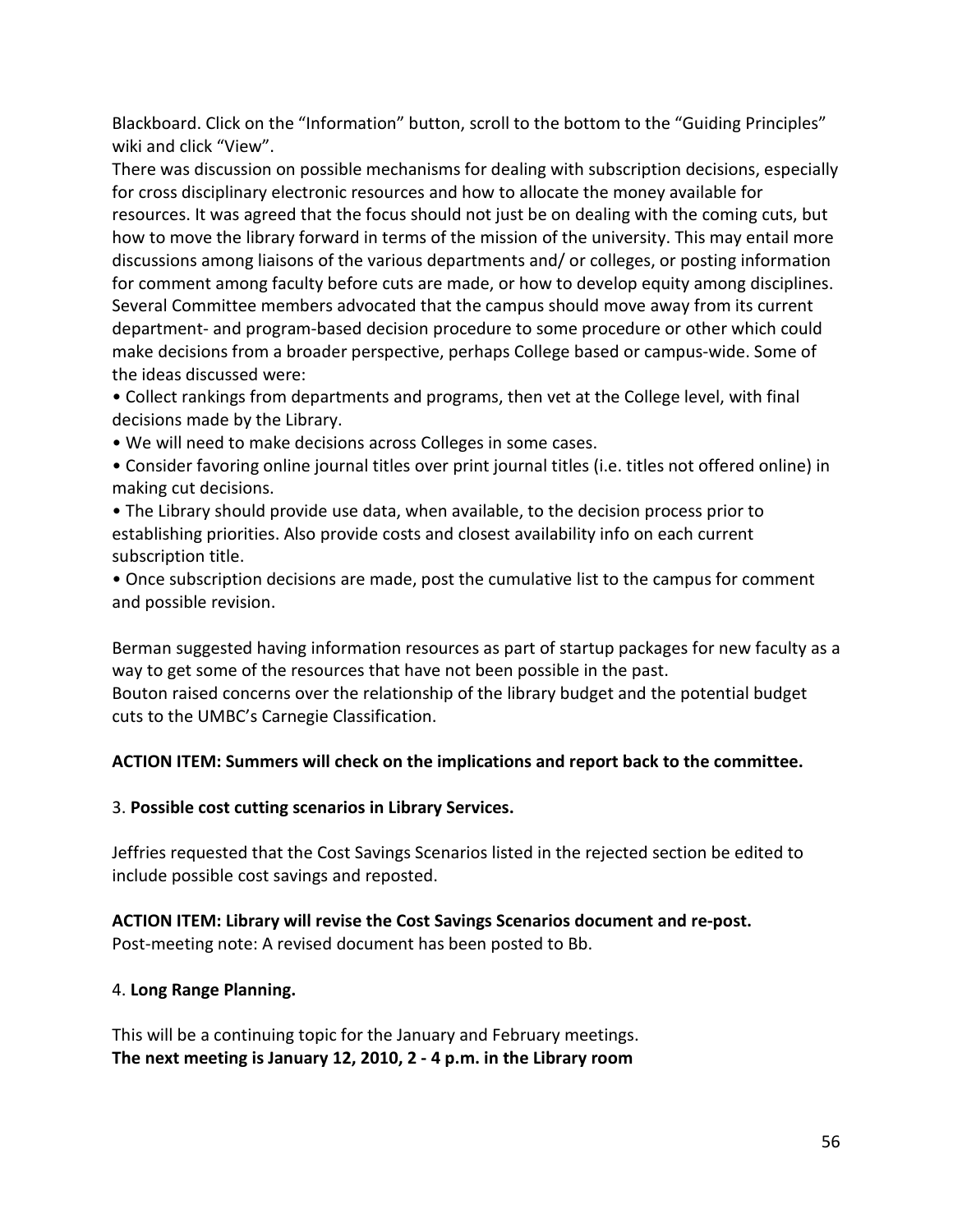Blackboard. Click on the "Information" button, scroll to the bottom to the "Guiding Principles" wiki and click "View".

There was discussion on possible mechanisms for dealing with subscription decisions, especially for cross disciplinary electronic resources and how to allocate the money available for resources. It was agreed that the focus should not just be on dealing with the coming cuts, but how to move the library forward in terms of the mission of the university. This may entail more discussions among liaisons of the various departments and/ or colleges, or posting information for comment among faculty before cuts are made, or how to develop equity among disciplines. Several Committee members advocated that the campus should move away from its current department- and program-based decision procedure to some procedure or other which could make decisions from a broader perspective, perhaps College based or campus-wide. Some of the ideas discussed were:

- Collect rankings from departments and programs, then vet at the College level, with final decisions made by the Library.
- We will need to make decisions across Colleges in some cases.
- Consider favoring online journal titles over print journal titles (i.e. titles not offered online) in making cut decisions.
- The Library should provide use data, when available, to the decision process prior to establishing priorities. Also provide costs and closest availability info on each current subscription title.
- Once subscription decisions are made, post the cumulative list to the campus for comment and possible revision.

Berman suggested having information resources as part of startup packages for new faculty as a way to get some of the resources that have not been possible in the past.

Bouton raised concerns over the relationship of the library budget and the potential budget cuts to the UMBC's Carnegie Classification.

**ACTION ITEM: Summers will check on the implications and report back to the committee.**

3. **Possible cost cutting scenarios in Library Services.**

Jeffries requested that the Cost Savings Scenarios listed in the rejected section be edited to include possible cost savings and reposted.

**ACTION ITEM: Library will revise the Cost Savings Scenarios document and re-post.**
Post-meeting note: A revised document has been posted to Bb.

4. **Long Range Planning.**

This will be a continuing topic for the January and February meetings.
**The next meeting is January 12, 2010, 2 - 4 p.m. in the Library room**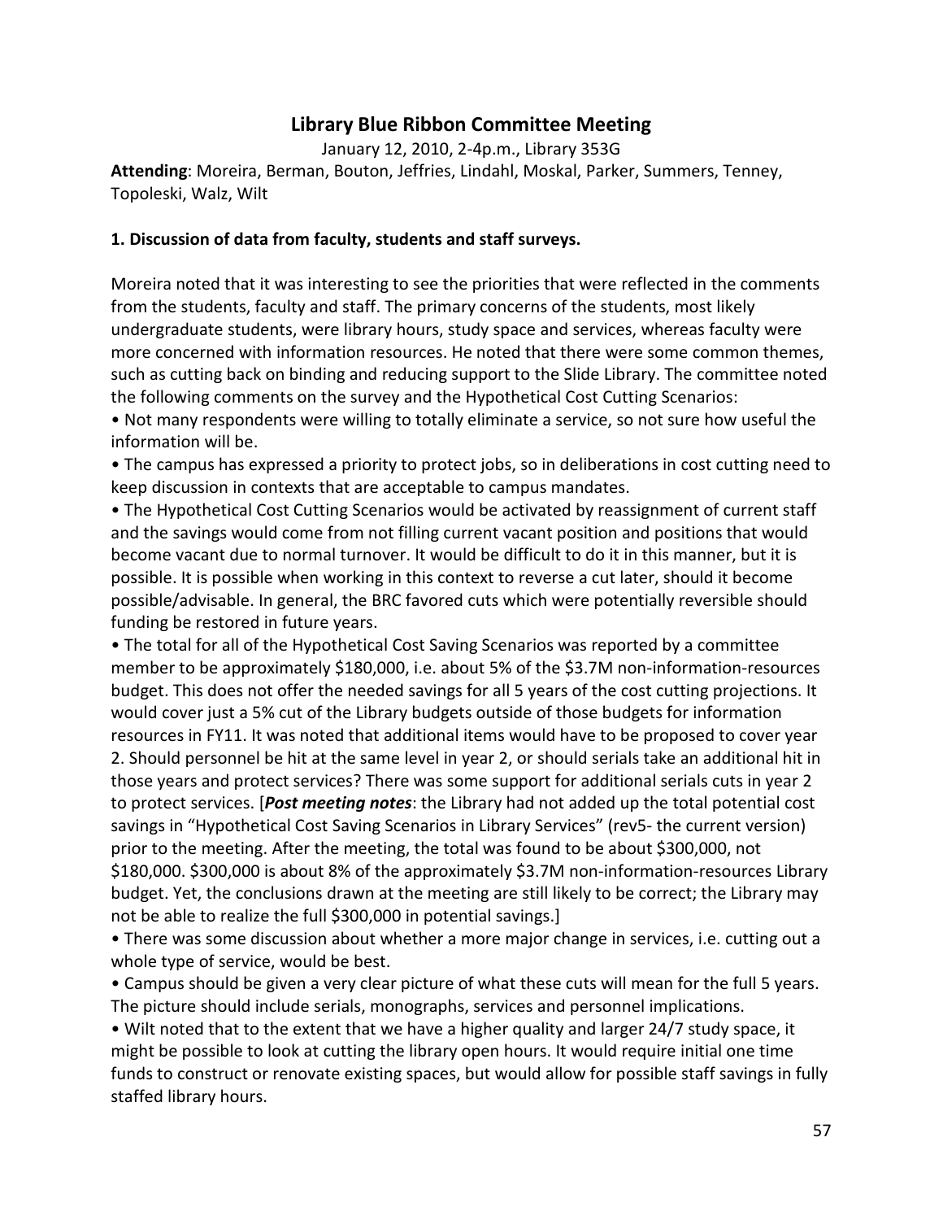## Library Blue Ribbon Committee Meeting

January 12, 2010, 2-4p.m., Library 353G

**Attending**: Moreira, Berman, Bouton, Jeffries, Lindahl, Moskal, Parker, Summers, Tenney, Topoleski, Walz, Wilt

### 1. Discussion of data from faculty, students and staff surveys.

Moreira noted that it was interesting to see the priorities that were reflected in the comments from the students, faculty and staff. The primary concerns of the students, most likely undergraduate students, were library hours, study space and services, whereas faculty were more concerned with information resources. He noted that there were some common themes, such as cutting back on binding and reducing support to the Slide Library. The committee noted the following comments on the survey and the Hypothetical Cost Cutting Scenarios:

- Not many respondents were willing to totally eliminate a service, so not sure how useful the information will be.
- The campus has expressed a priority to protect jobs, so in deliberations in cost cutting need to keep discussion in contexts that are acceptable to campus mandates.
- The Hypothetical Cost Cutting Scenarios would be activated by reassignment of current staff and the savings would come from not filling current vacant position and positions that would become vacant due to normal turnover. It would be difficult to do it in this manner, but it is possible. It is possible when working in this context to reverse a cut later, should it become possible/advisable. In general, the BRC favored cuts which were potentially reversible should funding be restored in future years.
- The total for all of the Hypothetical Cost Saving Scenarios was reported by a committee member to be approximately $180,000, i.e. about 5% of the $3.7M non-information-resources budget. This does not offer the needed savings for all 5 years of the cost cutting projections. It would cover just a 5% cut of the Library budgets outside of those budgets for information resources in FY11. It was noted that additional items would have to be proposed to cover year 2. Should personnel be hit at the same level in year 2, or should serials take an additional hit in those years and protect services? There was some support for additional serials cuts in year 2 to protect services. [***Post meeting notes***: the Library had not added up the total potential cost savings in "Hypothetical Cost Saving Scenarios in Library Services" (rev5- the current version) prior to the meeting. After the meeting, the total was found to be about $300,000, not $180,000. $300,000 is about 8% of the approximately $3.7M non-information-resources Library budget. Yet, the conclusions drawn at the meeting are still likely to be correct; the Library may not be able to realize the full $300,000 in potential savings.]
- There was some discussion about whether a more major change in services, i.e. cutting out a whole type of service, would be best.
- Campus should be given a very clear picture of what these cuts will mean for the full 5 years. The picture should include serials, monographs, services and personnel implications.
- Wilt noted that to the extent that we have a higher quality and larger 24/7 study space, it might be possible to look at cutting the library open hours. It would require initial one time funds to construct or renovate existing spaces, but would allow for possible staff savings in fully staffed library hours.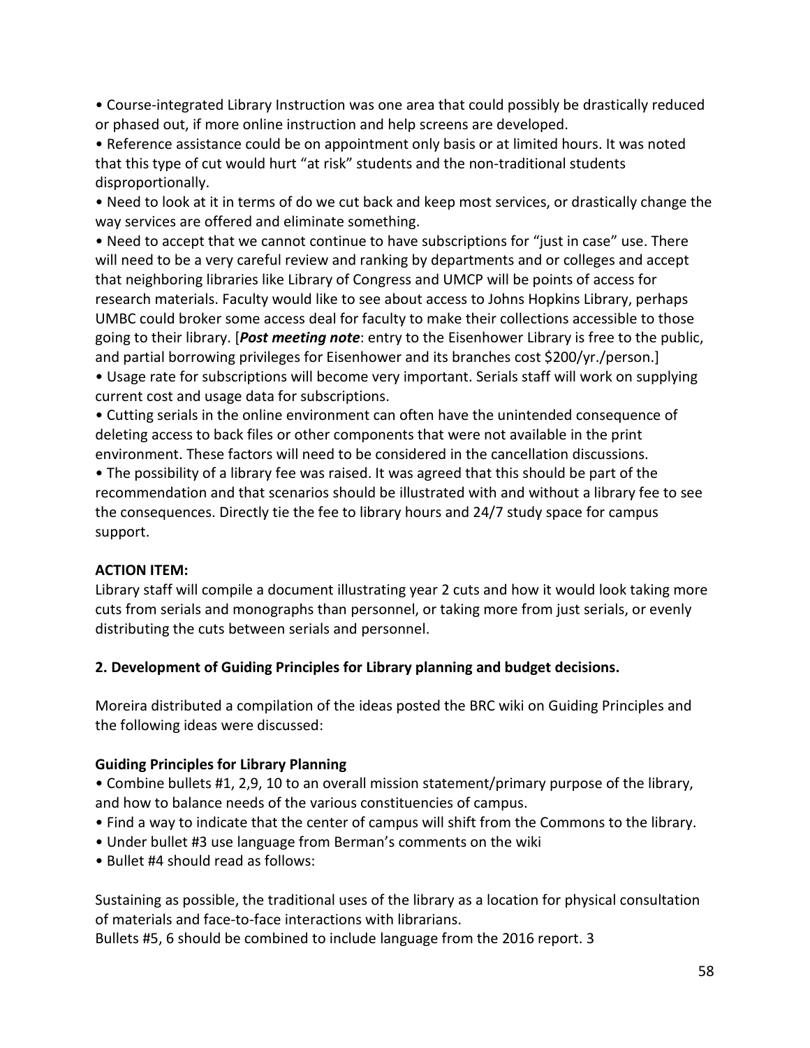• Course-integrated Library Instruction was one area that could possibly be drastically reduced or phased out, if more online instruction and help screens are developed.
• Reference assistance could be on appointment only basis or at limited hours. It was noted that this type of cut would hurt "at risk" students and the non-traditional students disproportionally.
• Need to look at it in terms of do we cut back and keep most services, or drastically change the way services are offered and eliminate something.
• Need to accept that we cannot continue to have subscriptions for "just in case" use. There will need to be a very careful review and ranking by departments and or colleges and accept that neighboring libraries like Library of Congress and UMCP will be points of access for research materials. Faculty would like to see about access to Johns Hopkins Library, perhaps UMBC could broker some access deal for faculty to make their collections accessible to those going to their library. [***Post meeting note***: entry to the Eisenhower Library is free to the public, and partial borrowing privileges for Eisenhower and its branches cost $200/yr./person.]
• Usage rate for subscriptions will become very important. Serials staff will work on supplying current cost and usage data for subscriptions.
• Cutting serials in the online environment can often have the unintended consequence of deleting access to back files or other components that were not available in the print environment. These factors will need to be considered in the cancellation discussions.
• The possibility of a library fee was raised. It was agreed that this should be part of the recommendation and that scenarios should be illustrated with and without a library fee to see the consequences. Directly tie the fee to library hours and 24/7 study space for campus support.

**ACTION ITEM:**
Library staff will compile a document illustrating year 2 cuts and how it would look taking more cuts from serials and monographs than personnel, or taking more from just serials, or evenly distributing the cuts between serials and personnel.

**2. Development of Guiding Principles for Library planning and budget decisions.**

Moreira distributed a compilation of the ideas posted the BRC wiki on Guiding Principles and the following ideas were discussed:

**Guiding Principles for Library Planning**
• Combine bullets #1, 2,9, 10 to an overall mission statement/primary purpose of the library, and how to balance needs of the various constituencies of campus.
• Find a way to indicate that the center of campus will shift from the Commons to the library.
• Under bullet #3 use language from Berman's comments on the wiki
• Bullet #4 should read as follows:

Sustaining as possible, the traditional uses of the library as a location for physical consultation of materials and face-to-face interactions with librarians.
Bullets #5, 6 should be combined to include language from the 2016 report. 3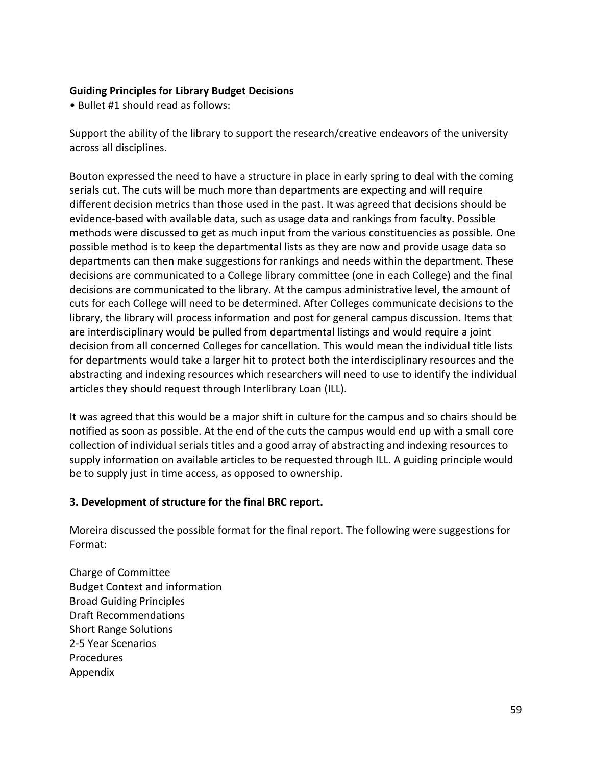**Guiding Principles for Library Budget Decisions**

• Bullet #1 should read as follows:

Support the ability of the library to support the research/creative endeavors of the university across all disciplines.

Bouton expressed the need to have a structure in place in early spring to deal with the coming serials cut. The cuts will be much more than departments are expecting and will require different decision metrics than those used in the past. It was agreed that decisions should be evidence-based with available data, such as usage data and rankings from faculty. Possible methods were discussed to get as much input from the various constituencies as possible. One possible method is to keep the departmental lists as they are now and provide usage data so departments can then make suggestions for rankings and needs within the department. These decisions are communicated to a College library committee (one in each College) and the final decisions are communicated to the library. At the campus administrative level, the amount of cuts for each College will need to be determined. After Colleges communicate decisions to the library, the library will process information and post for general campus discussion. Items that are interdisciplinary would be pulled from departmental listings and would require a joint decision from all concerned Colleges for cancellation. This would mean the individual title lists for departments would take a larger hit to protect both the interdisciplinary resources and the abstracting and indexing resources which researchers will need to use to identify the individual articles they should request through Interlibrary Loan (ILL).

It was agreed that this would be a major shift in culture for the campus and so chairs should be notified as soon as possible. At the end of the cuts the campus would end up with a small core collection of individual serials titles and a good array of abstracting and indexing resources to supply information on available articles to be requested through ILL. A guiding principle would be to supply just in time access, as opposed to ownership.

**3. Development of structure for the final BRC report.**

Moreira discussed the possible format for the final report. The following were suggestions for Format:

Charge of Committee
Budget Context and information
Broad Guiding Principles
Draft Recommendations
Short Range Solutions
2-5 Year Scenarios
Procedures
Appendix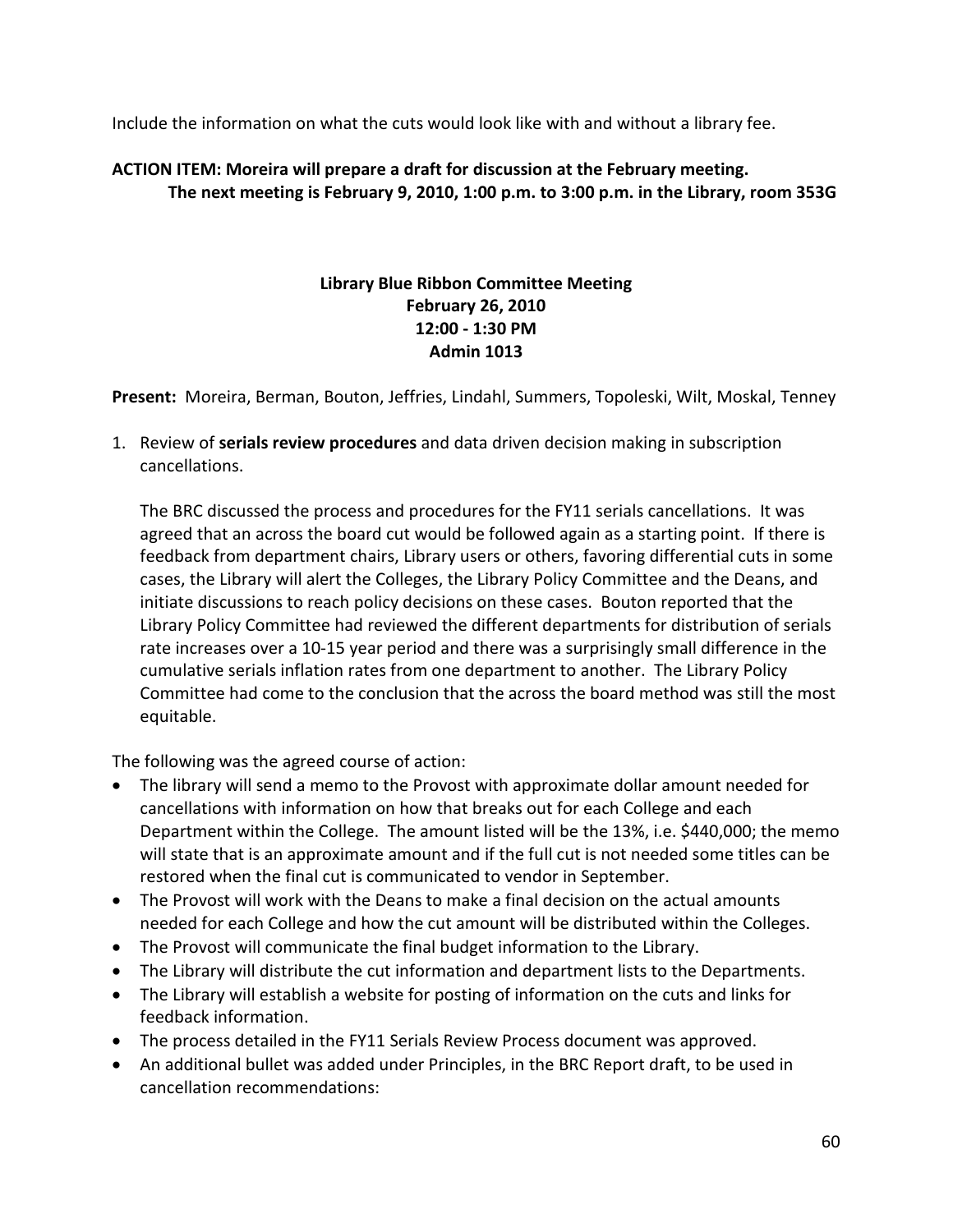Include the information on what the cuts would look like with and without a library fee.

**ACTION ITEM: Moreira will prepare a draft for discussion at the February meeting.**
**The next meeting is February 9, 2010, 1:00 p.m. to 3:00 p.m. in the Library, room 353G**

**Library Blue Ribbon Committee Meeting**
**February 26, 2010**
**12:00 - 1:30 PM**
**Admin 1013**

**Present:** Moreira, Berman, Bouton, Jeffries, Lindahl, Summers, Topoleski, Wilt, Moskal, Tenney

1. Review of **serials review procedures** and data driven decision making in subscription cancellations.

   The BRC discussed the process and procedures for the FY11 serials cancellations. It was agreed that an across the board cut would be followed again as a starting point. If there is feedback from department chairs, Library users or others, favoring differential cuts in some cases, the Library will alert the Colleges, the Library Policy Committee and the Deans, and initiate discussions to reach policy decisions on these cases. Bouton reported that the Library Policy Committee had reviewed the different departments for distribution of serials rate increases over a 10-15 year period and there was a surprisingly small difference in the cumulative serials inflation rates from one department to another. The Library Policy Committee had come to the conclusion that the across the board method was still the most equitable.

The following was the agreed course of action:

- The library will send a memo to the Provost with approximate dollar amount needed for cancellations with information on how that breaks out for each College and each Department within the College. The amount listed will be the 13%, i.e. $440,000; the memo will state that is an approximate amount and if the full cut is not needed some titles can be restored when the final cut is communicated to vendor in September.
- The Provost will work with the Deans to make a final decision on the actual amounts needed for each College and how the cut amount will be distributed within the Colleges.
- The Provost will communicate the final budget information to the Library.
- The Library will distribute the cut information and department lists to the Departments.
- The Library will establish a website for posting of information on the cuts and links for feedback information.
- The process detailed in the FY11 Serials Review Process document was approved.
- An additional bullet was added under Principles, in the BRC Report draft, to be used in cancellation recommendations: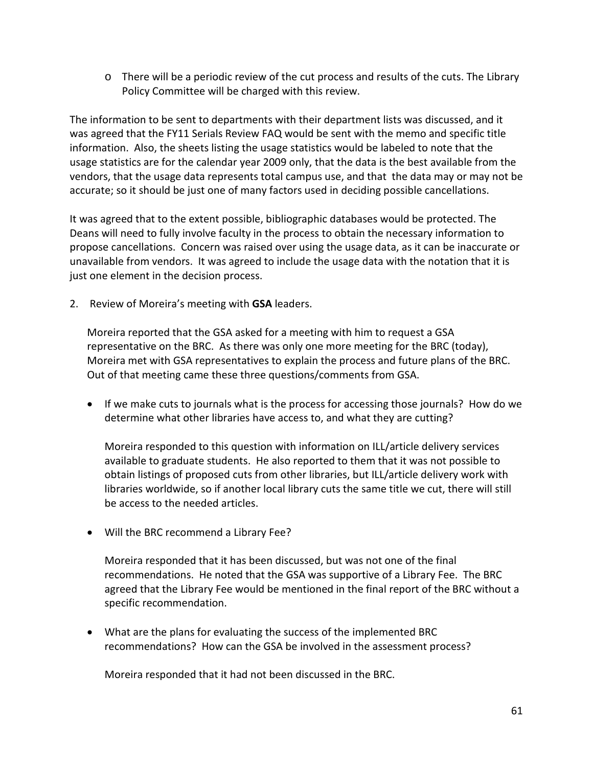- There will be a periodic review of the cut process and results of the cuts. The Library Policy Committee will be charged with this review.

The information to be sent to departments with their department lists was discussed, and it was agreed that the FY11 Serials Review FAQ would be sent with the memo and specific title information. Also, the sheets listing the usage statistics would be labeled to note that the usage statistics are for the calendar year 2009 only, that the data is the best available from the vendors, that the usage data represents total campus use, and that the data may or may not be accurate; so it should be just one of many factors used in deciding possible cancellations.

It was agreed that to the extent possible, bibliographic databases would be protected. The Deans will need to fully involve faculty in the process to obtain the necessary information to propose cancellations. Concern was raised over using the usage data, as it can be inaccurate or unavailable from vendors. It was agreed to include the usage data with the notation that it is just one element in the decision process.

2. Review of Moreira's meeting with **GSA** leaders.

   Moreira reported that the GSA asked for a meeting with him to request a GSA representative on the BRC. As there was only one more meeting for the BRC (today), Moreira met with GSA representatives to explain the process and future plans of the BRC. Out of that meeting came these three questions/comments from GSA.

   - If we make cuts to journals what is the process for accessing those journals? How do we determine what other libraries have access to, and what they are cutting?

     Moreira responded to this question with information on ILL/article delivery services available to graduate students. He also reported to them that it was not possible to obtain listings of proposed cuts from other libraries, but ILL/article delivery work with libraries worldwide, so if another local library cuts the same title we cut, there will still be access to the needed articles.

   - Will the BRC recommend a Library Fee?

     Moreira responded that it has been discussed, but was not one of the final recommendations. He noted that the GSA was supportive of a Library Fee. The BRC agreed that the Library Fee would be mentioned in the final report of the BRC without a specific recommendation.

   - What are the plans for evaluating the success of the implemented BRC recommendations? How can the GSA be involved in the assessment process?

     Moreira responded that it had not been discussed in the BRC.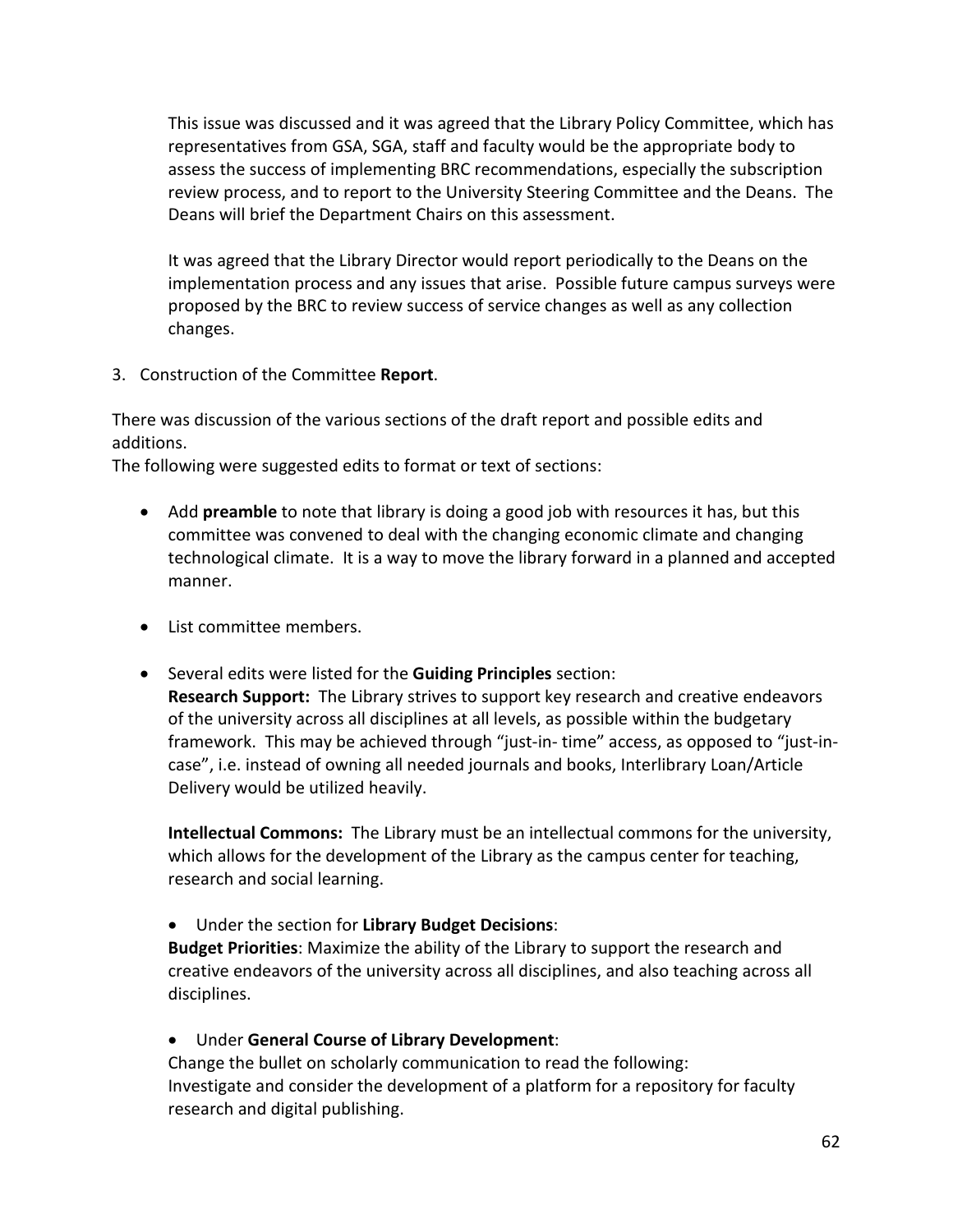This issue was discussed and it was agreed that the Library Policy Committee, which has representatives from GSA, SGA, staff and faculty would be the appropriate body to assess the success of implementing BRC recommendations, especially the subscription review process, and to report to the University Steering Committee and the Deans. The Deans will brief the Department Chairs on this assessment.

It was agreed that the Library Director would report periodically to the Deans on the implementation process and any issues that arise. Possible future campus surveys were proposed by the BRC to review success of service changes as well as any collection changes.

3. Construction of the Committee **Report**.

There was discussion of the various sections of the draft report and possible edits and additions.

The following were suggested edits to format or text of sections:

- Add **preamble** to note that library is doing a good job with resources it has, but this committee was convened to deal with the changing economic climate and changing technological climate. It is a way to move the library forward in a planned and accepted manner.

- List committee members.

- Several edits were listed for the **Guiding Principles** section:
  **Research Support:** The Library strives to support key research and creative endeavors of the university across all disciplines at all levels, as possible within the budgetary framework. This may be achieved through "just-in- time" access, as opposed to "just-in-case", i.e. instead of owning all needed journals and books, Interlibrary Loan/Article Delivery would be utilized heavily.

  **Intellectual Commons:** The Library must be an intellectual commons for the university, which allows for the development of the Library as the campus center for teaching, research and social learning.

  - Under the section for **Library Budget Decisions**:
  **Budget Priorities**: Maximize the ability of the Library to support the research and creative endeavors of the university across all disciplines, and also teaching across all disciplines.

  - Under **General Course of Library Development**:
  Change the bullet on scholarly communication to read the following:
  Investigate and consider the development of a platform for a repository for faculty research and digital publishing.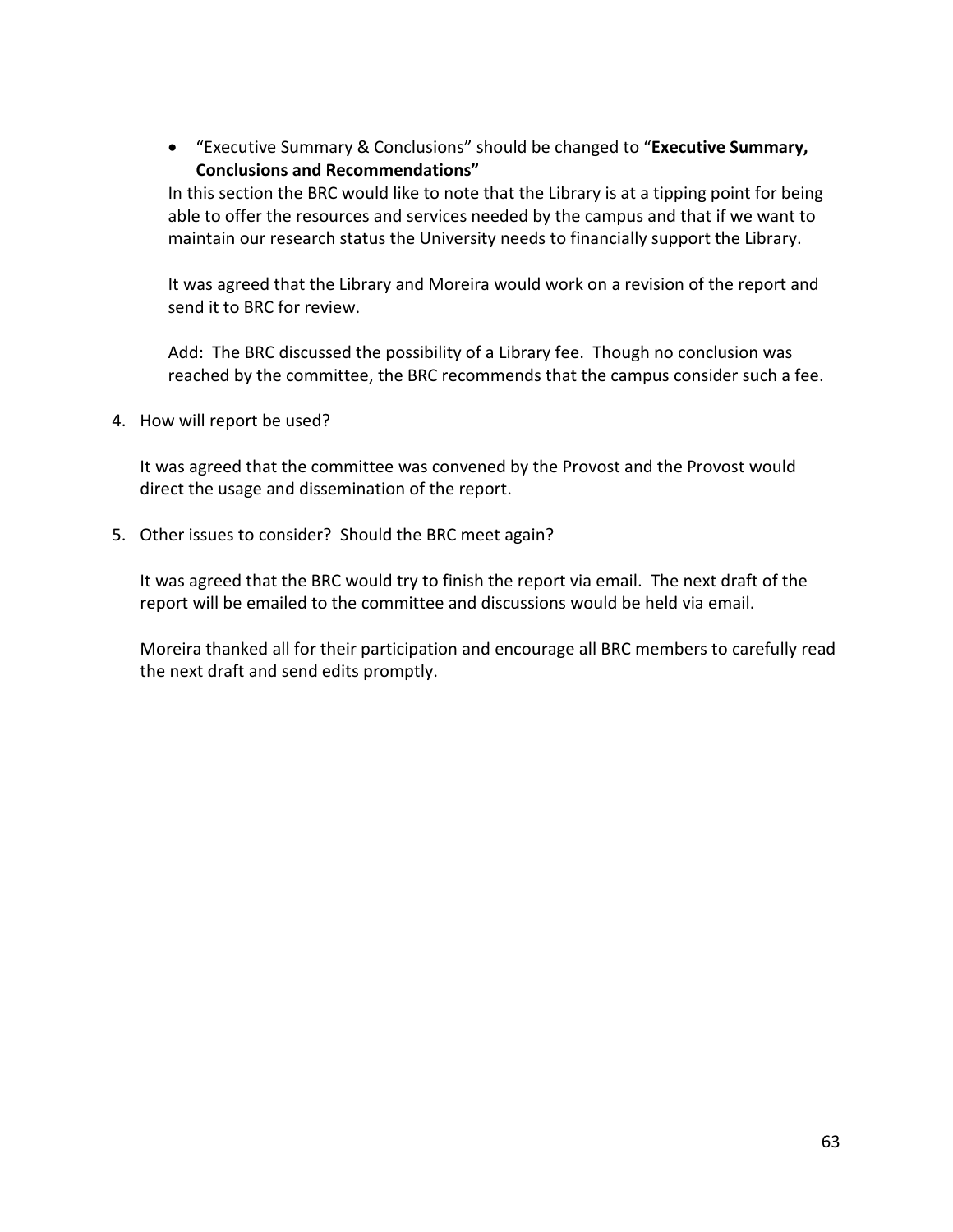- "Executive Summary & Conclusions" should be changed to "**Executive Summary, Conclusions and Recommendations"**

  In this section the BRC would like to note that the Library is at a tipping point for being able to offer the resources and services needed by the campus and that if we want to maintain our research status the University needs to financially support the Library.

  It was agreed that the Library and Moreira would work on a revision of the report and send it to BRC for review.

  Add: The BRC discussed the possibility of a Library fee. Though no conclusion was reached by the committee, the BRC recommends that the campus consider such a fee.

4. How will report be used?

   It was agreed that the committee was convened by the Provost and the Provost would direct the usage and dissemination of the report.

5. Other issues to consider? Should the BRC meet again?

   It was agreed that the BRC would try to finish the report via email. The next draft of the report will be emailed to the committee and discussions would be held via email.

   Moreira thanked all for their participation and encourage all BRC members to carefully read the next draft and send edits promptly.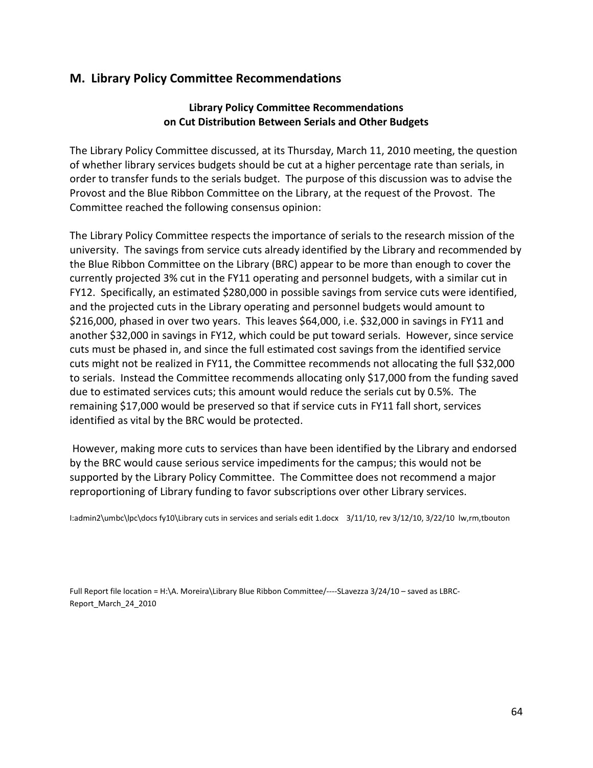## M. Library Policy Committee Recommendations

### Library Policy Committee Recommendations on Cut Distribution Between Serials and Other Budgets

The Library Policy Committee discussed, at its Thursday, March 11, 2010 meeting, the question of whether library services budgets should be cut at a higher percentage rate than serials, in order to transfer funds to the serials budget. The purpose of this discussion was to advise the Provost and the Blue Ribbon Committee on the Library, at the request of the Provost. The Committee reached the following consensus opinion:

The Library Policy Committee respects the importance of serials to the research mission of the university. The savings from service cuts already identified by the Library and recommended by the Blue Ribbon Committee on the Library (BRC) appear to be more than enough to cover the currently projected 3% cut in the FY11 operating and personnel budgets, with a similar cut in FY12. Specifically, an estimated $280,000 in possible savings from service cuts were identified, and the projected cuts in the Library operating and personnel budgets would amount to $216,000, phased in over two years. This leaves $64,000, i.e. $32,000 in savings in FY11 and another $32,000 in savings in FY12, which could be put toward serials. However, since service cuts must be phased in, and since the full estimated cost savings from the identified service cuts might not be realized in FY11, the Committee recommends not allocating the full $32,000 to serials. Instead the Committee recommends allocating only $17,000 from the funding saved due to estimated services cuts; this amount would reduce the serials cut by 0.5%. The remaining $17,000 would be preserved so that if service cuts in FY11 fall short, services identified as vital by the BRC would be protected.

However, making more cuts to services than have been identified by the Library and endorsed by the BRC would cause serious service impediments for the campus; this would not be supported by the Library Policy Committee. The Committee does not recommend a major reproportioning of Library funding to favor subscriptions over other Library services.

I:admin2\umbc\lpc\docs fy10\Library cuts in services and serials edit 1.docx 3/11/10, rev 3/12/10, 3/22/10 lw,rm,tbouton

Full Report file location = H:\A. Moreira\Library Blue Ribbon Committee/----SLavezza 3/24/10 – saved as LBRC-Report_March_24_2010